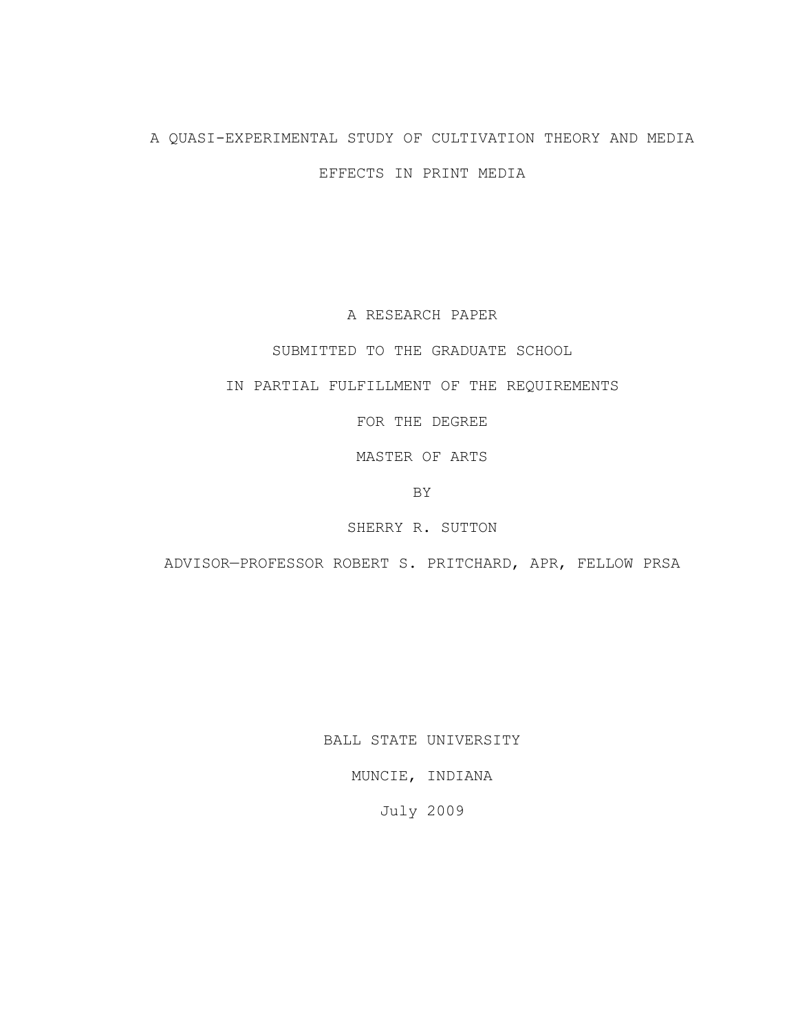# A QUASI-EXPERIMENTAL STUDY OF CULTIVATION THEORY AND MEDIA EFFECTS IN PRINT MEDIA

A RESEARCH PAPER

SUBMITTED TO THE GRADUATE SCHOOL

IN PARTIAL FULFILLMENT OF THE REQUIREMENTS

FOR THE DEGREE

MASTER OF ARTS

BY

SHERRY R. SUTTON

ADVISOR—PROFESSOR ROBERT S. PRITCHARD, APR, FELLOW PRSA

BALL STATE UNIVERSITY

MUNCIE, INDIANA

July 2009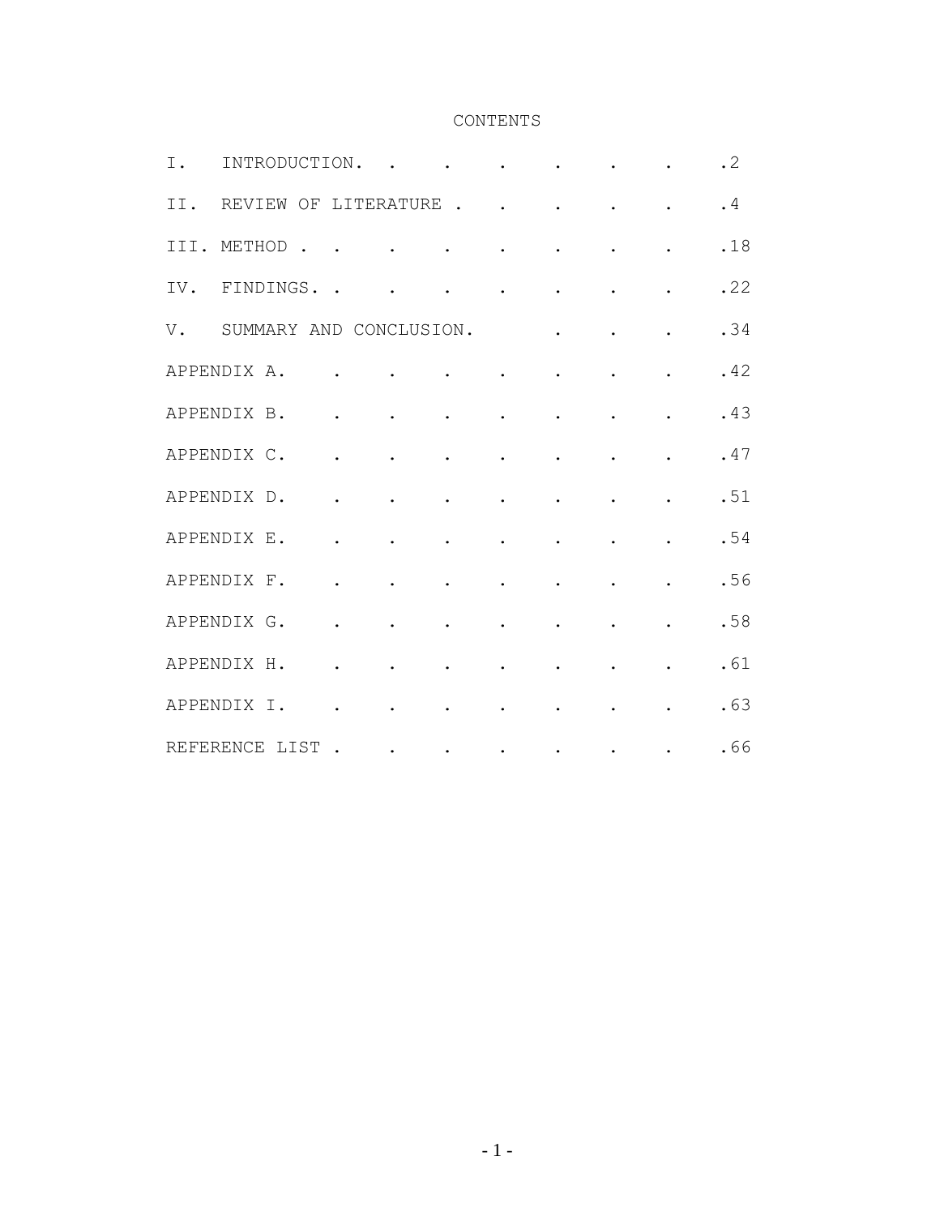# CONTENTS

| | |
|---|---|
| I. INTRODUCTION | 2 |
| II. REVIEW OF LITERATURE | 4 |
| III. METHOD | 18 |
| IV. FINDINGS | 22 |
| V. SUMMARY AND CONCLUSION | 34 |
| APPENDIX A | 42 |
| APPENDIX B | 43 |
| APPENDIX C | 47 |
| APPENDIX D | 51 |
| APPENDIX E | 54 |
| APPENDIX F | 56 |
| APPENDIX G | 58 |
| APPENDIX H | 61 |
| APPENDIX I | 63 |
| REFERENCE LIST | 66 |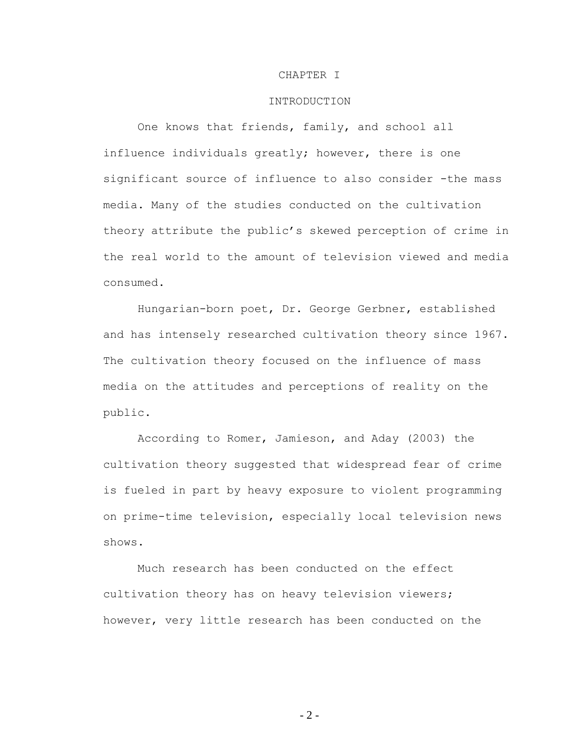# CHAPTER I

## INTRODUCTION

One knows that friends, family, and school all influence individuals greatly; however, there is one significant source of influence to also consider -the mass media. Many of the studies conducted on the cultivation theory attribute the public's skewed perception of crime in the real world to the amount of television viewed and media consumed.

Hungarian-born poet, Dr. George Gerbner, established and has intensely researched cultivation theory since 1967. The cultivation theory focused on the influence of mass media on the attitudes and perceptions of reality on the public.

According to Romer, Jamieson, and Aday (2003) the cultivation theory suggested that widespread fear of crime is fueled in part by heavy exposure to violent programming on prime-time television, especially local television news shows.

Much research has been conducted on the effect cultivation theory has on heavy television viewers; however, very little research has been conducted on the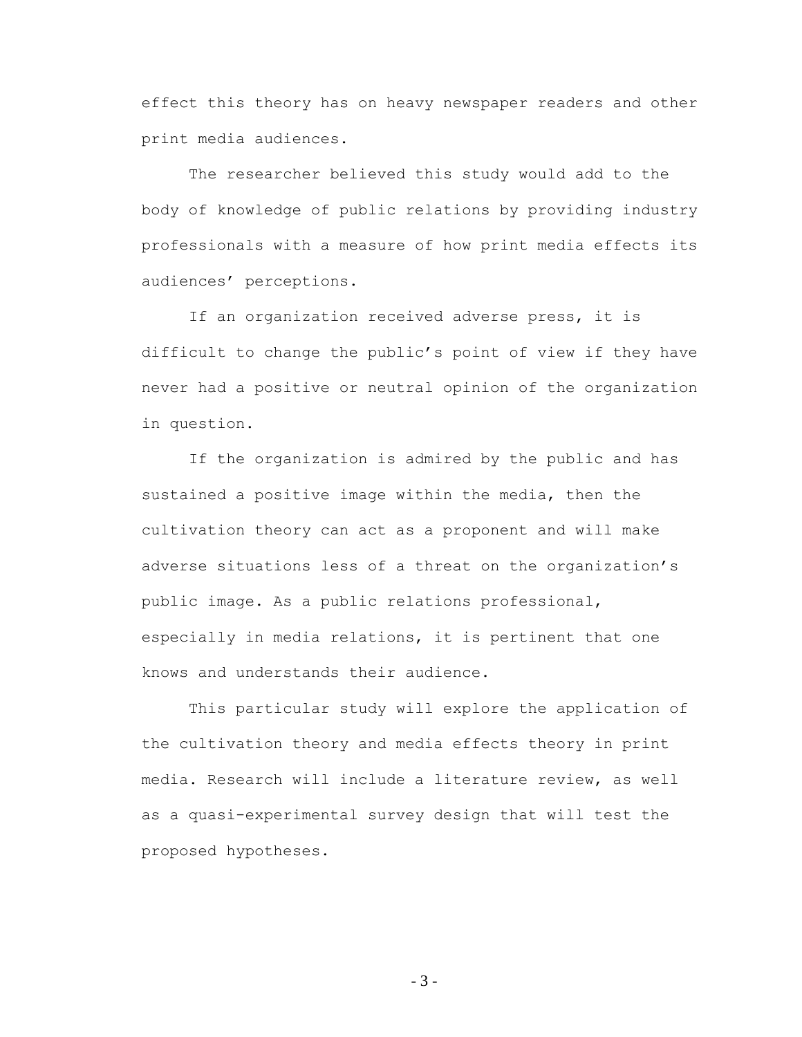effect this theory has on heavy newspaper readers and other print media audiences.

The researcher believed this study would add to the body of knowledge of public relations by providing industry professionals with a measure of how print media effects its audiences' perceptions.

If an organization received adverse press, it is difficult to change the public's point of view if they have never had a positive or neutral opinion of the organization in question.

If the organization is admired by the public and has sustained a positive image within the media, then the cultivation theory can act as a proponent and will make adverse situations less of a threat on the organization's public image. As a public relations professional, especially in media relations, it is pertinent that one knows and understands their audience.

This particular study will explore the application of the cultivation theory and media effects theory in print media. Research will include a literature review, as well as a quasi-experimental survey design that will test the proposed hypotheses.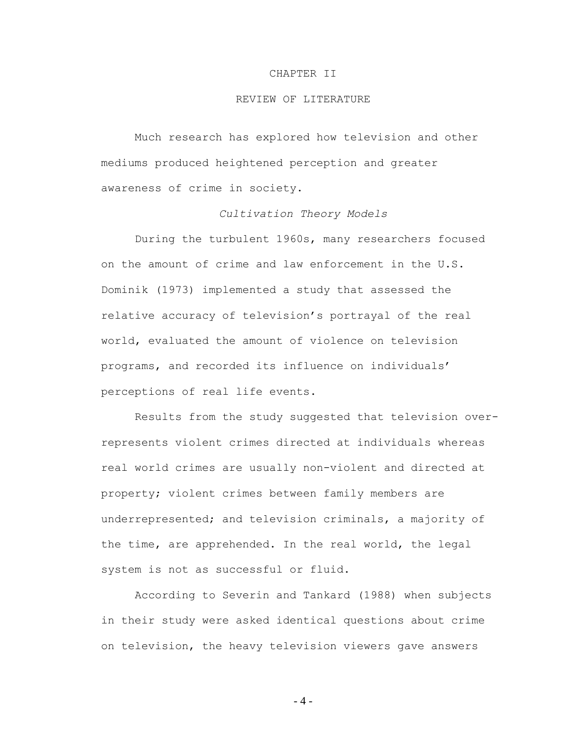# CHAPTER II

# REVIEW OF LITERATURE

Much research has explored how television and other mediums produced heightened perception and greater awareness of crime in society.

### *Cultivation Theory Models*

During the turbulent 1960s, many researchers focused on the amount of crime and law enforcement in the U.S. Dominik (1973) implemented a study that assessed the relative accuracy of television's portrayal of the real world, evaluated the amount of violence on television programs, and recorded its influence on individuals' perceptions of real life events.

Results from the study suggested that television over-represents violent crimes directed at individuals whereas real world crimes are usually non-violent and directed at property; violent crimes between family members are underrepresented; and television criminals, a majority of the time, are apprehended. In the real world, the legal system is not as successful or fluid.

According to Severin and Tankard (1988) when subjects in their study were asked identical questions about crime on television, the heavy television viewers gave answers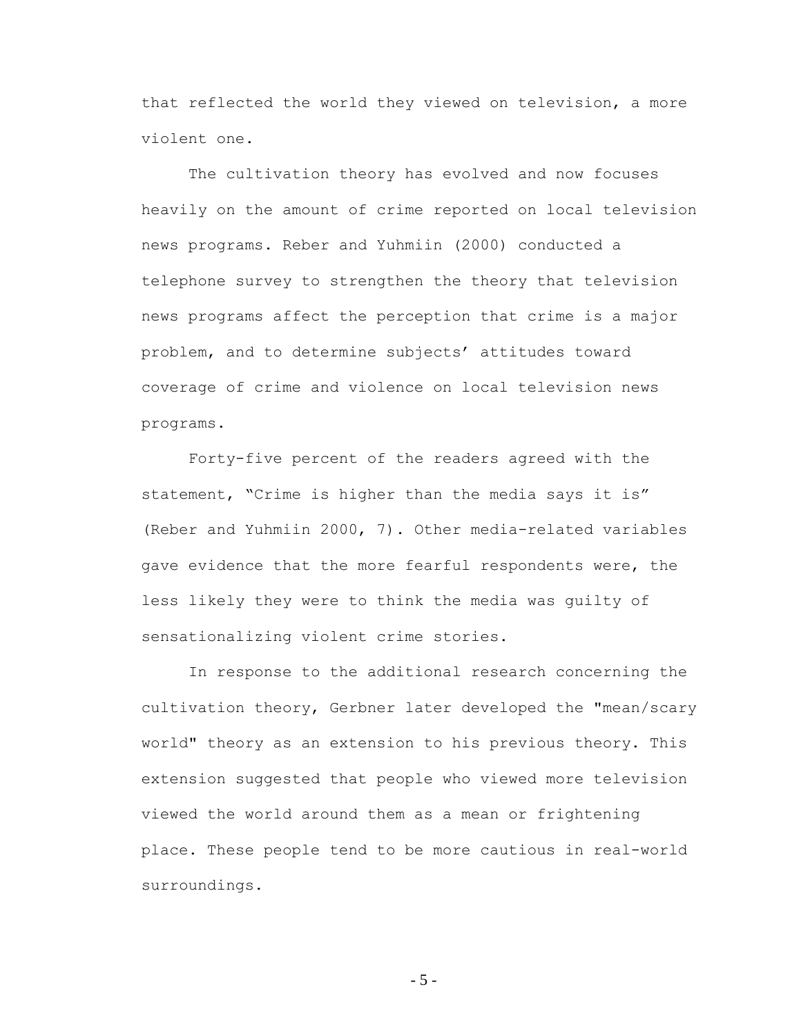that reflected the world they viewed on television, a more violent one.

The cultivation theory has evolved and now focuses heavily on the amount of crime reported on local television news programs. Reber and Yuhmiin (2000) conducted a telephone survey to strengthen the theory that television news programs affect the perception that crime is a major problem, and to determine subjects' attitudes toward coverage of crime and violence on local television news programs.

Forty-five percent of the readers agreed with the statement, "Crime is higher than the media says it is" (Reber and Yuhmiin 2000, 7). Other media-related variables gave evidence that the more fearful respondents were, the less likely they were to think the media was guilty of sensationalizing violent crime stories.

In response to the additional research concerning the cultivation theory, Gerbner later developed the "mean/scary world" theory as an extension to his previous theory. This extension suggested that people who viewed more television viewed the world around them as a mean or frightening place. These people tend to be more cautious in real-world surroundings.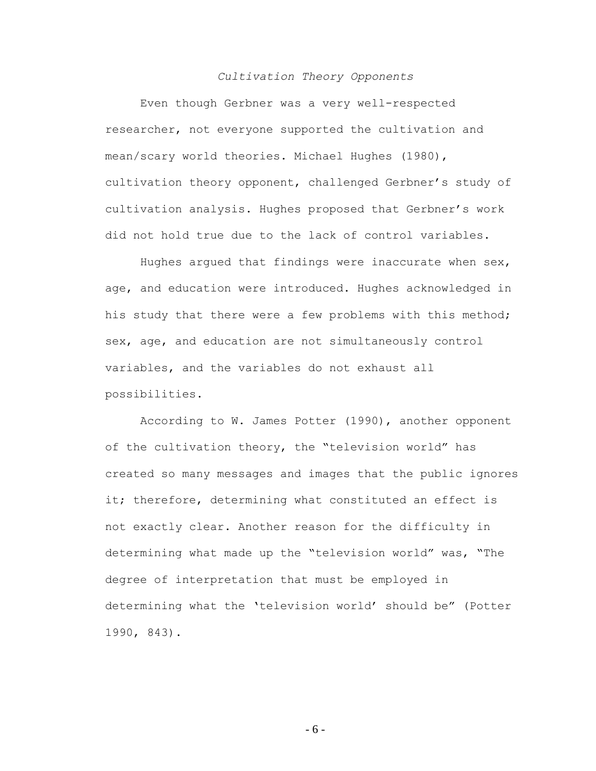### *Cultivation Theory Opponents*

Even though Gerbner was a very well-respected researcher, not everyone supported the cultivation and mean/scary world theories. Michael Hughes (1980), cultivation theory opponent, challenged Gerbner's study of cultivation analysis. Hughes proposed that Gerbner's work did not hold true due to the lack of control variables.

Hughes argued that findings were inaccurate when sex, age, and education were introduced. Hughes acknowledged in his study that there were a few problems with this method; sex, age, and education are not simultaneously control variables, and the variables do not exhaust all possibilities.

According to W. James Potter (1990), another opponent of the cultivation theory, the "television world" has created so many messages and images that the public ignores it; therefore, determining what constituted an effect is not exactly clear. Another reason for the difficulty in determining what made up the "television world" was, "The degree of interpretation that must be employed in determining what the 'television world' should be" (Potter 1990, 843).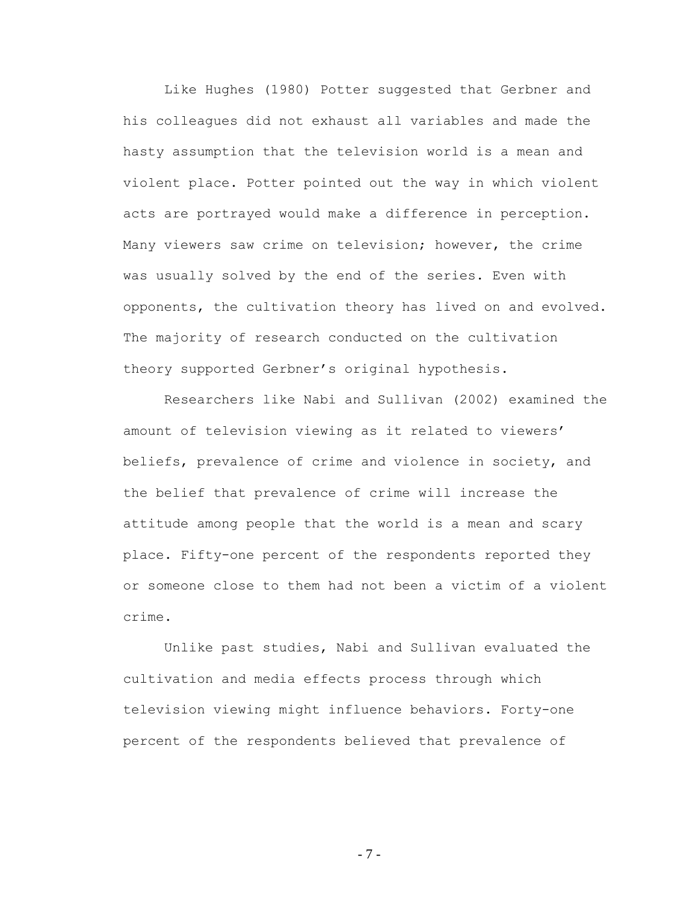Like Hughes (1980) Potter suggested that Gerbner and his colleagues did not exhaust all variables and made the hasty assumption that the television world is a mean and violent place. Potter pointed out the way in which violent acts are portrayed would make a difference in perception. Many viewers saw crime on television; however, the crime was usually solved by the end of the series. Even with opponents, the cultivation theory has lived on and evolved. The majority of research conducted on the cultivation theory supported Gerbner's original hypothesis.

Researchers like Nabi and Sullivan (2002) examined the amount of television viewing as it related to viewers' beliefs, prevalence of crime and violence in society, and the belief that prevalence of crime will increase the attitude among people that the world is a mean and scary place. Fifty-one percent of the respondents reported they or someone close to them had not been a victim of a violent crime.

Unlike past studies, Nabi and Sullivan evaluated the cultivation and media effects process through which television viewing might influence behaviors. Forty-one percent of the respondents believed that prevalence of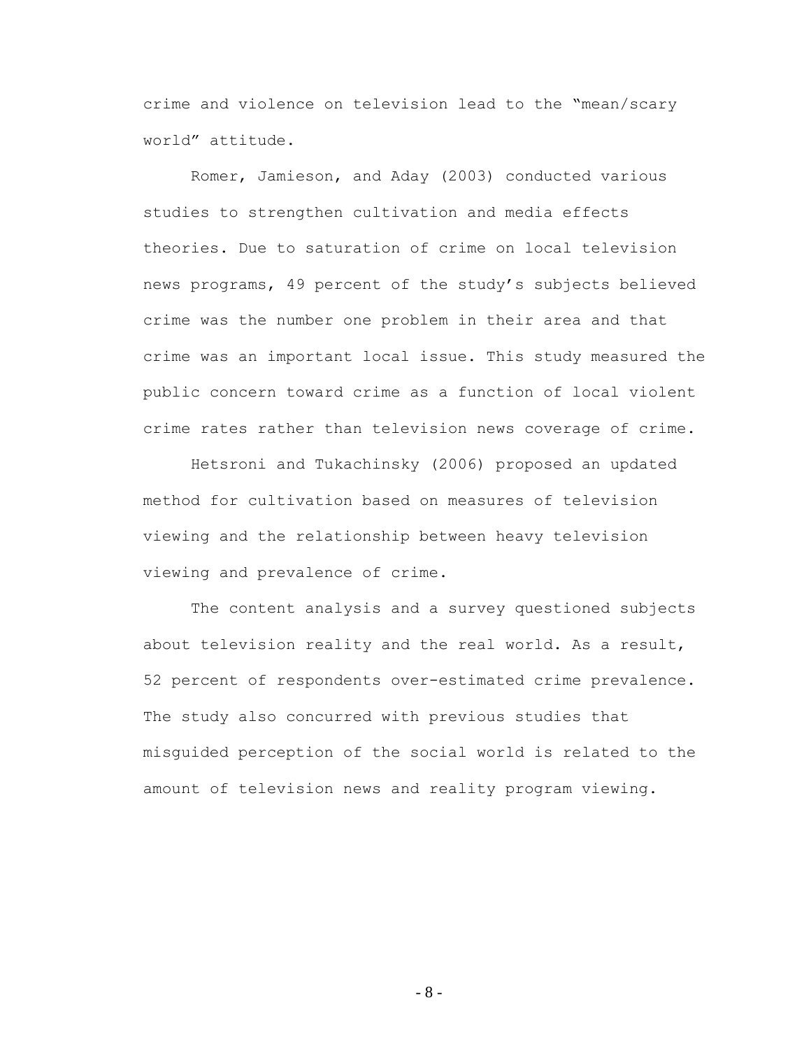crime and violence on television lead to the "mean/scary world" attitude.

Romer, Jamieson, and Aday (2003) conducted various studies to strengthen cultivation and media effects theories. Due to saturation of crime on local television news programs, 49 percent of the study's subjects believed crime was the number one problem in their area and that crime was an important local issue. This study measured the public concern toward crime as a function of local violent crime rates rather than television news coverage of crime.

Hetsroni and Tukachinsky (2006) proposed an updated method for cultivation based on measures of television viewing and the relationship between heavy television viewing and prevalence of crime.

The content analysis and a survey questioned subjects about television reality and the real world. As a result, 52 percent of respondents over-estimated crime prevalence. The study also concurred with previous studies that misguided perception of the social world is related to the amount of television news and reality program viewing.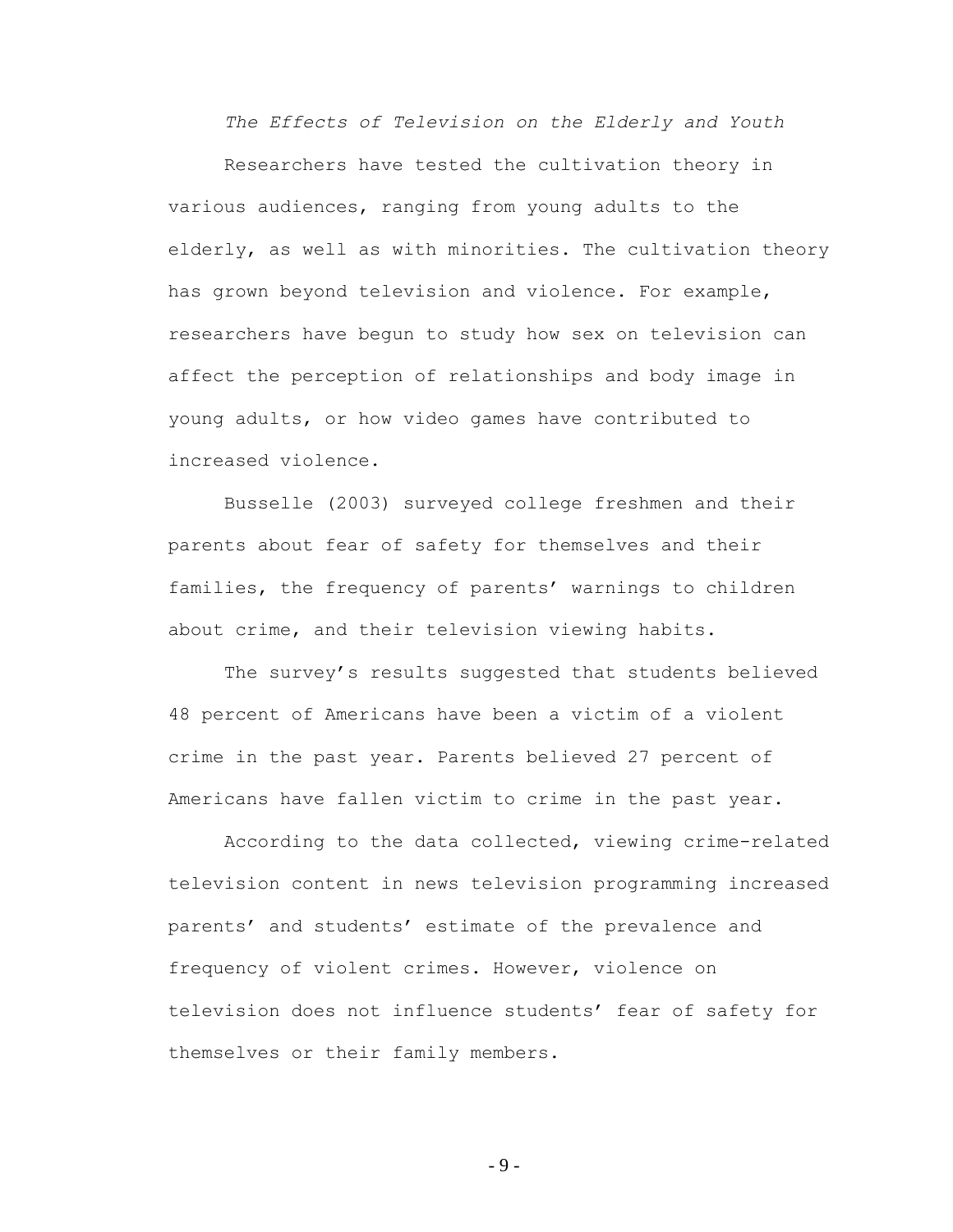### *The Effects of Television on the Elderly and Youth*

Researchers have tested the cultivation theory in various audiences, ranging from young adults to the elderly, as well as with minorities. The cultivation theory has grown beyond television and violence. For example, researchers have begun to study how sex on television can affect the perception of relationships and body image in young adults, or how video games have contributed to increased violence.

Busselle (2003) surveyed college freshmen and their parents about fear of safety for themselves and their families, the frequency of parents' warnings to children about crime, and their television viewing habits.

The survey's results suggested that students believed 48 percent of Americans have been a victim of a violent crime in the past year. Parents believed 27 percent of Americans have fallen victim to crime in the past year.

According to the data collected, viewing crime-related television content in news television programming increased parents' and students' estimate of the prevalence and frequency of violent crimes. However, violence on television does not influence students' fear of safety for themselves or their family members.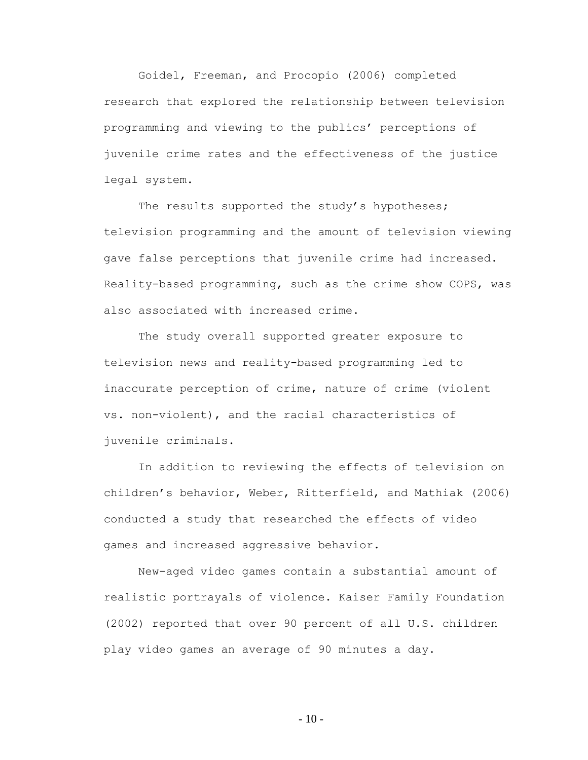Goidel, Freeman, and Procopio (2006) completed research that explored the relationship between television programming and viewing to the publics' perceptions of juvenile crime rates and the effectiveness of the justice legal system.

The results supported the study's hypotheses; television programming and the amount of television viewing gave false perceptions that juvenile crime had increased. Reality-based programming, such as the crime show COPS, was also associated with increased crime.

The study overall supported greater exposure to television news and reality-based programming led to inaccurate perception of crime, nature of crime (violent vs. non-violent), and the racial characteristics of juvenile criminals.

In addition to reviewing the effects of television on children's behavior, Weber, Ritterfield, and Mathiak (2006) conducted a study that researched the effects of video games and increased aggressive behavior.

New-aged video games contain a substantial amount of realistic portrayals of violence. Kaiser Family Foundation (2002) reported that over 90 percent of all U.S. children play video games an average of 90 minutes a day.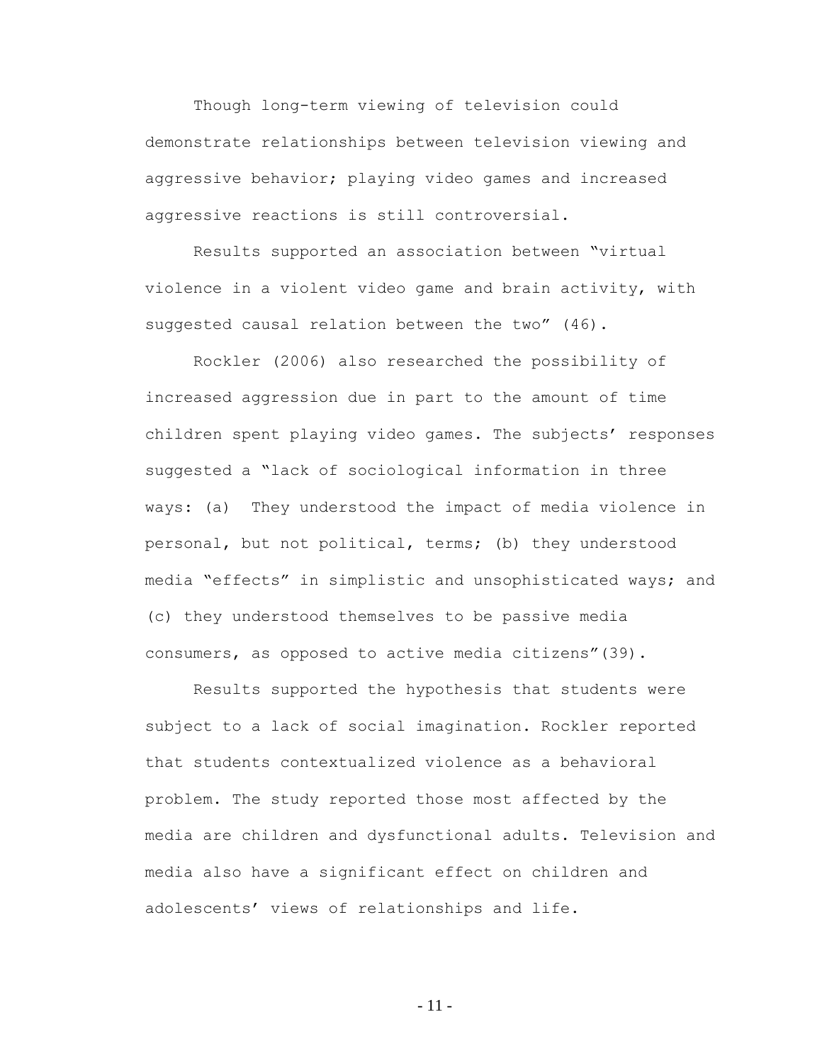Though long-term viewing of television could demonstrate relationships between television viewing and aggressive behavior; playing video games and increased aggressive reactions is still controversial.

Results supported an association between "virtual violence in a violent video game and brain activity, with suggested causal relation between the two" (46).

Rockler (2006) also researched the possibility of increased aggression due in part to the amount of time children spent playing video games. The subjects' responses suggested a "lack of sociological information in three ways: (a)  They understood the impact of media violence in personal, but not political, terms; (b) they understood media "effects" in simplistic and unsophisticated ways; and (c) they understood themselves to be passive media consumers, as opposed to active media citizens"(39).

Results supported the hypothesis that students were subject to a lack of social imagination. Rockler reported that students contextualized violence as a behavioral problem. The study reported those most affected by the media are children and dysfunctional adults. Television and media also have a significant effect on children and adolescents' views of relationships and life.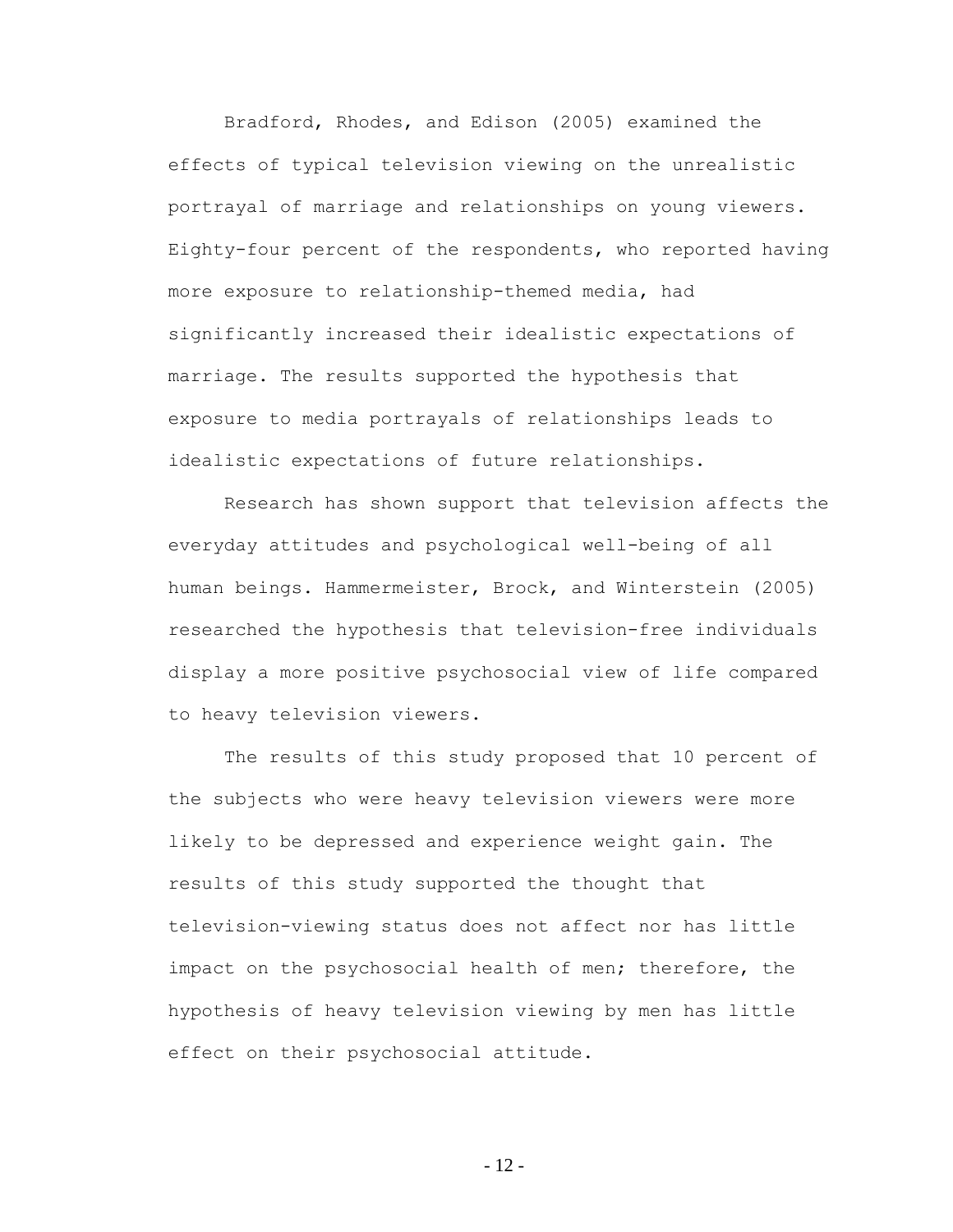Bradford, Rhodes, and Edison (2005) examined the effects of typical television viewing on the unrealistic portrayal of marriage and relationships on young viewers. Eighty-four percent of the respondents, who reported having more exposure to relationship-themed media, had significantly increased their idealistic expectations of marriage. The results supported the hypothesis that exposure to media portrayals of relationships leads to idealistic expectations of future relationships.

Research has shown support that television affects the everyday attitudes and psychological well-being of all human beings. Hammermeister, Brock, and Winterstein (2005) researched the hypothesis that television-free individuals display a more positive psychosocial view of life compared to heavy television viewers.

The results of this study proposed that 10 percent of the subjects who were heavy television viewers were more likely to be depressed and experience weight gain. The results of this study supported the thought that television-viewing status does not affect nor has little impact on the psychosocial health of men; therefore, the hypothesis of heavy television viewing by men has little effect on their psychosocial attitude.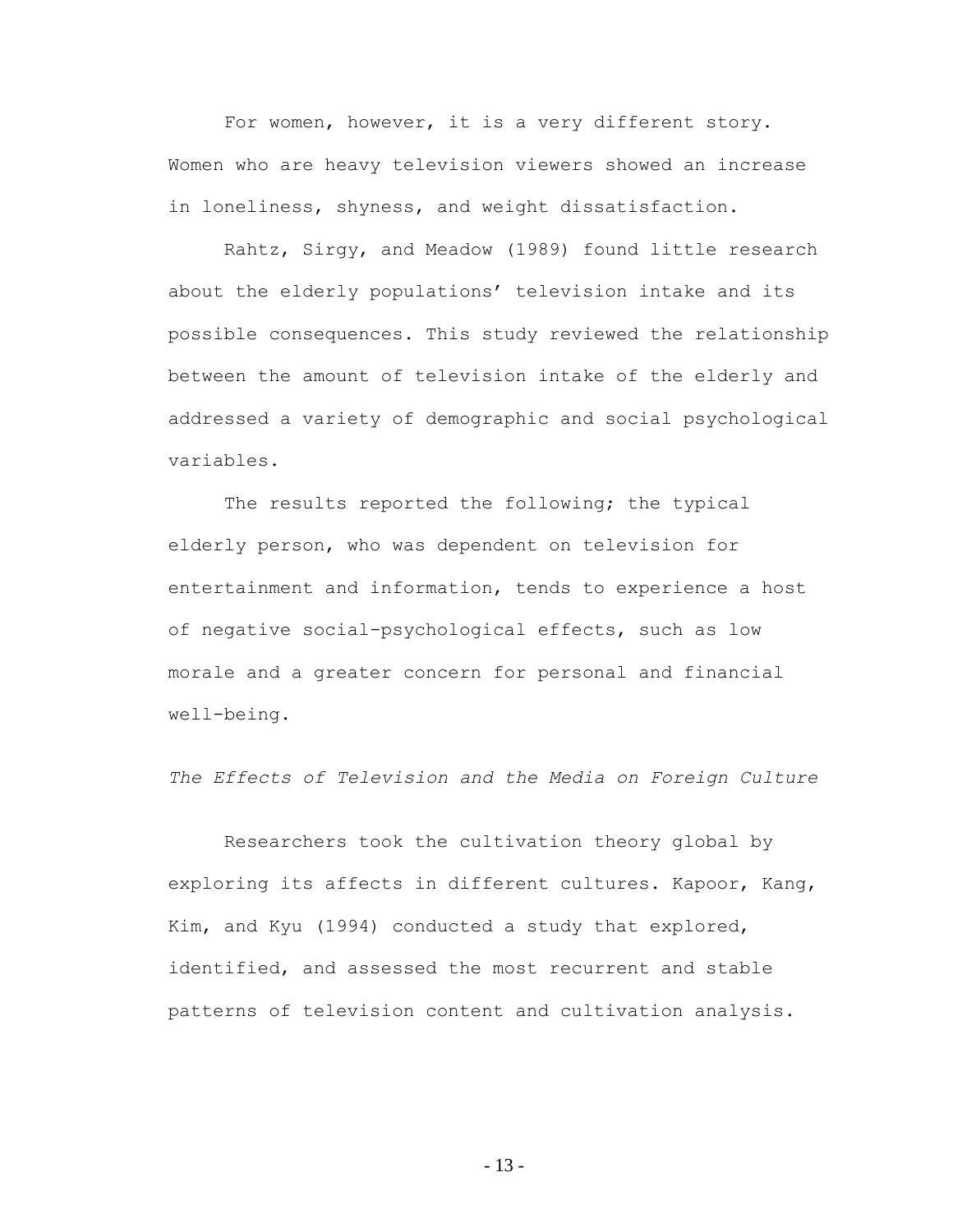For women, however, it is a very different story. Women who are heavy television viewers showed an increase in loneliness, shyness, and weight dissatisfaction.

Rahtz, Sirgy, and Meadow (1989) found little research about the elderly populations' television intake and its possible consequences. This study reviewed the relationship between the amount of television intake of the elderly and addressed a variety of demographic and social psychological variables.

The results reported the following; the typical elderly person, who was dependent on television for entertainment and information, tends to experience a host of negative social-psychological effects, such as low morale and a greater concern for personal and financial well-being.

*The Effects of Television and the Media on Foreign Culture*

Researchers took the cultivation theory global by exploring its affects in different cultures. Kapoor, Kang, Kim, and Kyu (1994) conducted a study that explored, identified, and assessed the most recurrent and stable patterns of television content and cultivation analysis.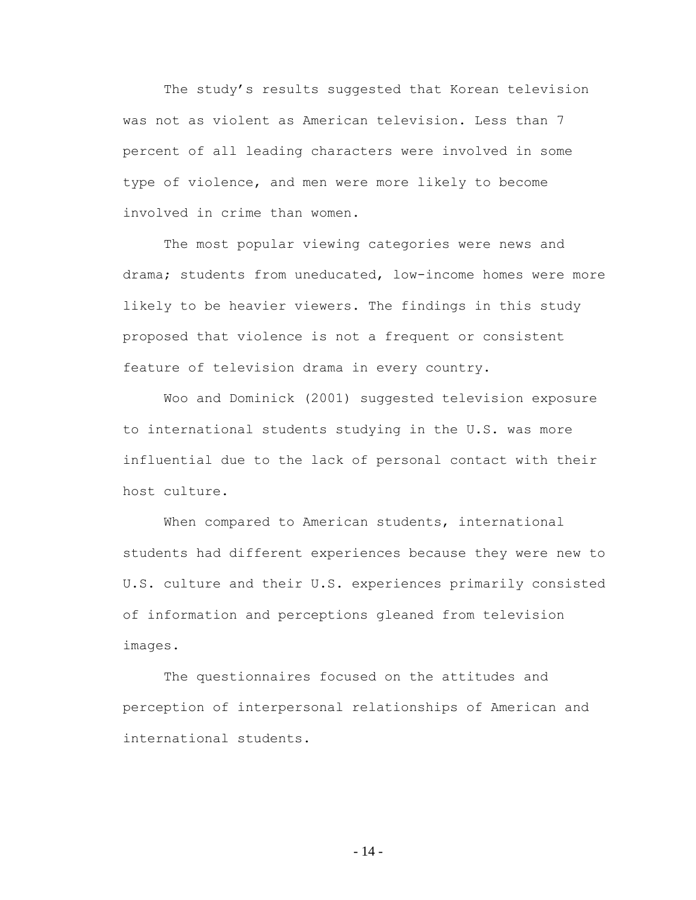The study's results suggested that Korean television was not as violent as American television. Less than 7 percent of all leading characters were involved in some type of violence, and men were more likely to become involved in crime than women.

The most popular viewing categories were news and drama; students from uneducated, low-income homes were more likely to be heavier viewers. The findings in this study proposed that violence is not a frequent or consistent feature of television drama in every country.

Woo and Dominick (2001) suggested television exposure to international students studying in the U.S. was more influential due to the lack of personal contact with their host culture.

When compared to American students, international students had different experiences because they were new to U.S. culture and their U.S. experiences primarily consisted of information and perceptions gleaned from television images.

The questionnaires focused on the attitudes and perception of interpersonal relationships of American and international students.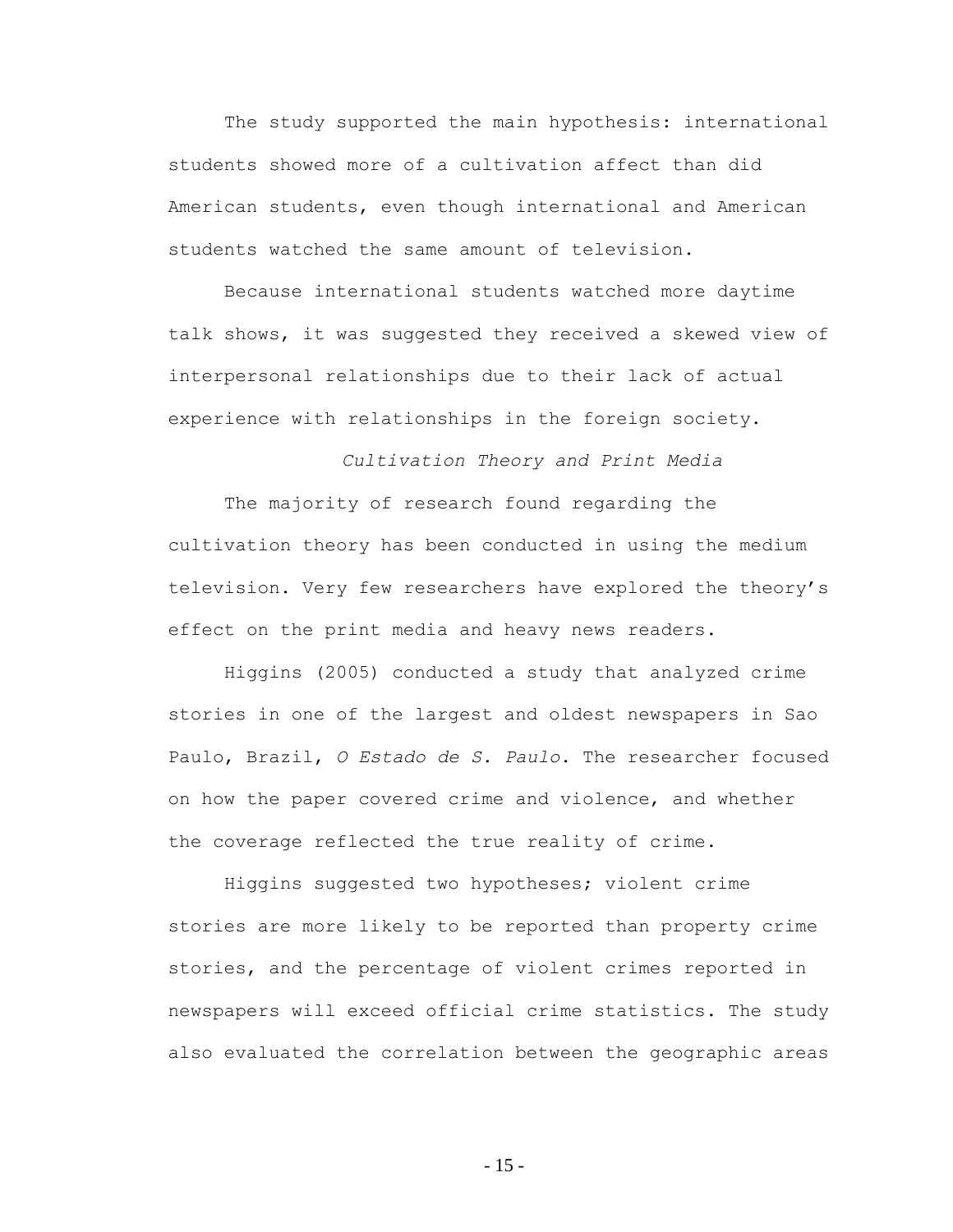The study supported the main hypothesis: international students showed more of a cultivation affect than did American students, even though international and American students watched the same amount of television.

Because international students watched more daytime talk shows, it was suggested they received a skewed view of interpersonal relationships due to their lack of actual experience with relationships in the foreign society.

### *Cultivation Theory and Print Media*

The majority of research found regarding the cultivation theory has been conducted in using the medium television. Very few researchers have explored the theory's effect on the print media and heavy news readers.

Higgins (2005) conducted a study that analyzed crime stories in one of the largest and oldest newspapers in Sao Paulo, Brazil, *O Estado de S. Paulo*. The researcher focused on how the paper covered crime and violence, and whether the coverage reflected the true reality of crime.

Higgins suggested two hypotheses; violent crime stories are more likely to be reported than property crime stories, and the percentage of violent crimes reported in newspapers will exceed official crime statistics. The study also evaluated the correlation between the geographic areas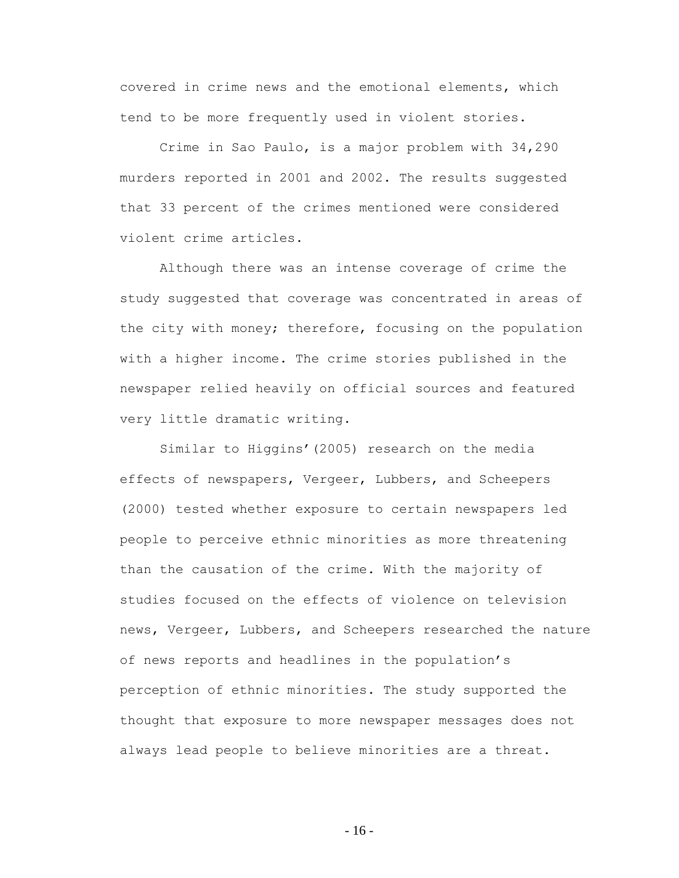covered in crime news and the emotional elements, which tend to be more frequently used in violent stories.

Crime in Sao Paulo, is a major problem with 34,290 murders reported in 2001 and 2002. The results suggested that 33 percent of the crimes mentioned were considered violent crime articles.

Although there was an intense coverage of crime the study suggested that coverage was concentrated in areas of the city with money; therefore, focusing on the population with a higher income. The crime stories published in the newspaper relied heavily on official sources and featured very little dramatic writing.

Similar to Higgins'(2005) research on the media effects of newspapers, Vergeer, Lubbers, and Scheepers (2000) tested whether exposure to certain newspapers led people to perceive ethnic minorities as more threatening than the causation of the crime. With the majority of studies focused on the effects of violence on television news, Vergeer, Lubbers, and Scheepers researched the nature of news reports and headlines in the population's perception of ethnic minorities. The study supported the thought that exposure to more newspaper messages does not always lead people to believe minorities are a threat.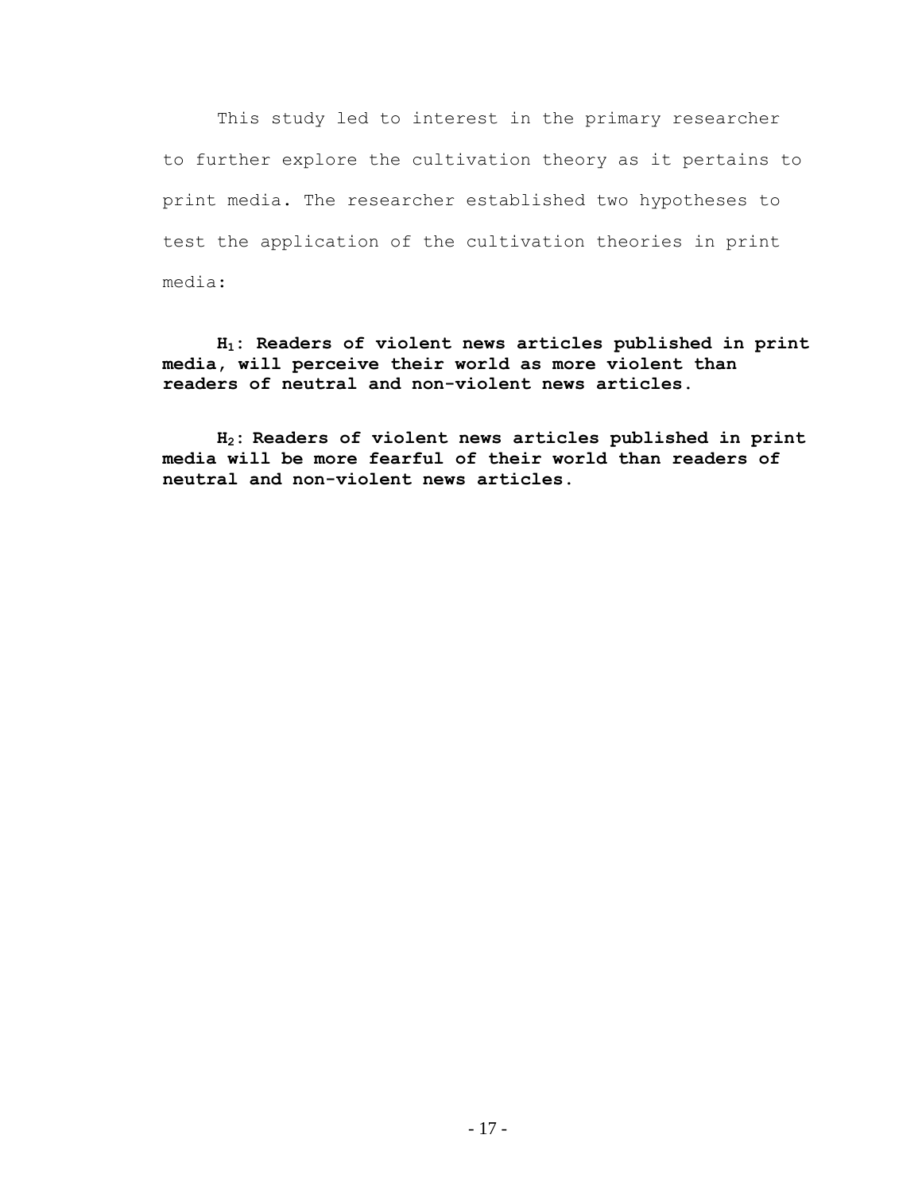This study led to interest in the primary researcher to further explore the cultivation theory as it pertains to print media. The researcher established two hypotheses to test the application of the cultivation theories in print media:

**$H_1$: Readers of violent news articles published in print media, will perceive their world as more violent than readers of neutral and non-violent news articles.**

**$H_2$: Readers of violent news articles published in print media will be more fearful of their world than readers of neutral and non-violent news articles.**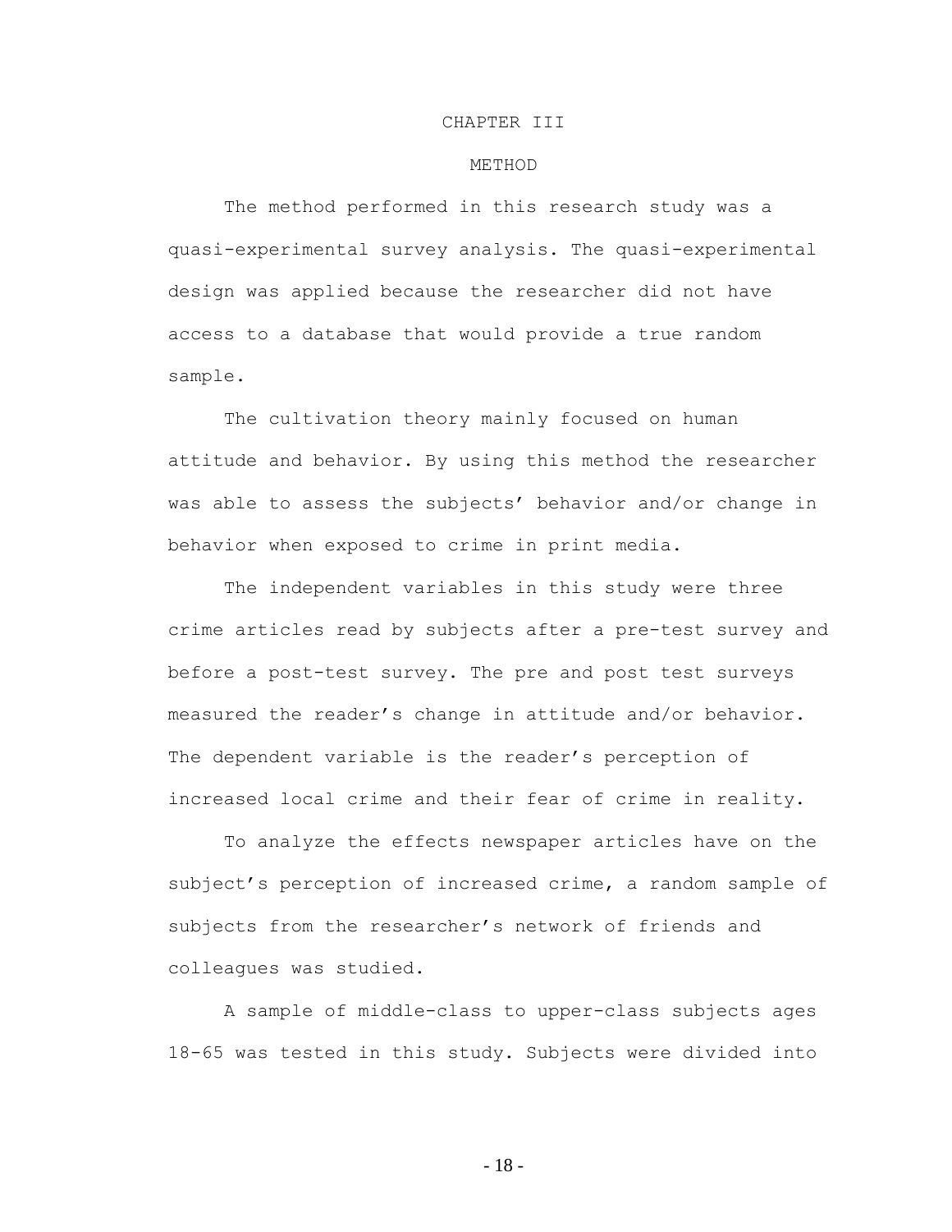# CHAPTER III

## METHOD

The method performed in this research study was a quasi-experimental survey analysis. The quasi-experimental design was applied because the researcher did not have access to a database that would provide a true random sample.

The cultivation theory mainly focused on human attitude and behavior. By using this method the researcher was able to assess the subjects' behavior and/or change in behavior when exposed to crime in print media.

The independent variables in this study were three crime articles read by subjects after a pre-test survey and before a post-test survey. The pre and post test surveys measured the reader's change in attitude and/or behavior. The dependent variable is the reader's perception of increased local crime and their fear of crime in reality.

To analyze the effects newspaper articles have on the subject's perception of increased crime, a random sample of subjects from the researcher's network of friends and colleagues was studied.

A sample of middle-class to upper-class subjects ages 18-65 was tested in this study. Subjects were divided into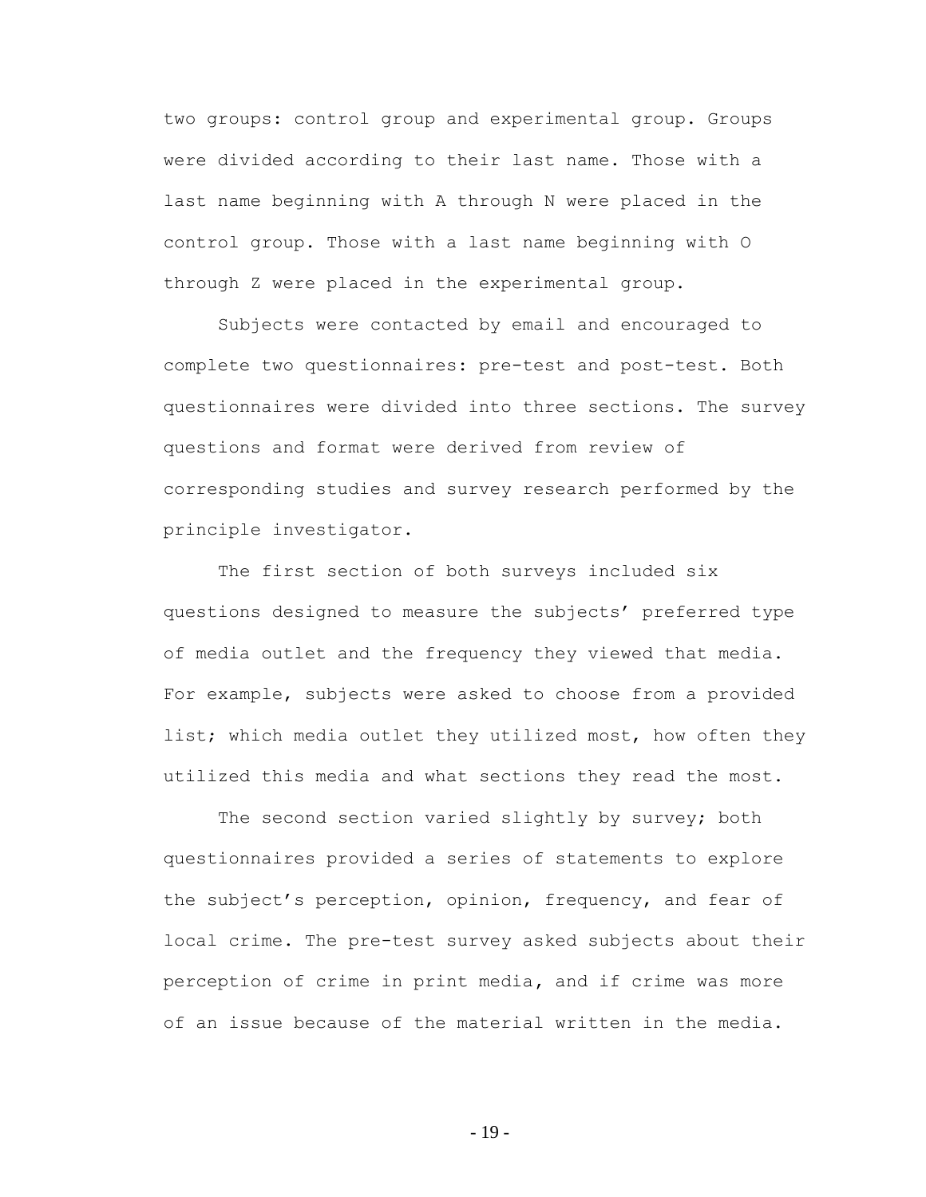two groups: control group and experimental group. Groups were divided according to their last name. Those with a last name beginning with A through N were placed in the control group. Those with a last name beginning with O through Z were placed in the experimental group.

Subjects were contacted by email and encouraged to complete two questionnaires: pre-test and post-test. Both questionnaires were divided into three sections. The survey questions and format were derived from review of corresponding studies and survey research performed by the principle investigator.

The first section of both surveys included six questions designed to measure the subjects' preferred type of media outlet and the frequency they viewed that media. For example, subjects were asked to choose from a provided list; which media outlet they utilized most, how often they utilized this media and what sections they read the most.

The second section varied slightly by survey; both questionnaires provided a series of statements to explore the subject's perception, opinion, frequency, and fear of local crime. The pre-test survey asked subjects about their perception of crime in print media, and if crime was more of an issue because of the material written in the media.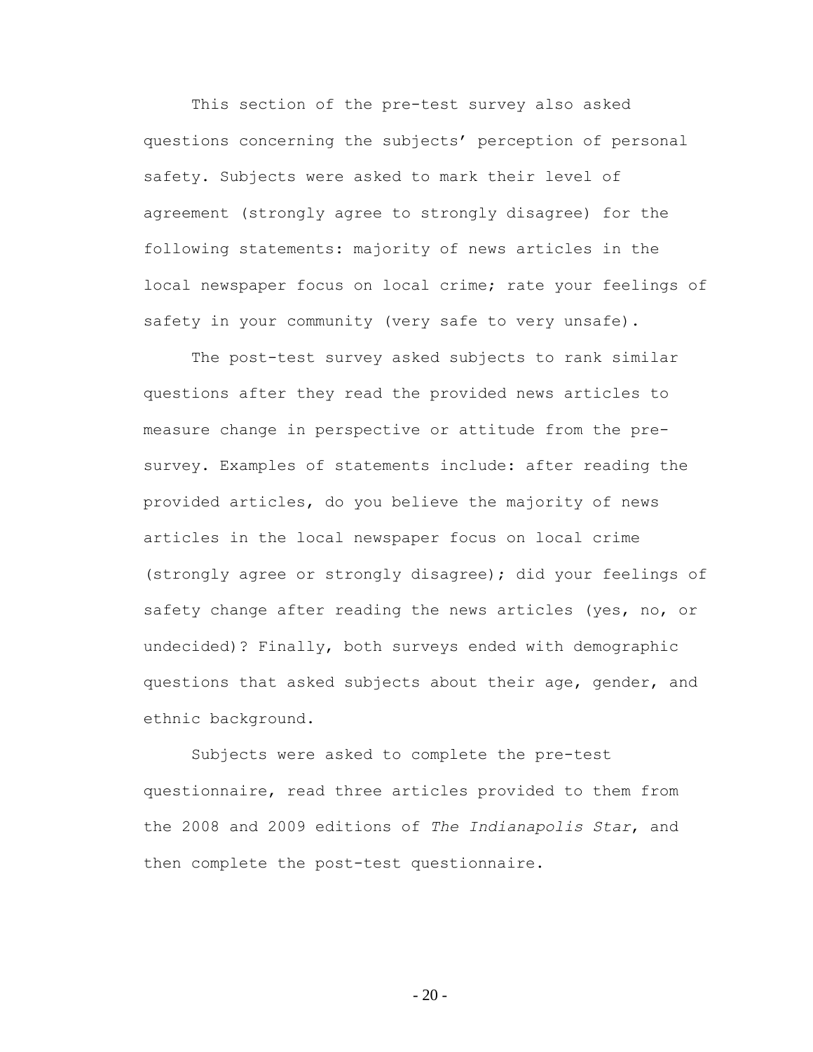This section of the pre-test survey also asked questions concerning the subjects' perception of personal safety. Subjects were asked to mark their level of agreement (strongly agree to strongly disagree) for the following statements: majority of news articles in the local newspaper focus on local crime; rate your feelings of safety in your community (very safe to very unsafe).

The post-test survey asked subjects to rank similar questions after they read the provided news articles to measure change in perspective or attitude from the pre-survey. Examples of statements include: after reading the provided articles, do you believe the majority of news articles in the local newspaper focus on local crime (strongly agree or strongly disagree); did your feelings of safety change after reading the news articles (yes, no, or undecided)? Finally, both surveys ended with demographic questions that asked subjects about their age, gender, and ethnic background.

Subjects were asked to complete the pre-test questionnaire, read three articles provided to them from the 2008 and 2009 editions of *The Indianapolis Star*, and then complete the post-test questionnaire.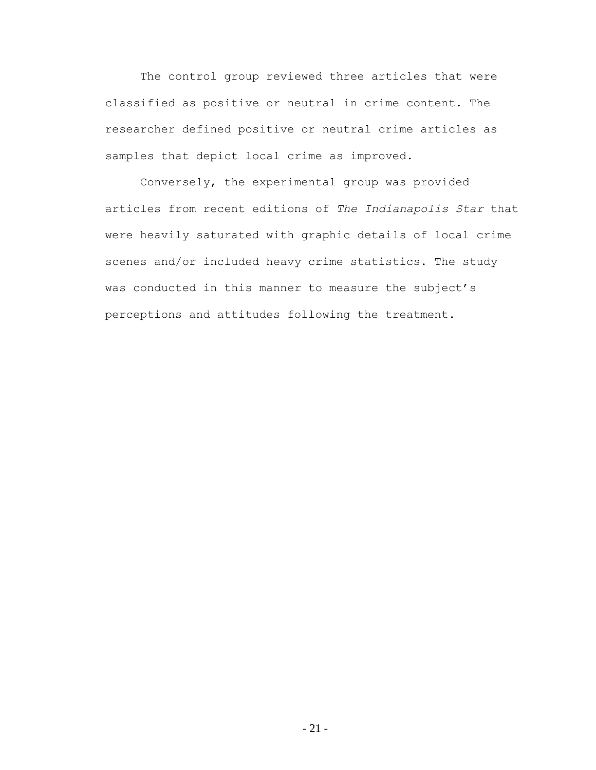The control group reviewed three articles that were classified as positive or neutral in crime content. The researcher defined positive or neutral crime articles as samples that depict local crime as improved.

Conversely, the experimental group was provided articles from recent editions of *The Indianapolis Star* that were heavily saturated with graphic details of local crime scenes and/or included heavy crime statistics. The study was conducted in this manner to measure the subject's perceptions and attitudes following the treatment.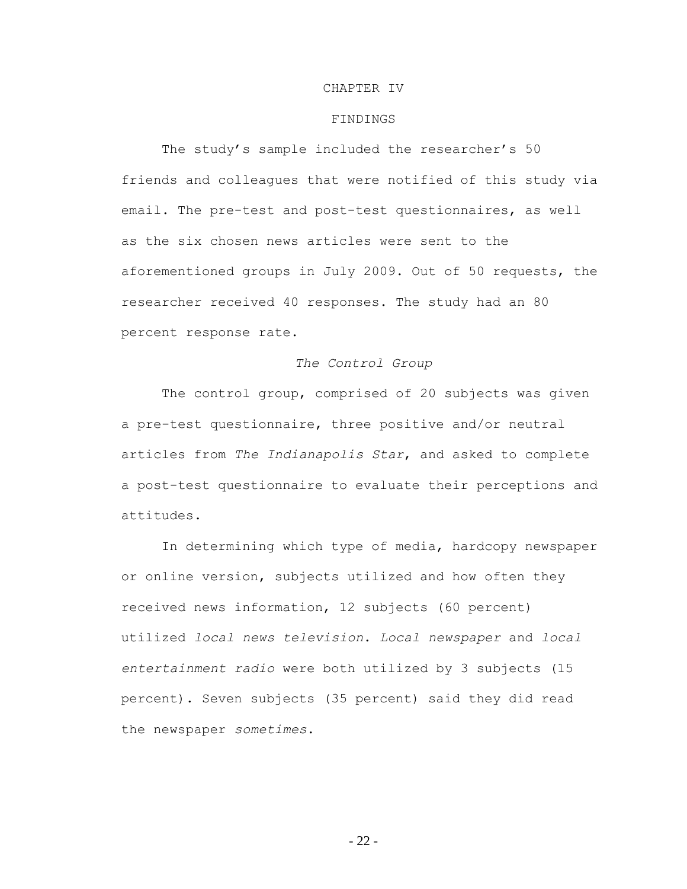# CHAPTER IV

# FINDINGS

The study's sample included the researcher's 50 friends and colleagues that were notified of this study via email. The pre-test and post-test questionnaires, as well as the six chosen news articles were sent to the aforementioned groups in July 2009. Out of 50 requests, the researcher received 40 responses. The study had an 80 percent response rate.

## *The Control Group*

The control group, comprised of 20 subjects was given a pre-test questionnaire, three positive and/or neutral articles from *The Indianapolis Star*, and asked to complete a post-test questionnaire to evaluate their perceptions and attitudes.

In determining which type of media, hardcopy newspaper or online version, subjects utilized and how often they received news information, 12 subjects (60 percent) utilized *local news television*. *Local newspaper* and *local entertainment radio* were both utilized by 3 subjects (15 percent). Seven subjects (35 percent) said they did read the newspaper *sometimes*.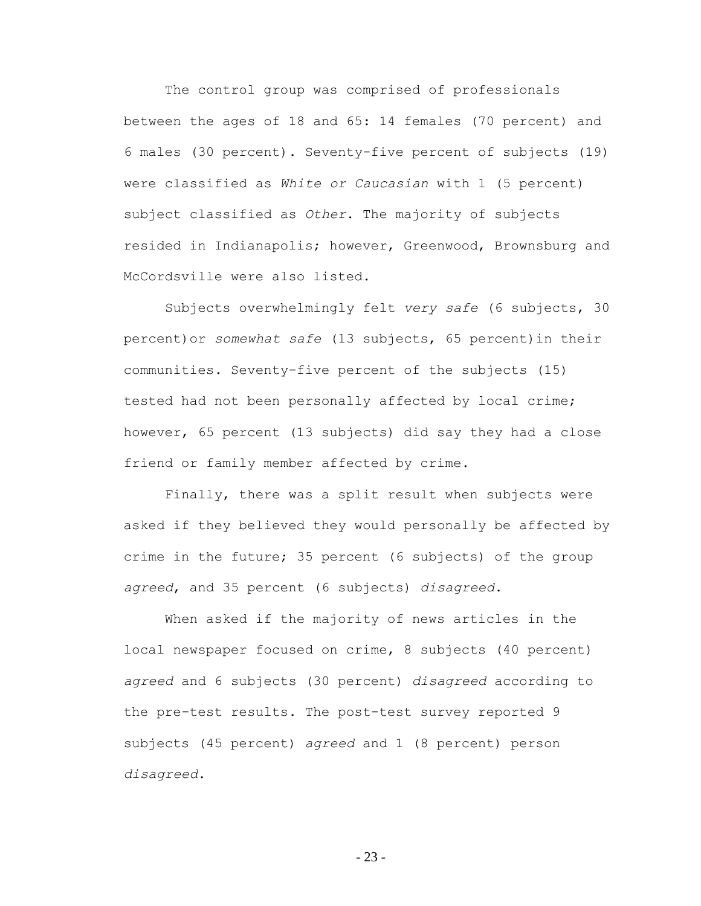The control group was comprised of professionals between the ages of 18 and 65: 14 females (70 percent) and 6 males (30 percent). Seventy-five percent of subjects (19) were classified as *White or Caucasian* with 1 (5 percent) subject classified as *Other*. The majority of subjects resided in Indianapolis; however, Greenwood, Brownsburg and McCordsville were also listed.

Subjects overwhelmingly felt *very safe* (6 subjects, 30 percent)or *somewhat safe* (13 subjects, 65 percent)in their communities. Seventy-five percent of the subjects (15) tested had not been personally affected by local crime; however, 65 percent (13 subjects) did say they had a close friend or family member affected by crime.

Finally, there was a split result when subjects were asked if they believed they would personally be affected by crime in the future; 35 percent (6 subjects) of the group *agreed*, and 35 percent (6 subjects) *disagreed*.

When asked if the majority of news articles in the local newspaper focused on crime, 8 subjects (40 percent) *agreed* and 6 subjects (30 percent) *disagreed* according to the pre-test results. The post-test survey reported 9 subjects (45 percent) *agreed* and 1 (8 percent) person *disagreed*.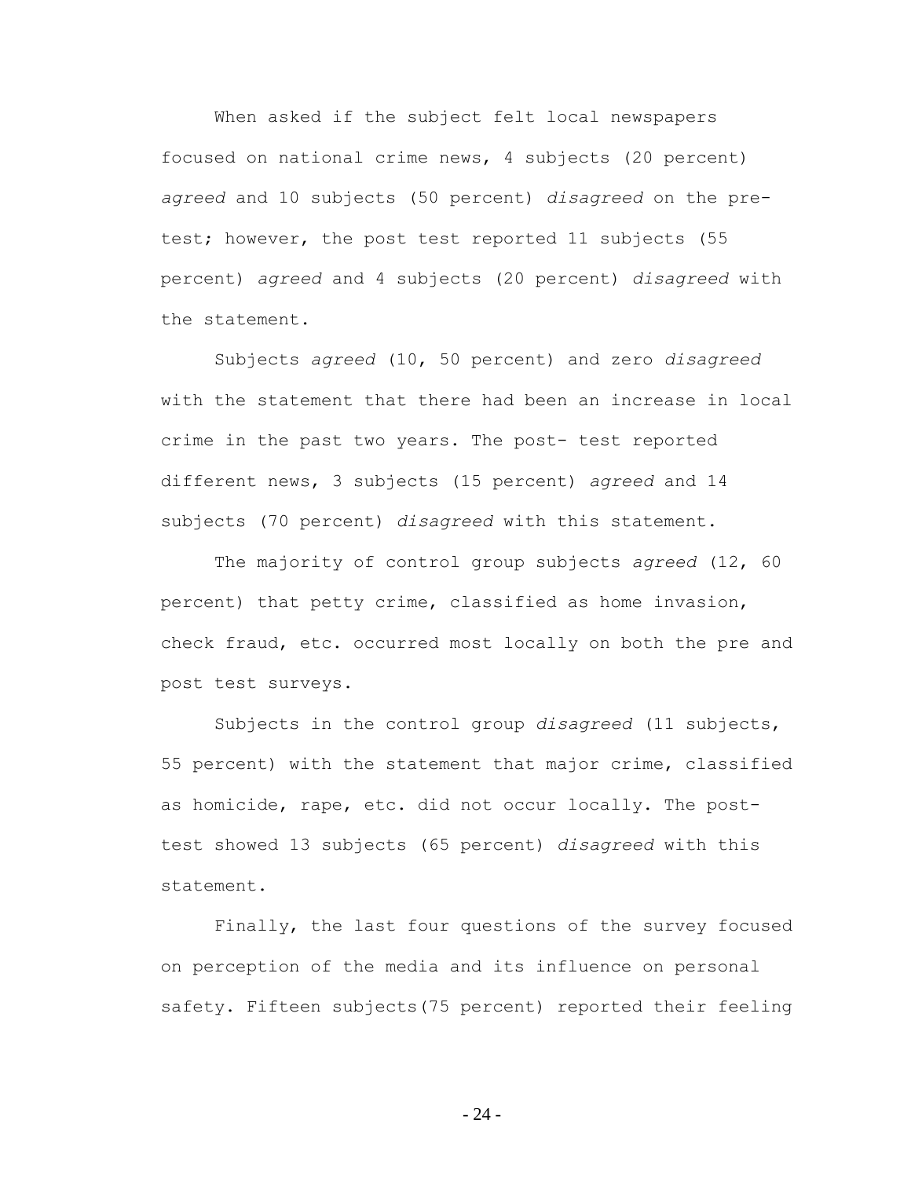When asked if the subject felt local newspapers focused on national crime news, 4 subjects (20 percent) *agreed* and 10 subjects (50 percent) *disagreed* on the pre-test; however, the post test reported 11 subjects (55 percent) *agreed* and 4 subjects (20 percent) *disagreed* with the statement.

Subjects *agreed* (10, 50 percent) and zero *disagreed* with the statement that there had been an increase in local crime in the past two years. The post- test reported different news, 3 subjects (15 percent) *agreed* and 14 subjects (70 percent) *disagreed* with this statement.

The majority of control group subjects *agreed* (12, 60 percent) that petty crime, classified as home invasion, check fraud, etc. occurred most locally on both the pre and post test surveys.

Subjects in the control group *disagreed* (11 subjects, 55 percent) with the statement that major crime, classified as homicide, rape, etc. did not occur locally. The post-test showed 13 subjects (65 percent) *disagreed* with this statement.

Finally, the last four questions of the survey focused on perception of the media and its influence on personal safety. Fifteen subjects(75 percent) reported their feeling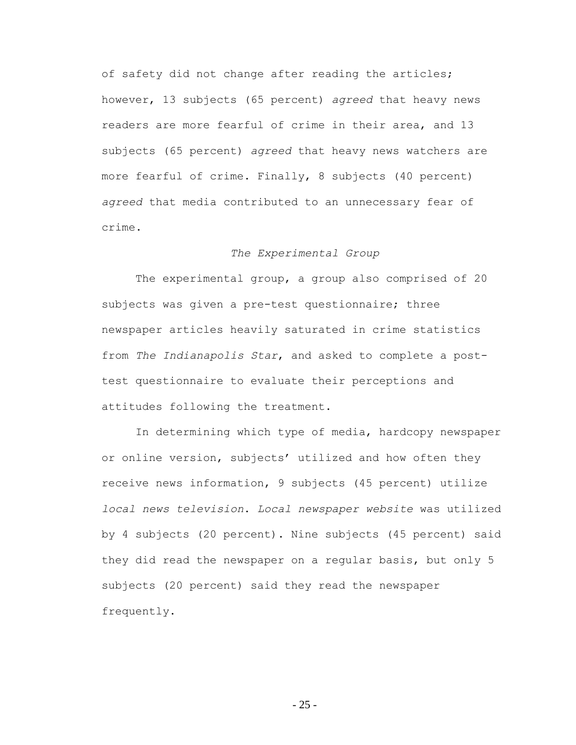of safety did not change after reading the articles; however, 13 subjects (65 percent) *agreed* that heavy news readers are more fearful of crime in their area, and 13 subjects (65 percent) *agreed* that heavy news watchers are more fearful of crime. Finally, 8 subjects (40 percent) *agreed* that media contributed to an unnecessary fear of crime.

### *The Experimental Group*

The experimental group, a group also comprised of 20 subjects was given a pre-test questionnaire; three newspaper articles heavily saturated in crime statistics from *The Indianapolis Star*, and asked to complete a post-test questionnaire to evaluate their perceptions and attitudes following the treatment.

In determining which type of media, hardcopy newspaper or online version, subjects' utilized and how often they receive news information, 9 subjects (45 percent) utilize *local news television*. *Local newspaper website* was utilized by 4 subjects (20 percent). Nine subjects (45 percent) said they did read the newspaper on a regular basis, but only 5 subjects (20 percent) said they read the newspaper frequently.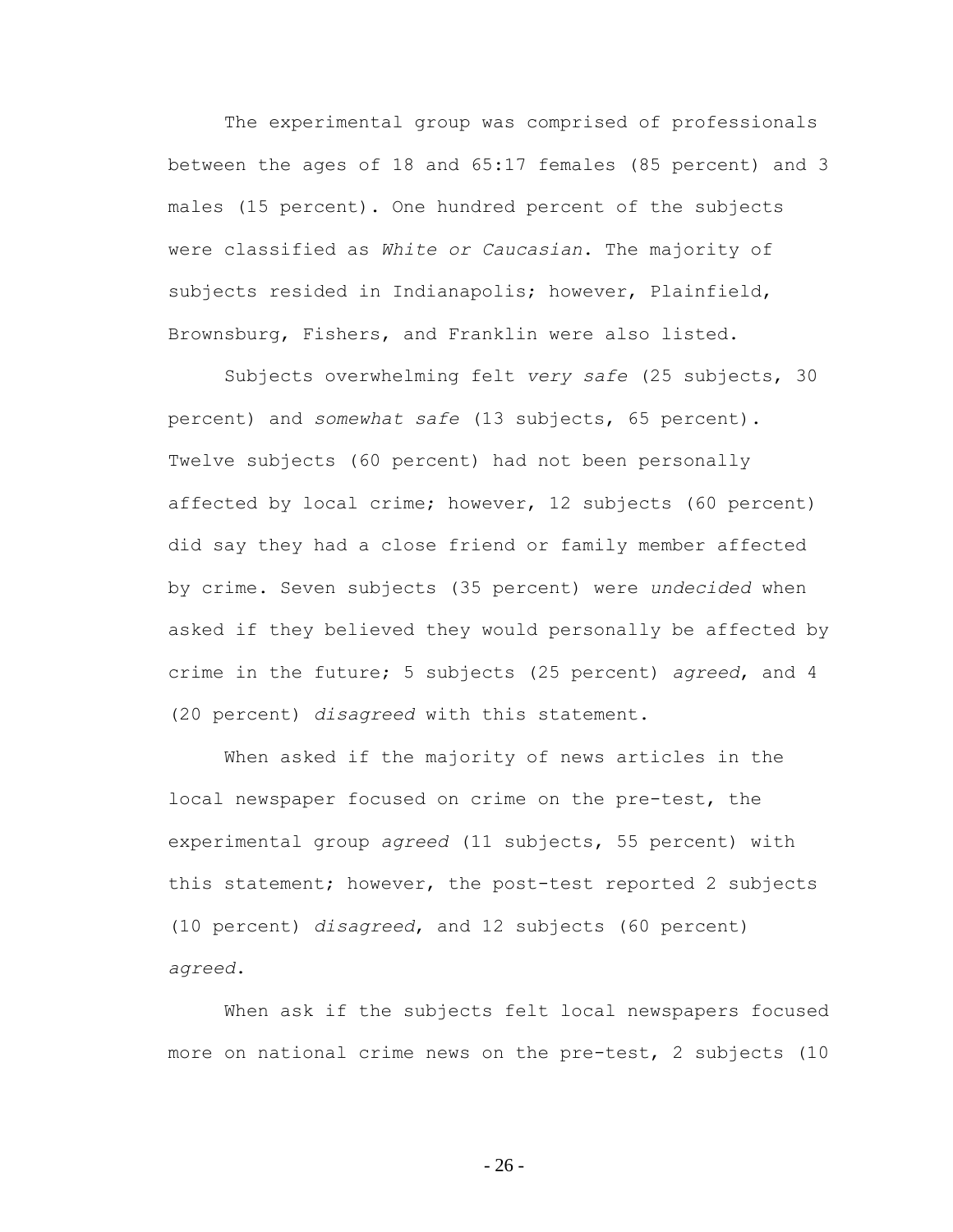The experimental group was comprised of professionals between the ages of 18 and 65:17 females (85 percent) and 3 males (15 percent). One hundred percent of the subjects were classified as *White or Caucasian*. The majority of subjects resided in Indianapolis; however, Plainfield, Brownsburg, Fishers, and Franklin were also listed.

Subjects overwhelming felt *very safe* (25 subjects, 30 percent) and *somewhat safe* (13 subjects, 65 percent). Twelve subjects (60 percent) had not been personally affected by local crime; however, 12 subjects (60 percent) did say they had a close friend or family member affected by crime. Seven subjects (35 percent) were *undecided* when asked if they believed they would personally be affected by crime in the future; 5 subjects (25 percent) *agreed*, and 4 (20 percent) *disagreed* with this statement.

When asked if the majority of news articles in the local newspaper focused on crime on the pre-test, the experimental group *agreed* (11 subjects, 55 percent) with this statement; however, the post-test reported 2 subjects (10 percent) *disagreed*, and 12 subjects (60 percent) *agreed*.

When ask if the subjects felt local newspapers focused more on national crime news on the pre-test, 2 subjects (10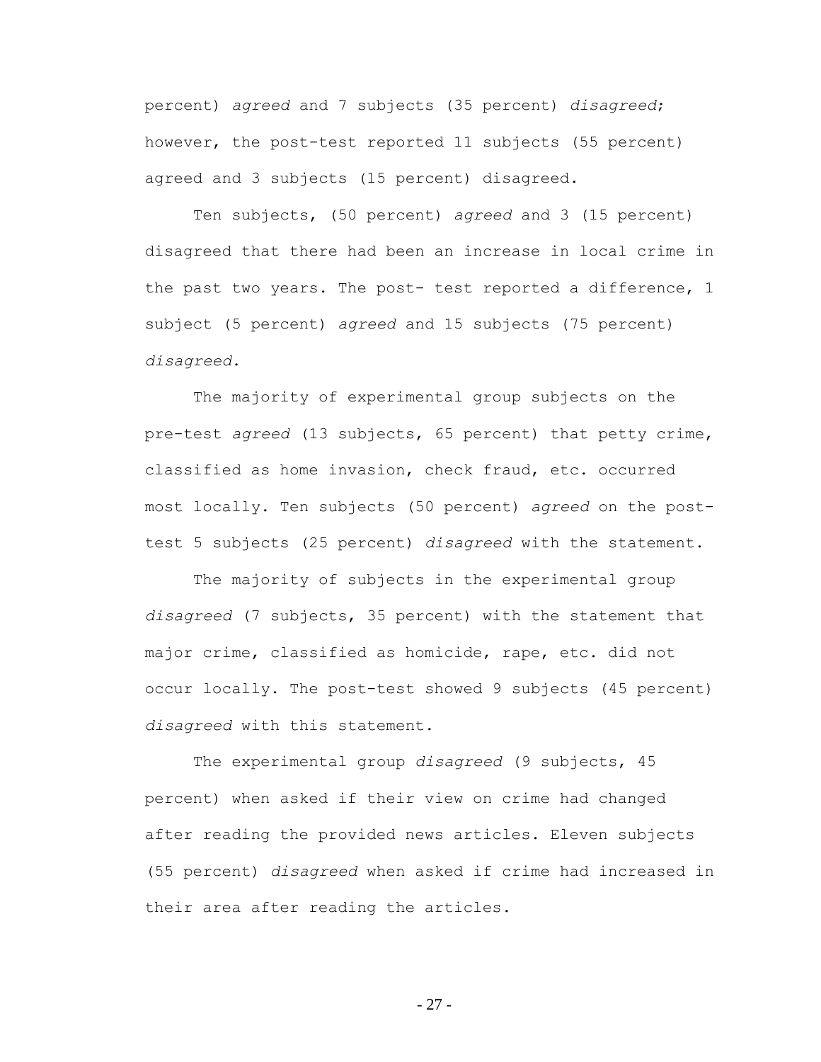percent) *agreed* and 7 subjects (35 percent) *disagreed*; however, the post-test reported 11 subjects (55 percent) agreed and 3 subjects (15 percent) disagreed.

Ten subjects, (50 percent) *agreed* and 3 (15 percent) disagreed that there had been an increase in local crime in the past two years. The post- test reported a difference, 1 subject (5 percent) *agreed* and 15 subjects (75 percent) *disagreed*.

The majority of experimental group subjects on the pre-test *agreed* (13 subjects, 65 percent) that petty crime, classified as home invasion, check fraud, etc. occurred most locally. Ten subjects (50 percent) *agreed* on the post-test 5 subjects (25 percent) *disagreed* with the statement.

The majority of subjects in the experimental group *disagreed* (7 subjects, 35 percent) with the statement that major crime, classified as homicide, rape, etc. did not occur locally. The post-test showed 9 subjects (45 percent) *disagreed* with this statement.

The experimental group *disagreed* (9 subjects, 45 percent) when asked if their view on crime had changed after reading the provided news articles. Eleven subjects (55 percent) *disagreed* when asked if crime had increased in their area after reading the articles.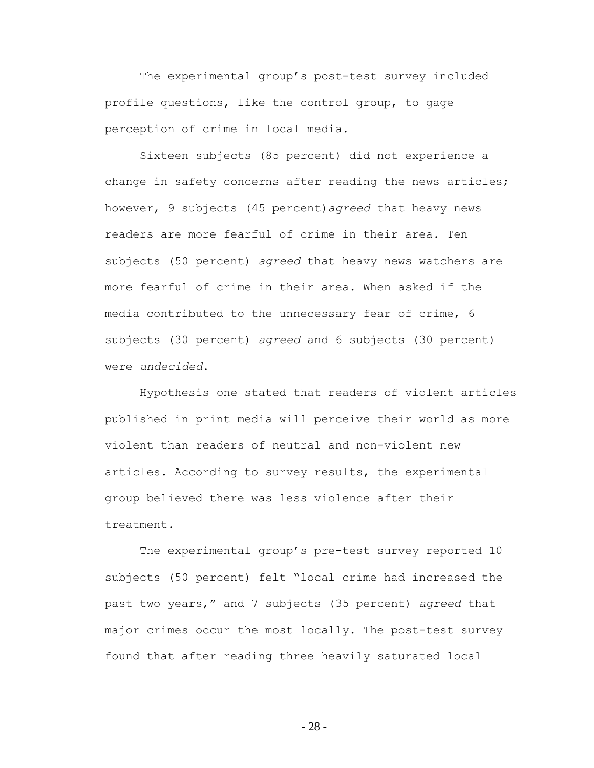The experimental group's post-test survey included profile questions, like the control group, to gage perception of crime in local media.

Sixteen subjects (85 percent) did not experience a change in safety concerns after reading the news articles; however, 9 subjects (45 percent)*agreed* that heavy news readers are more fearful of crime in their area. Ten subjects (50 percent) *agreed* that heavy news watchers are more fearful of crime in their area. When asked if the media contributed to the unnecessary fear of crime, 6 subjects (30 percent) *agreed* and 6 subjects (30 percent) were *undecided*.

Hypothesis one stated that readers of violent articles published in print media will perceive their world as more violent than readers of neutral and non-violent new articles. According to survey results, the experimental group believed there was less violence after their treatment.

The experimental group's pre-test survey reported 10 subjects (50 percent) felt "local crime had increased the past two years," and 7 subjects (35 percent) *agreed* that major crimes occur the most locally. The post-test survey found that after reading three heavily saturated local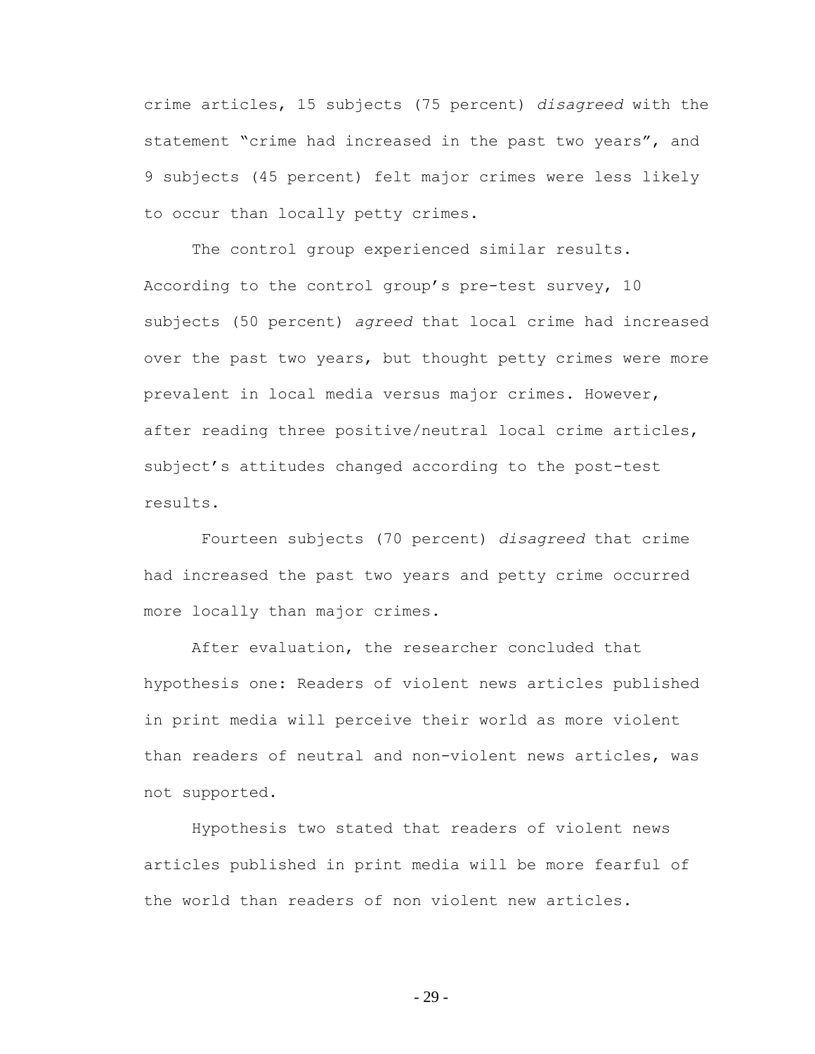crime articles, 15 subjects (75 percent) *disagreed* with the statement "crime had increased in the past two years", and 9 subjects (45 percent) felt major crimes were less likely to occur than locally petty crimes.

The control group experienced similar results. According to the control group's pre-test survey, 10 subjects (50 percent) *agreed* that local crime had increased over the past two years, but thought petty crimes were more prevalent in local media versus major crimes. However, after reading three positive/neutral local crime articles, subject's attitudes changed according to the post-test results.

Fourteen subjects (70 percent) *disagreed* that crime had increased the past two years and petty crime occurred more locally than major crimes.

After evaluation, the researcher concluded that hypothesis one: Readers of violent news articles published in print media will perceive their world as more violent than readers of neutral and non-violent news articles, was not supported.

Hypothesis two stated that readers of violent news articles published in print media will be more fearful of the world than readers of non violent new articles.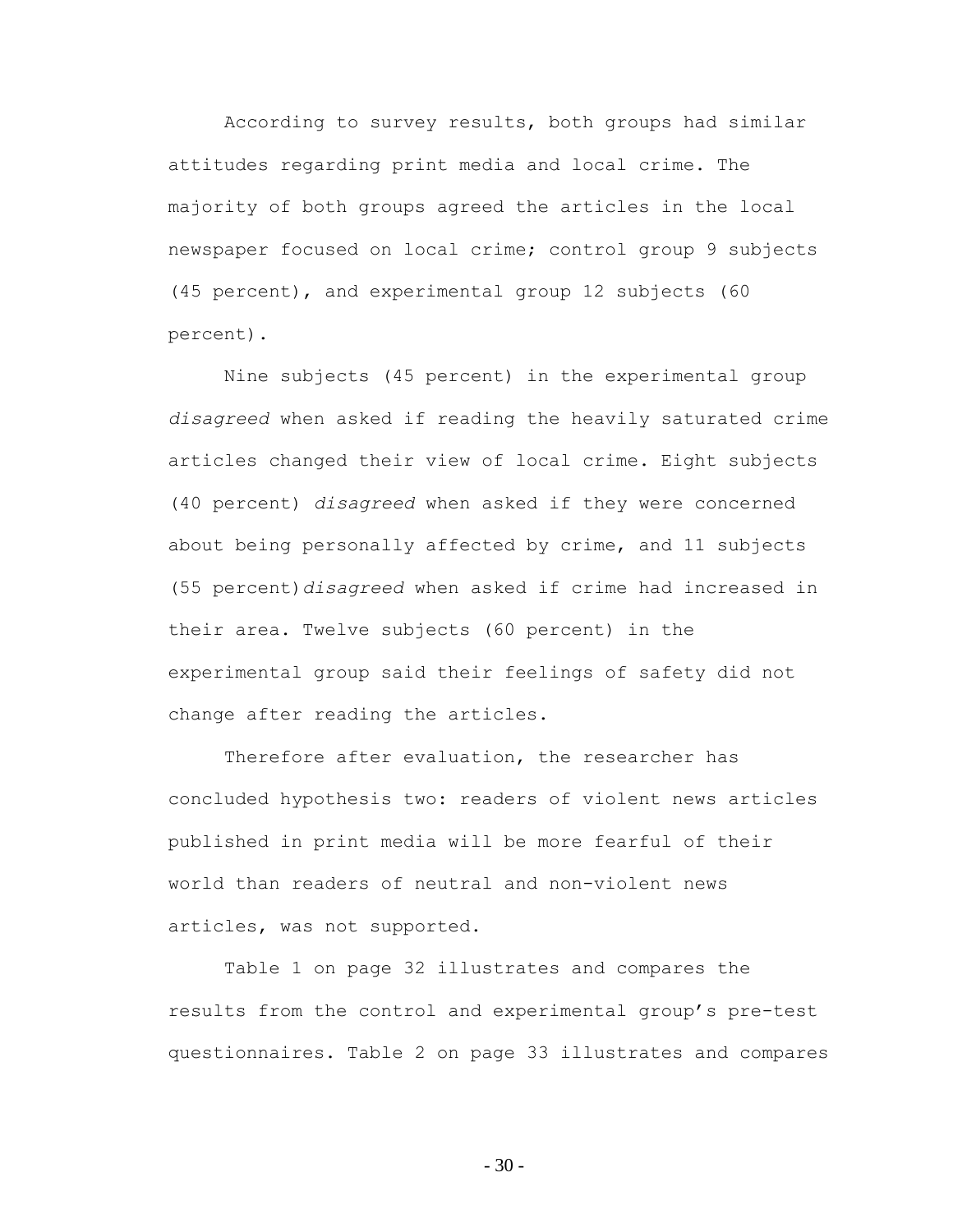According to survey results, both groups had similar attitudes regarding print media and local crime. The majority of both groups agreed the articles in the local newspaper focused on local crime; control group 9 subjects (45 percent), and experimental group 12 subjects (60 percent).

Nine subjects (45 percent) in the experimental group *disagreed* when asked if reading the heavily saturated crime articles changed their view of local crime. Eight subjects (40 percent) *disagreed* when asked if they were concerned about being personally affected by crime, and 11 subjects (55 percent)*disagreed* when asked if crime had increased in their area. Twelve subjects (60 percent) in the experimental group said their feelings of safety did not change after reading the articles.

Therefore after evaluation, the researcher has concluded hypothesis two: readers of violent news articles published in print media will be more fearful of their world than readers of neutral and non-violent news articles, was not supported.

Table 1 on page 32 illustrates and compares the results from the control and experimental group's pre-test questionnaires. Table 2 on page 33 illustrates and compares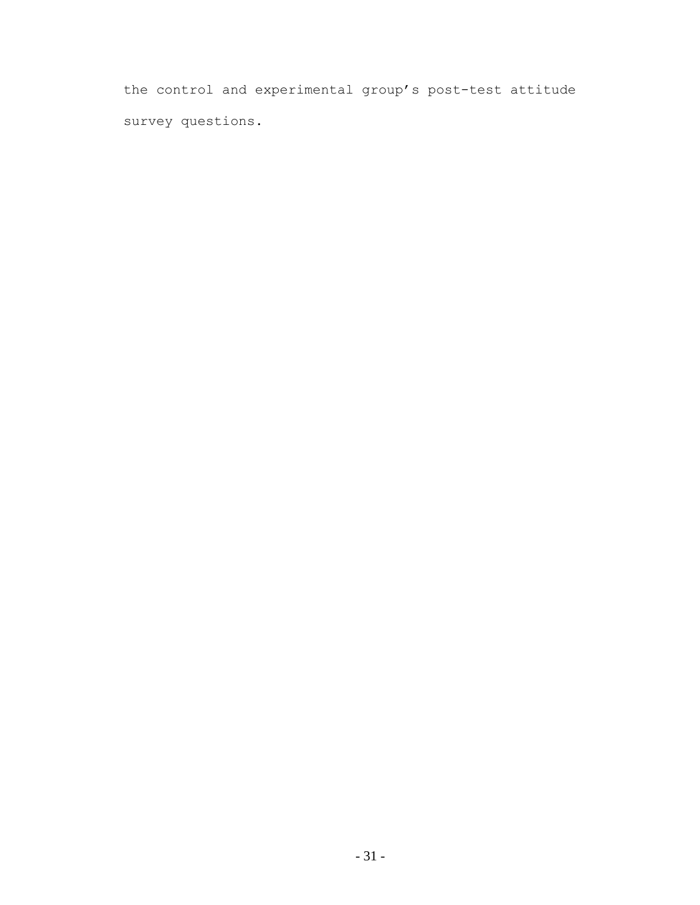the control and experimental group's post-test attitude survey questions.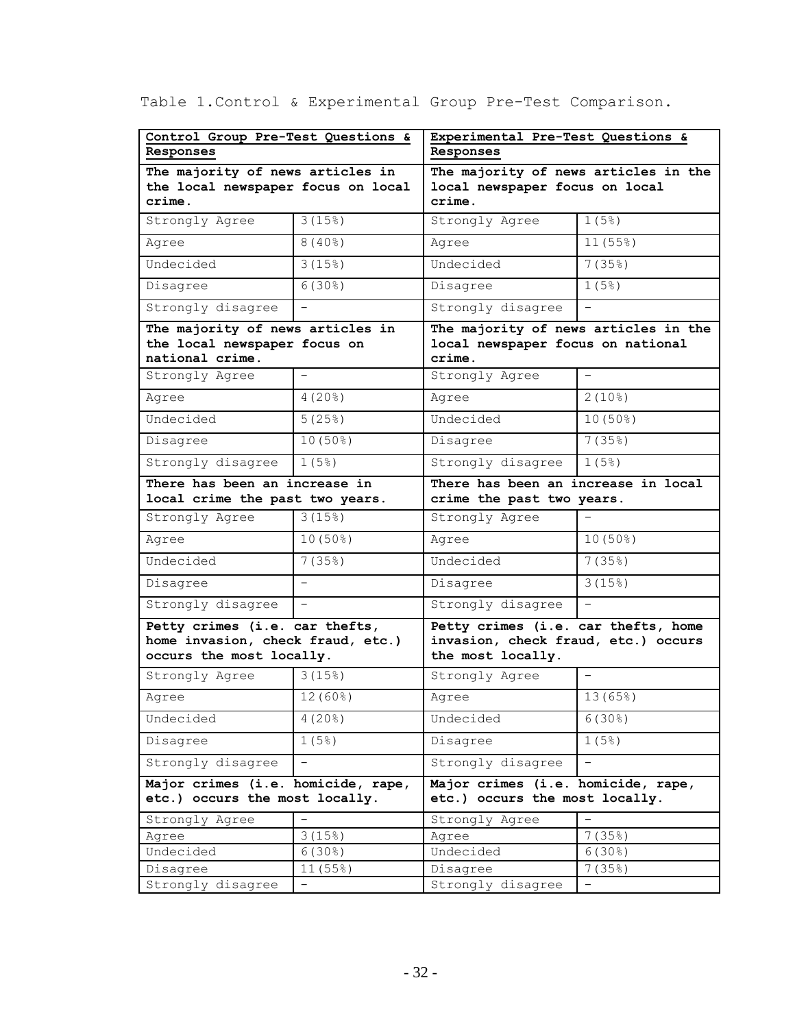Table 1.Control & Experimental Group Pre-Test Comparison.

| **Control Group Pre-Test Questions & Responses** | | **Experimental Pre-Test Questions & Responses** | |
|---|---|---|---|
| **The majority of news articles in the local newspaper focus on local crime.** | | **The majority of news articles in the local newspaper focus on local crime.** | |
| Strongly Agree | 3(15%) | Strongly Agree | 1(5%) |
| Agree | 8(40%) | Agree | 11(55%) |
| Undecided | 3(15%) | Undecided | 7(35%) |
| Disagree | 6(30%) | Disagree | 1(5%) |
| Strongly disagree | - | Strongly disagree | - |
| **The majority of news articles in the local newspaper focus on national crime.** | | **The majority of news articles in the local newspaper focus on national crime.** | |
| Strongly Agree | - | Strongly Agree | - |
| Agree | 4(20%) | Agree | 2(10%) |
| Undecided | 5(25%) | Undecided | 10(50%) |
| Disagree | 10(50%) | Disagree | 7(35%) |
| Strongly disagree | 1(5%) | Strongly disagree | 1(5%) |
| **There has been an increase in local crime the past two years.** | | **There has been an increase in local crime the past two years.** | |
| Strongly Agree | 3(15%) | Strongly Agree | - |
| Agree | 10(50%) | Agree | 10(50%) |
| Undecided | 7(35%) | Undecided | 7(35%) |
| Disagree | - | Disagree | 3(15%) |
| Strongly disagree | - | Strongly disagree | - |
| **Petty crimes (i.e. car thefts, home invasion, check fraud, etc.) occurs the most locally.** | | **Petty crimes (i.e. car thefts, home invasion, check fraud, etc.) occurs the most locally.** | |
| Strongly Agree | 3(15%) | Strongly Agree | - |
| Agree | 12(60%) | Agree | 13(65%) |
| Undecided | 4(20%) | Undecided | 6(30%) |
| Disagree | 1(5%) | Disagree | 1(5%) |
| Strongly disagree | - | Strongly disagree | - |
| **Major crimes (i.e. homicide, rape, etc.) occurs the most locally.** | | **Major crimes (i.e. homicide, rape, etc.) occurs the most locally.** | |
| Strongly Agree | - | Strongly Agree | - |
| Agree | 3(15%) | Agree | 7(35%) |
| Undecided | 6(30%) | Undecided | 6(30%) |
| Disagree | 11(55%) | Disagree | 7(35%) |
| Strongly disagree | - | Strongly disagree | - |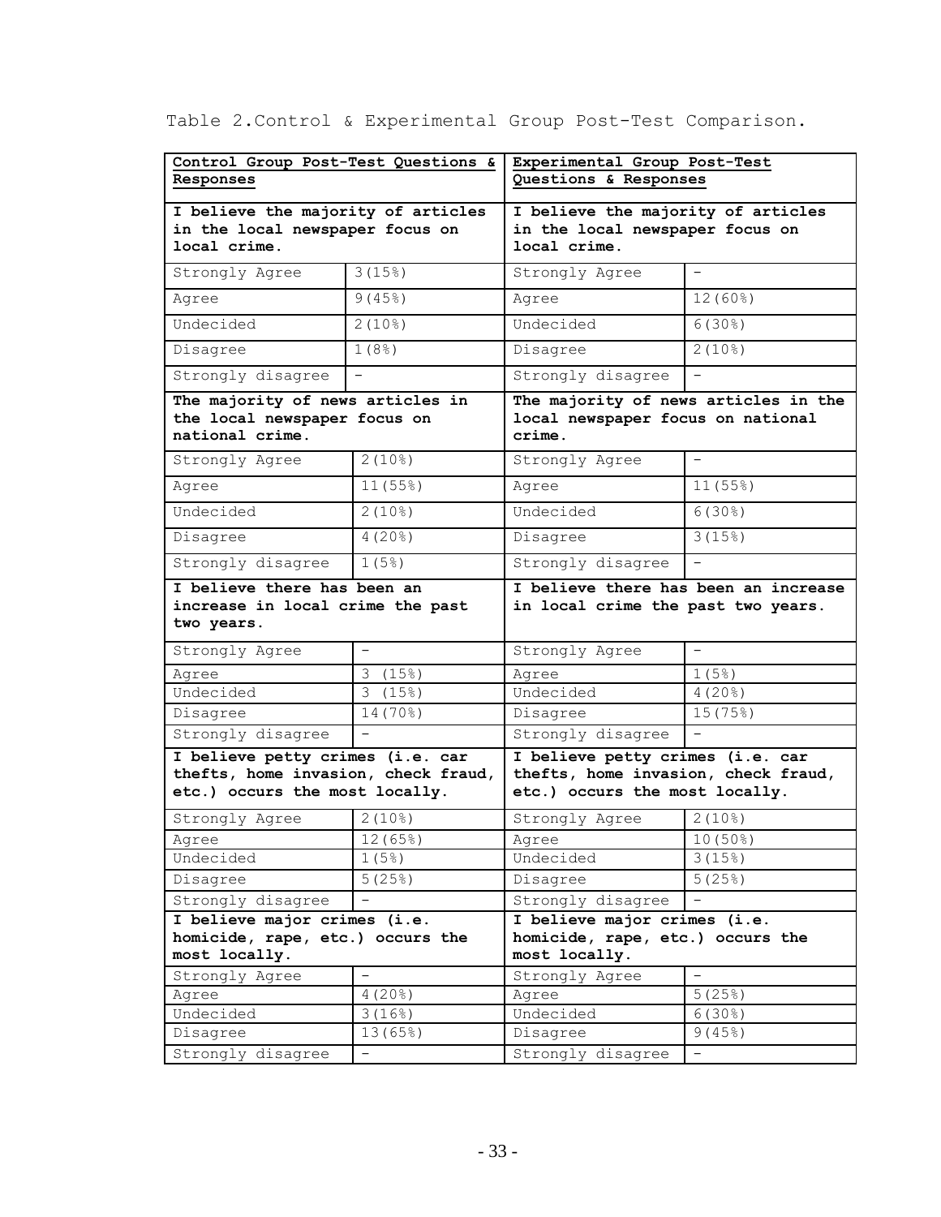Table 2.Control & Experimental Group Post-Test Comparison.

| **Control Group Post-Test Questions & Responses** | | **Experimental Group Post-Test Questions & Responses** | |
|---|---|---|---|
| **I believe the majority of articles in the local newspaper focus on local crime.** | | **I believe the majority of articles in the local newspaper focus on local crime.** | |
| Strongly Agree | 3(15%) | Strongly Agree | - |
| Agree | 9(45%) | Agree | 12(60%) |
| Undecided | 2(10%) | Undecided | 6(30%) |
| Disagree | 1(8%) | Disagree | 2(10%) |
| Strongly disagree | - | Strongly disagree | - |
| **The majority of news articles in the local newspaper focus on national crime.** | | **The majority of news articles in the local newspaper focus on national crime.** | |
| Strongly Agree | 2(10%) | Strongly Agree | - |
| Agree | 11(55%) | Agree | 11(55%) |
| Undecided | 2(10%) | Undecided | 6(30%) |
| Disagree | 4(20%) | Disagree | 3(15%) |
| Strongly disagree | 1(5%) | Strongly disagree | - |
| **I believe there has been an increase in local crime the past two years.** | | **I believe there has been an increase in local crime the past two years.** | |
| Strongly Agree | - | Strongly Agree | - |
| Agree | 3 (15%) | Agree | 1(5%) |
| Undecided | 3 (15%) | Undecided | 4(20%) |
| Disagree | 14(70%) | Disagree | 15(75%) |
| Strongly disagree | - | Strongly disagree | - |
| **I believe petty crimes (i.e. car thefts, home invasion, check fraud, etc.) occurs the most locally.** | | **I believe petty crimes (i.e. car thefts, home invasion, check fraud, etc.) occurs the most locally.** | |
| Strongly Agree | 2(10%) | Strongly Agree | 2(10%) |
| Agree | 12(65%) | Agree | 10(50%) |
| Undecided | 1(5%) | Undecided | 3(15%) |
| Disagree | 5(25%) | Disagree | 5(25%) |
| Strongly disagree | - | Strongly disagree | - |
| **I believe major crimes (i.e. homicide, rape, etc.) occurs the most locally.** | | **I believe major crimes (i.e. homicide, rape, etc.) occurs the most locally.** | |
| Strongly Agree | - | Strongly Agree | - |
| Agree | 4(20%) | Agree | 5(25%) |
| Undecided | 3(16%) | Undecided | 6(30%) |
| Disagree | 13(65%) | Disagree | 9(45%) |
| Strongly disagree | - | Strongly disagree | - |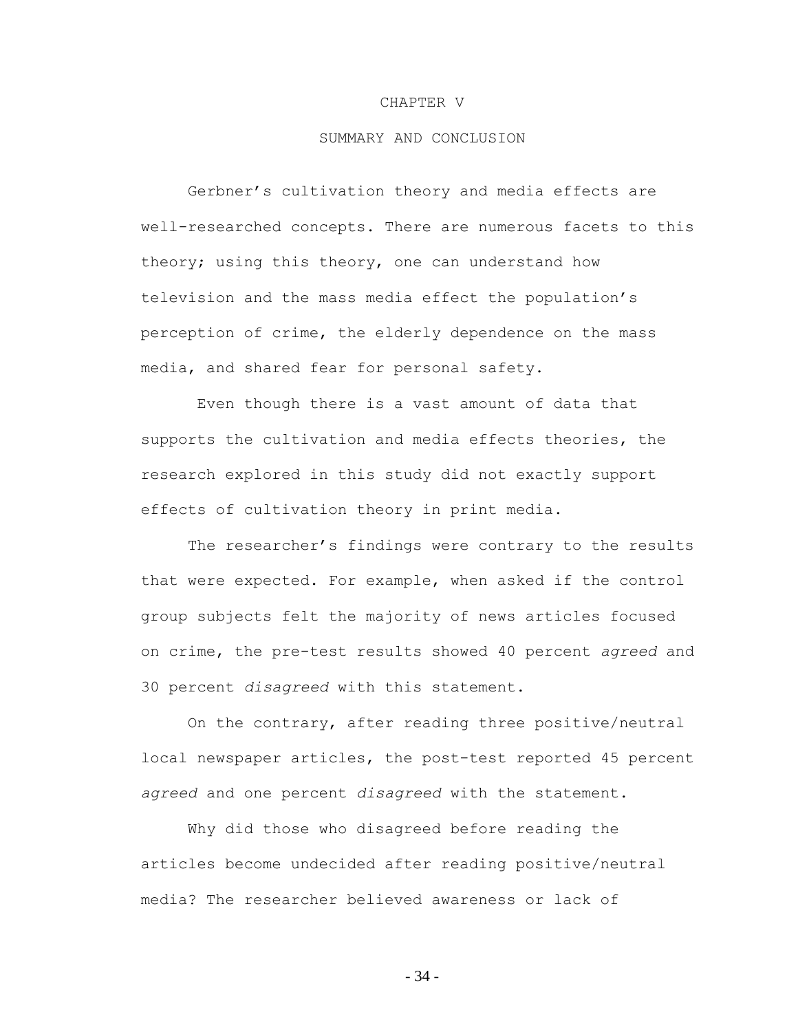# CHAPTER V

## SUMMARY AND CONCLUSION

Gerbner's cultivation theory and media effects are well-researched concepts. There are numerous facets to this theory; using this theory, one can understand how television and the mass media effect the population's perception of crime, the elderly dependence on the mass media, and shared fear for personal safety.

Even though there is a vast amount of data that supports the cultivation and media effects theories, the research explored in this study did not exactly support effects of cultivation theory in print media.

The researcher's findings were contrary to the results that were expected. For example, when asked if the control group subjects felt the majority of news articles focused on crime, the pre-test results showed 40 percent *agreed* and 30 percent *disagreed* with this statement.

On the contrary, after reading three positive/neutral local newspaper articles, the post-test reported 45 percent *agreed* and one percent *disagreed* with the statement.

Why did those who disagreed before reading the articles become undecided after reading positive/neutral media? The researcher believed awareness or lack of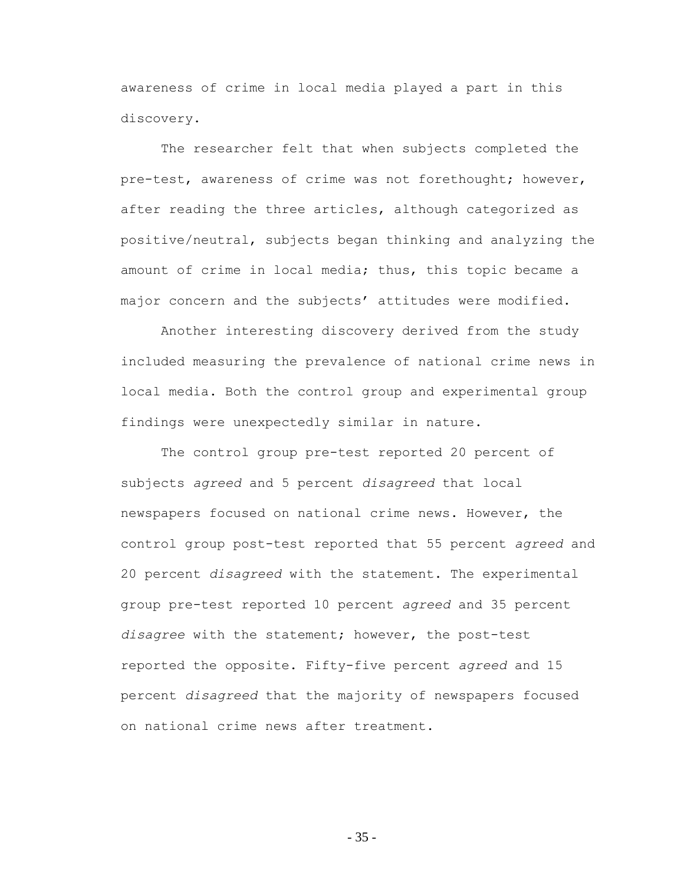awareness of crime in local media played a part in this discovery.

The researcher felt that when subjects completed the pre-test, awareness of crime was not forethought; however, after reading the three articles, although categorized as positive/neutral, subjects began thinking and analyzing the amount of crime in local media; thus, this topic became a major concern and the subjects' attitudes were modified.

Another interesting discovery derived from the study included measuring the prevalence of national crime news in local media. Both the control group and experimental group findings were unexpectedly similar in nature.

The control group pre-test reported 20 percent of subjects *agreed* and 5 percent *disagreed* that local newspapers focused on national crime news. However, the control group post-test reported that 55 percent *agreed* and 20 percent *disagreed* with the statement. The experimental group pre-test reported 10 percent *agreed* and 35 percent *disagree* with the statement; however, the post-test reported the opposite. Fifty-five percent *agreed* and 15 percent *disagreed* that the majority of newspapers focused on national crime news after treatment.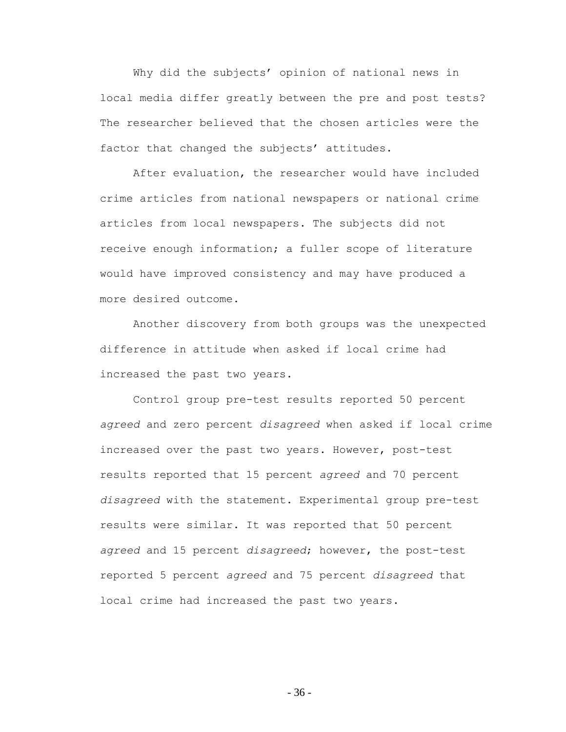Why did the subjects' opinion of national news in local media differ greatly between the pre and post tests? The researcher believed that the chosen articles were the factor that changed the subjects' attitudes.

After evaluation, the researcher would have included crime articles from national newspapers or national crime articles from local newspapers. The subjects did not receive enough information; a fuller scope of literature would have improved consistency and may have produced a more desired outcome.

Another discovery from both groups was the unexpected difference in attitude when asked if local crime had increased the past two years.

Control group pre-test results reported 50 percent *agreed* and zero percent *disagreed* when asked if local crime increased over the past two years. However, post-test results reported that 15 percent *agreed* and 70 percent *disagreed* with the statement. Experimental group pre-test results were similar. It was reported that 50 percent *agreed* and 15 percent *disagreed*; however, the post-test reported 5 percent *agreed* and 75 percent *disagreed* that local crime had increased the past two years.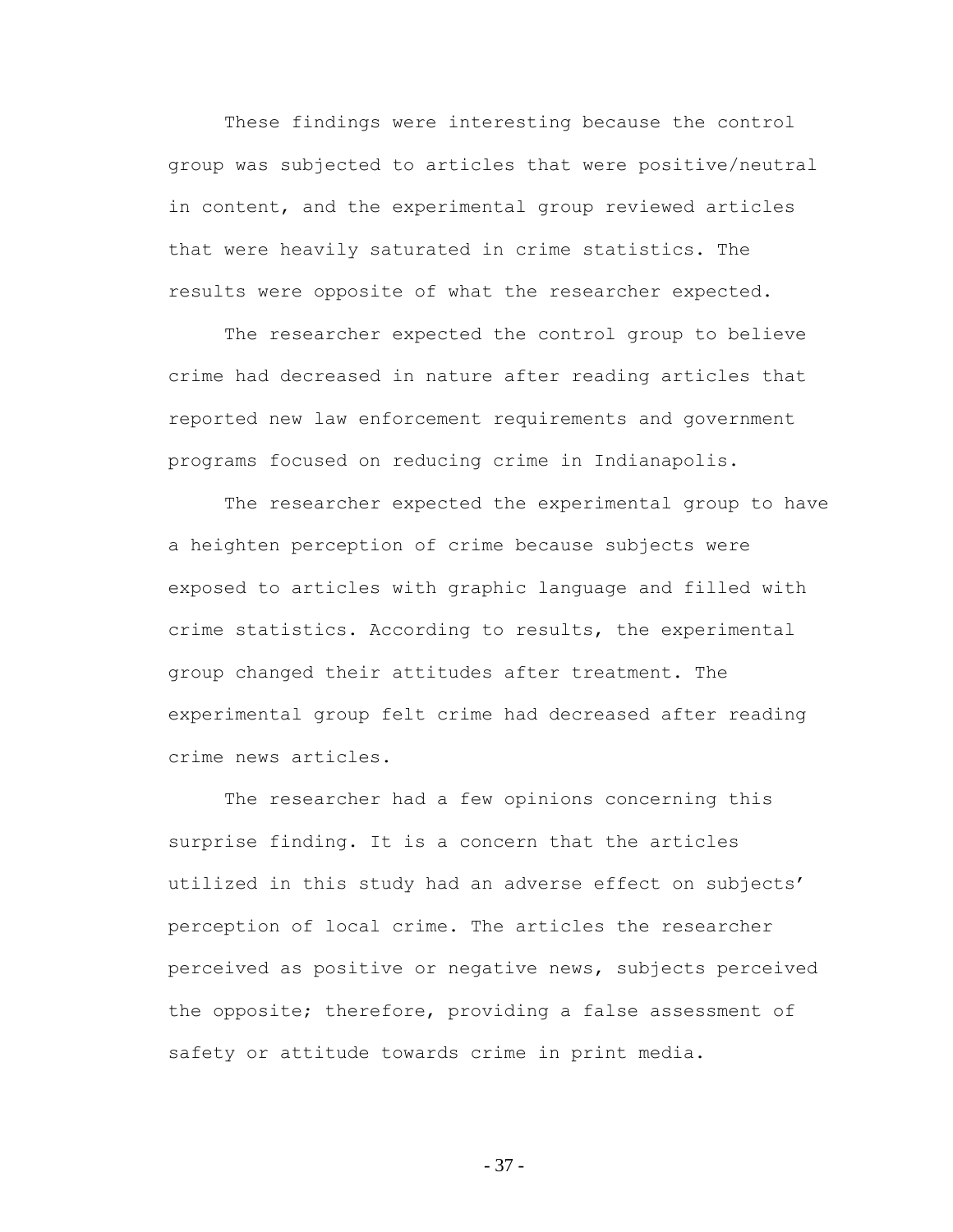These findings were interesting because the control group was subjected to articles that were positive/neutral in content, and the experimental group reviewed articles that were heavily saturated in crime statistics. The results were opposite of what the researcher expected.

The researcher expected the control group to believe crime had decreased in nature after reading articles that reported new law enforcement requirements and government programs focused on reducing crime in Indianapolis.

The researcher expected the experimental group to have a heighten perception of crime because subjects were exposed to articles with graphic language and filled with crime statistics. According to results, the experimental group changed their attitudes after treatment. The experimental group felt crime had decreased after reading crime news articles.

The researcher had a few opinions concerning this surprise finding. It is a concern that the articles utilized in this study had an adverse effect on subjects' perception of local crime. The articles the researcher perceived as positive or negative news, subjects perceived the opposite; therefore, providing a false assessment of safety or attitude towards crime in print media.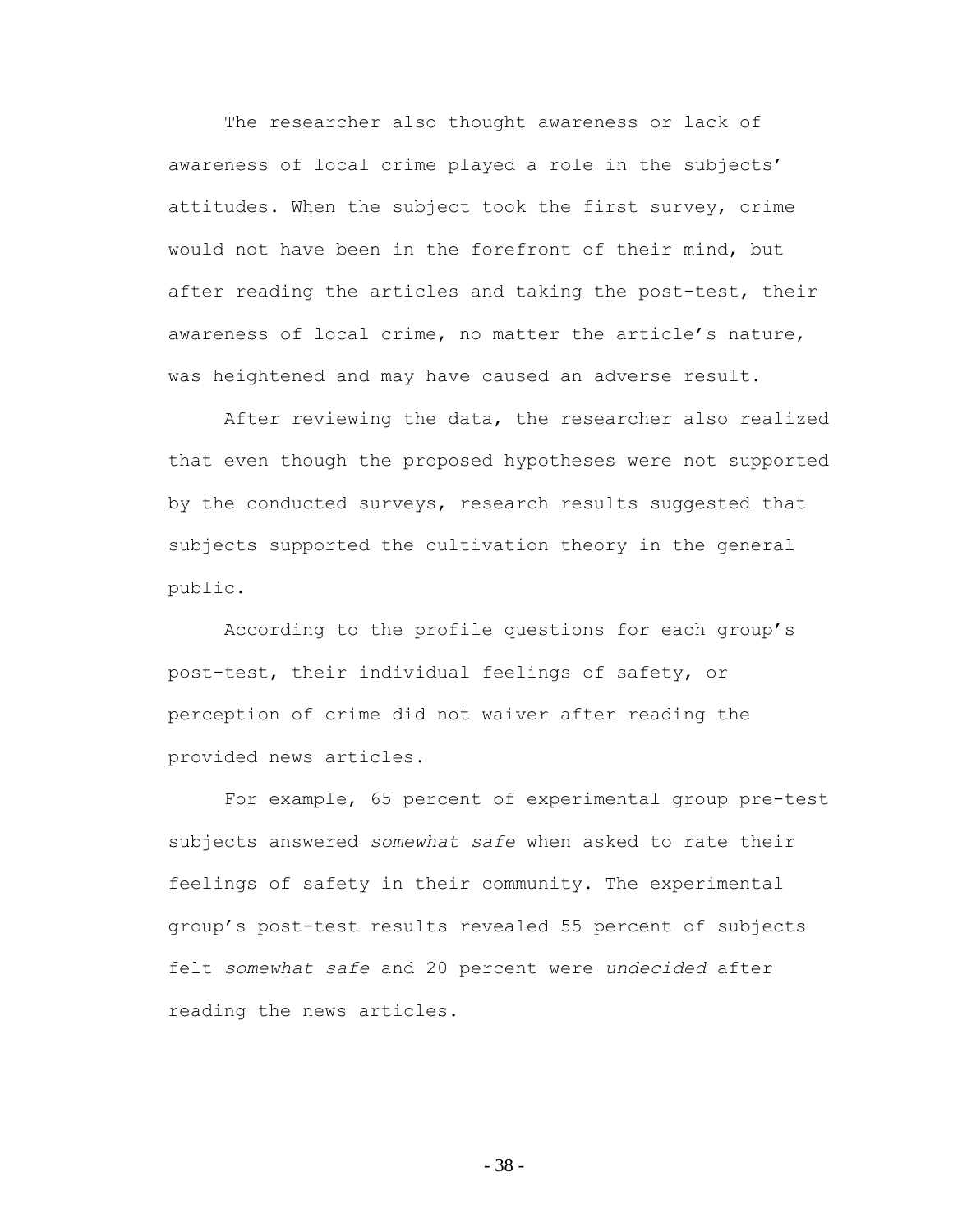The researcher also thought awareness or lack of awareness of local crime played a role in the subjects' attitudes. When the subject took the first survey, crime would not have been in the forefront of their mind, but after reading the articles and taking the post-test, their awareness of local crime, no matter the article's nature, was heightened and may have caused an adverse result.

After reviewing the data, the researcher also realized that even though the proposed hypotheses were not supported by the conducted surveys, research results suggested that subjects supported the cultivation theory in the general public.

According to the profile questions for each group's post-test, their individual feelings of safety, or perception of crime did not waiver after reading the provided news articles.

For example, 65 percent of experimental group pre-test subjects answered *somewhat safe* when asked to rate their feelings of safety in their community. The experimental group's post-test results revealed 55 percent of subjects felt *somewhat safe* and 20 percent were *undecided* after reading the news articles.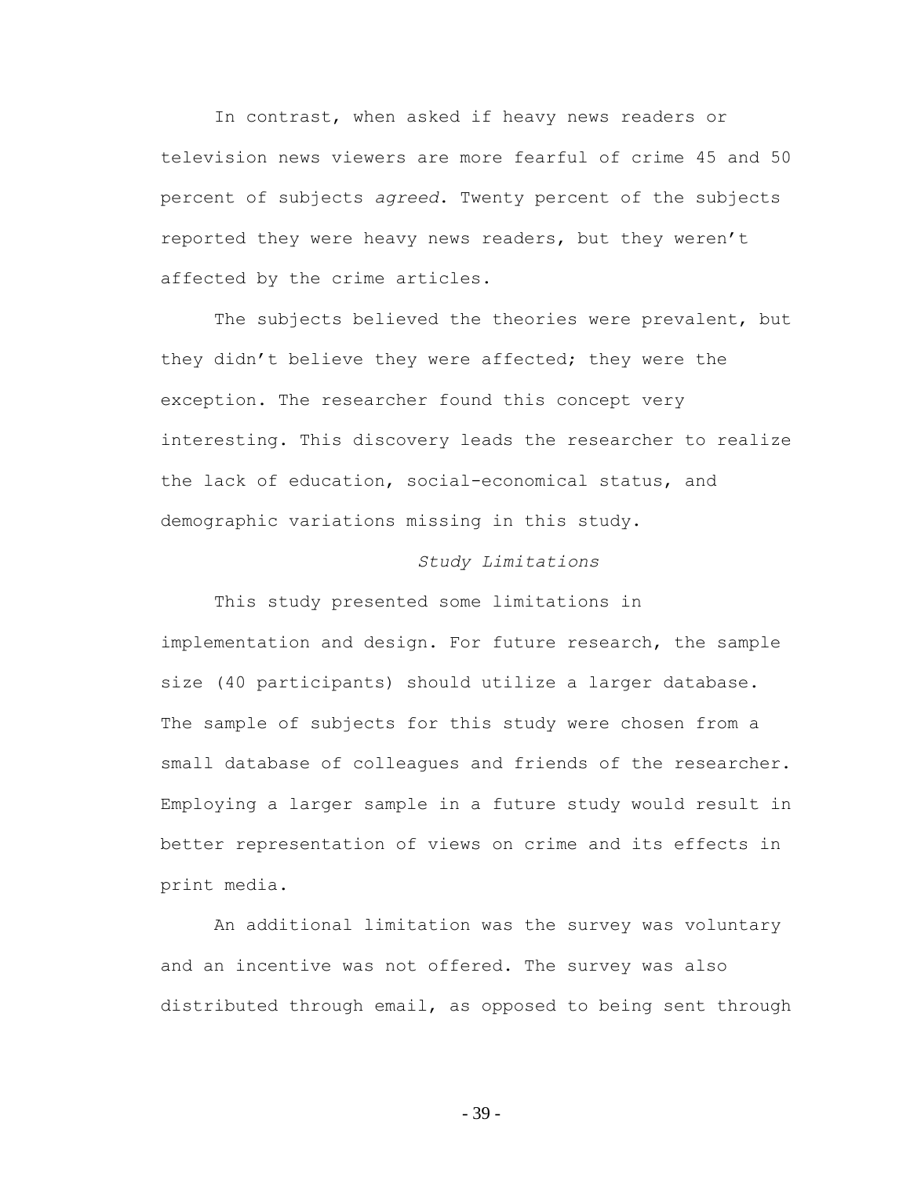In contrast, when asked if heavy news readers or television news viewers are more fearful of crime 45 and 50 percent of subjects *agreed*. Twenty percent of the subjects reported they were heavy news readers, but they weren't affected by the crime articles.

The subjects believed the theories were prevalent, but they didn't believe they were affected; they were the exception. The researcher found this concept very interesting. This discovery leads the researcher to realize the lack of education, social-economical status, and demographic variations missing in this study.

### *Study Limitations*

This study presented some limitations in implementation and design. For future research, the sample size (40 participants) should utilize a larger database. The sample of subjects for this study were chosen from a small database of colleagues and friends of the researcher. Employing a larger sample in a future study would result in better representation of views on crime and its effects in print media.

An additional limitation was the survey was voluntary and an incentive was not offered. The survey was also distributed through email, as opposed to being sent through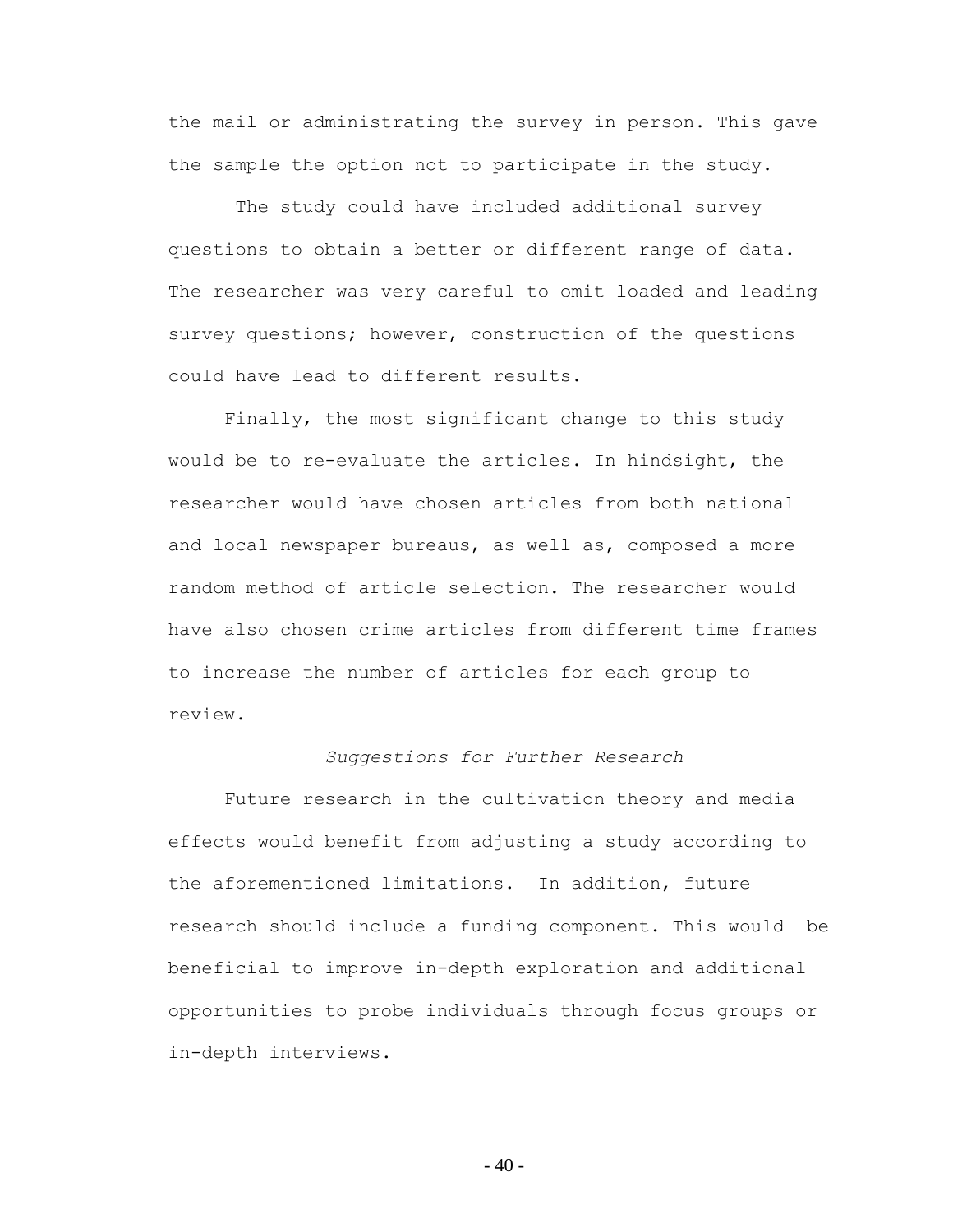the mail or administrating the survey in person. This gave the sample the option not to participate in the study.

The study could have included additional survey questions to obtain a better or different range of data. The researcher was very careful to omit loaded and leading survey questions; however, construction of the questions could have lead to different results.

Finally, the most significant change to this study would be to re-evaluate the articles. In hindsight, the researcher would have chosen articles from both national and local newspaper bureaus, as well as, composed a more random method of article selection. The researcher would have also chosen crime articles from different time frames to increase the number of articles for each group to review.

### *Suggestions for Further Research*

Future research in the cultivation theory and media effects would benefit from adjusting a study according to the aforementioned limitations. In addition, future research should include a funding component. This would be beneficial to improve in-depth exploration and additional opportunities to probe individuals through focus groups or in-depth interviews.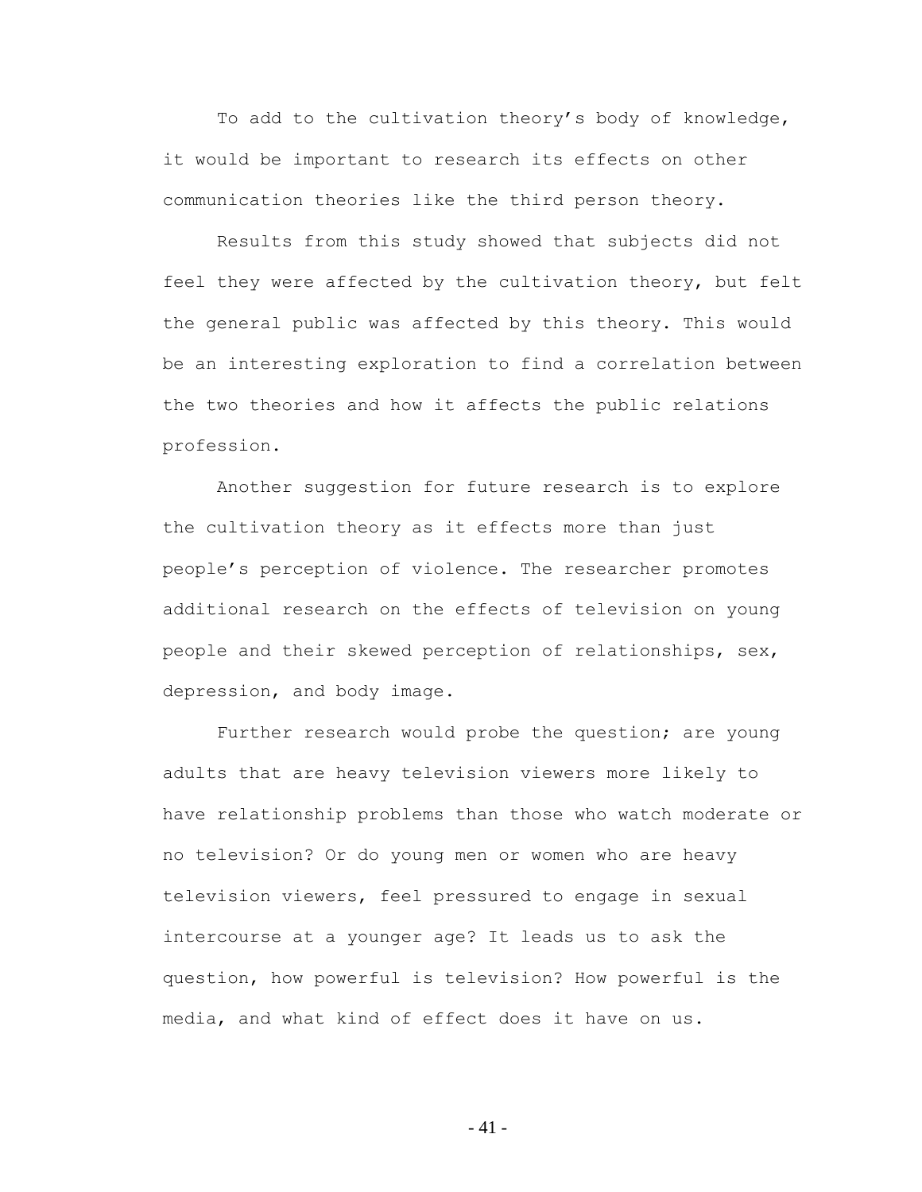To add to the cultivation theory's body of knowledge, it would be important to research its effects on other communication theories like the third person theory.

Results from this study showed that subjects did not feel they were affected by the cultivation theory, but felt the general public was affected by this theory. This would be an interesting exploration to find a correlation between the two theories and how it affects the public relations profession.

Another suggestion for future research is to explore the cultivation theory as it effects more than just people's perception of violence. The researcher promotes additional research on the effects of television on young people and their skewed perception of relationships, sex, depression, and body image.

Further research would probe the question; are young adults that are heavy television viewers more likely to have relationship problems than those who watch moderate or no television? Or do young men or women who are heavy television viewers, feel pressured to engage in sexual intercourse at a younger age? It leads us to ask the question, how powerful is television? How powerful is the media, and what kind of effect does it have on us.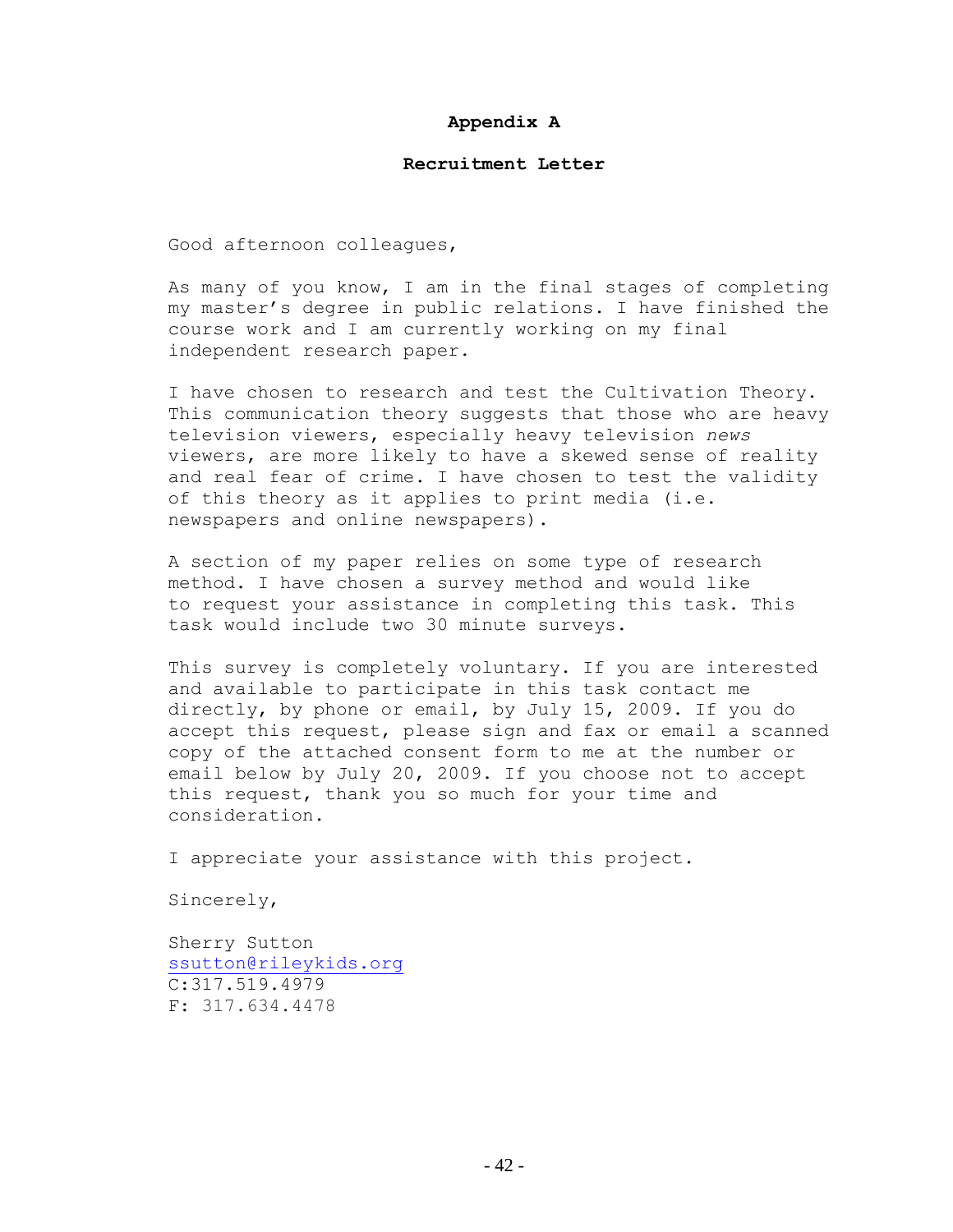# Appendix A

## Recruitment Letter

Good afternoon colleagues,

As many of you know, I am in the final stages of completing my master's degree in public relations. I have finished the course work and I am currently working on my final independent research paper.

I have chosen to research and test the Cultivation Theory. This communication theory suggests that those who are heavy television viewers, especially heavy television *news* viewers, are more likely to have a skewed sense of reality and real fear of crime. I have chosen to test the validity of this theory as it applies to print media (i.e. newspapers and online newspapers).

A section of my paper relies on some type of research method. I have chosen a survey method and would like to request your assistance in completing this task. This task would include two 30 minute surveys.

This survey is completely voluntary. If you are interested and available to participate in this task contact me directly, by phone or email, by July 15, 2009. If you do accept this request, please sign and fax or email a scanned copy of the attached consent form to me at the number or email below by July 20, 2009. If you choose not to accept this request, thank you so much for your time and consideration.

I appreciate your assistance with this project.

Sincerely,

Sherry Sutton
ssutton@rileykids.org
C:317.519.4979
F: 317.634.4478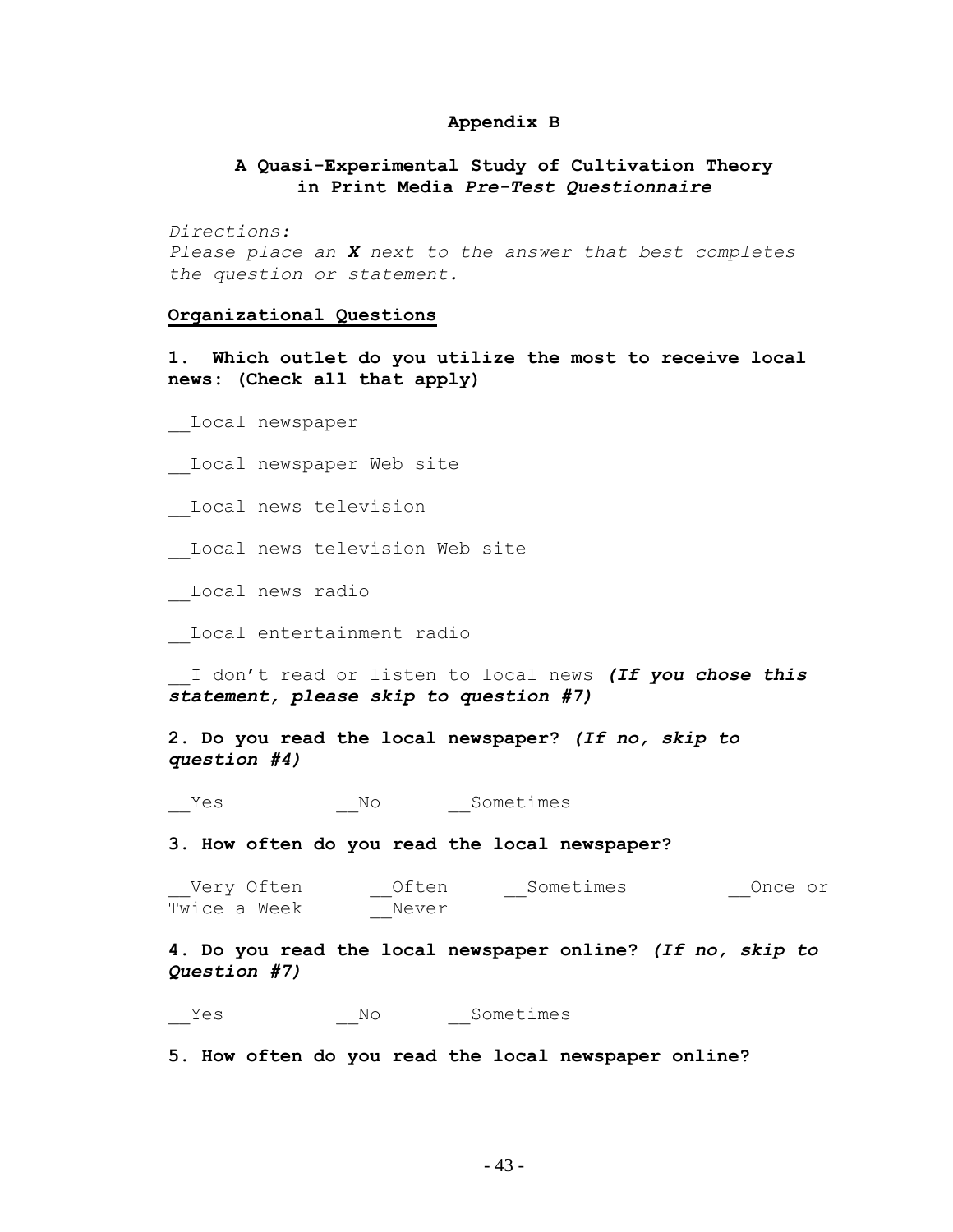**Appendix B**

**A Quasi-Experimental Study of Cultivation Theory in Print Media *Pre-Test Questionnaire***

*Directions:*
*Please place an **X** next to the answer that best completes the question or statement.*

**Organizational Questions**

**1. Which outlet do you utilize the most to receive local news: (Check all that apply)**

__Local newspaper

__Local newspaper Web site

__Local news television

__Local news television Web site

__Local news radio

__Local entertainment radio

__I don't read or listen to local news ***(If you chose this statement, please skip to question #7)***

**2. Do you read the local newspaper? *(If no, skip to question #4)***

__Yes __No __Sometimes

**3. How often do you read the local newspaper?**

__Very Often __Often __Sometimes __Once or Twice a Week __Never

**4. Do you read the local newspaper online? *(If no, skip to Question #7)***

__Yes __No __Sometimes

**5. How often do you read the local newspaper online?**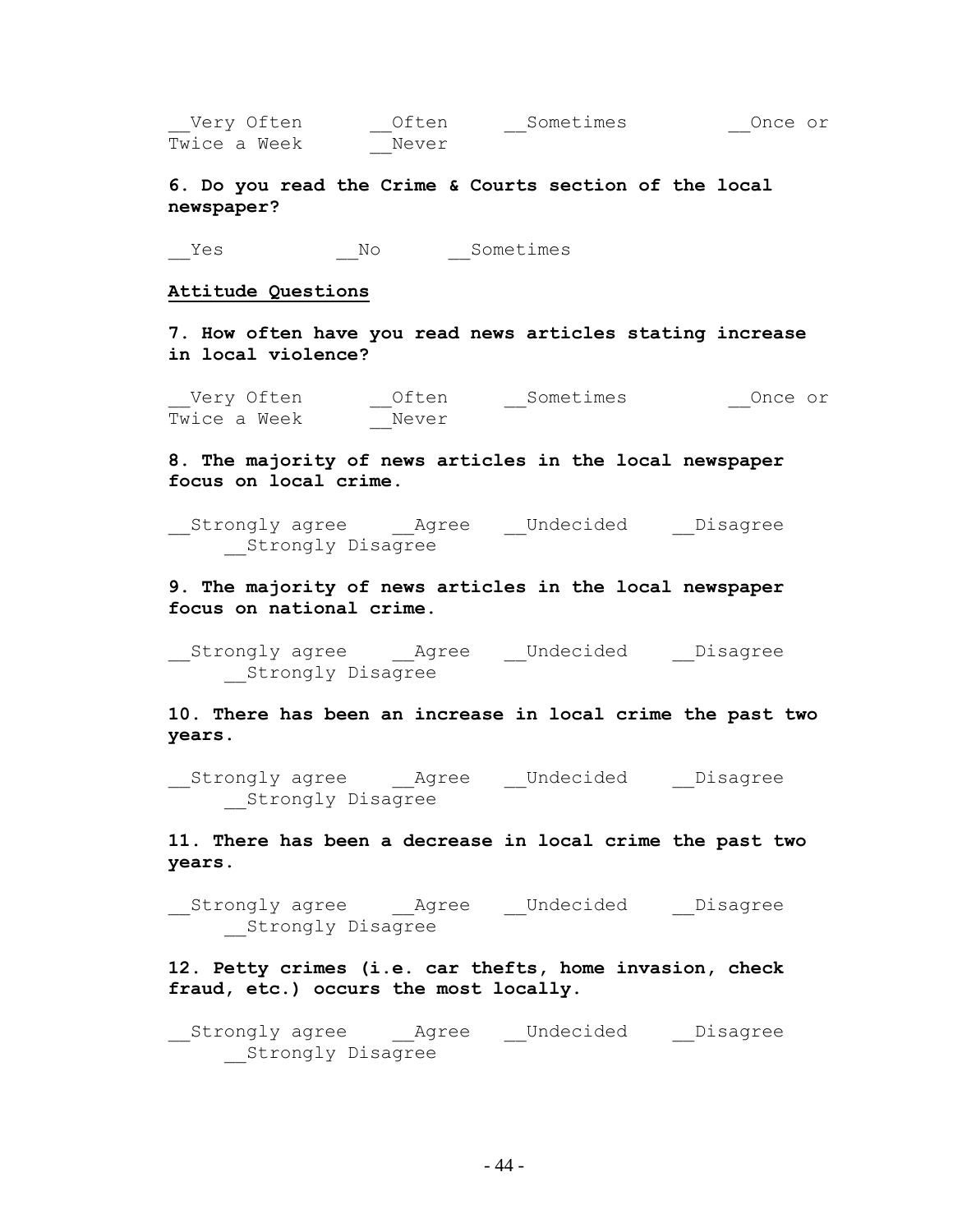__Very Often __Often __Sometimes __Once or Twice a Week __Never

**6. Do you read the Crime & Courts section of the local newspaper?**

__Yes __No __Sometimes

**<u>Attitude Questions</u>**

**7. How often have you read news articles stating increase in local violence?**

__Very Often __Often __Sometimes __Once or Twice a Week __Never

**8. The majority of news articles in the local newspaper focus on local crime.**

__Strongly agree __Agree __Undecided __Disagree __Strongly Disagree

**9. The majority of news articles in the local newspaper focus on national crime.**

__Strongly agree __Agree __Undecided __Disagree __Strongly Disagree

**10. There has been an increase in local crime the past two years.**

__Strongly agree __Agree __Undecided __Disagree __Strongly Disagree

**11. There has been a decrease in local crime the past two years.**

__Strongly agree __Agree __Undecided __Disagree __Strongly Disagree

**12. Petty crimes (i.e. car thefts, home invasion, check fraud, etc.) occurs the most locally.**

__Strongly agree __Agree __Undecided __Disagree __Strongly Disagree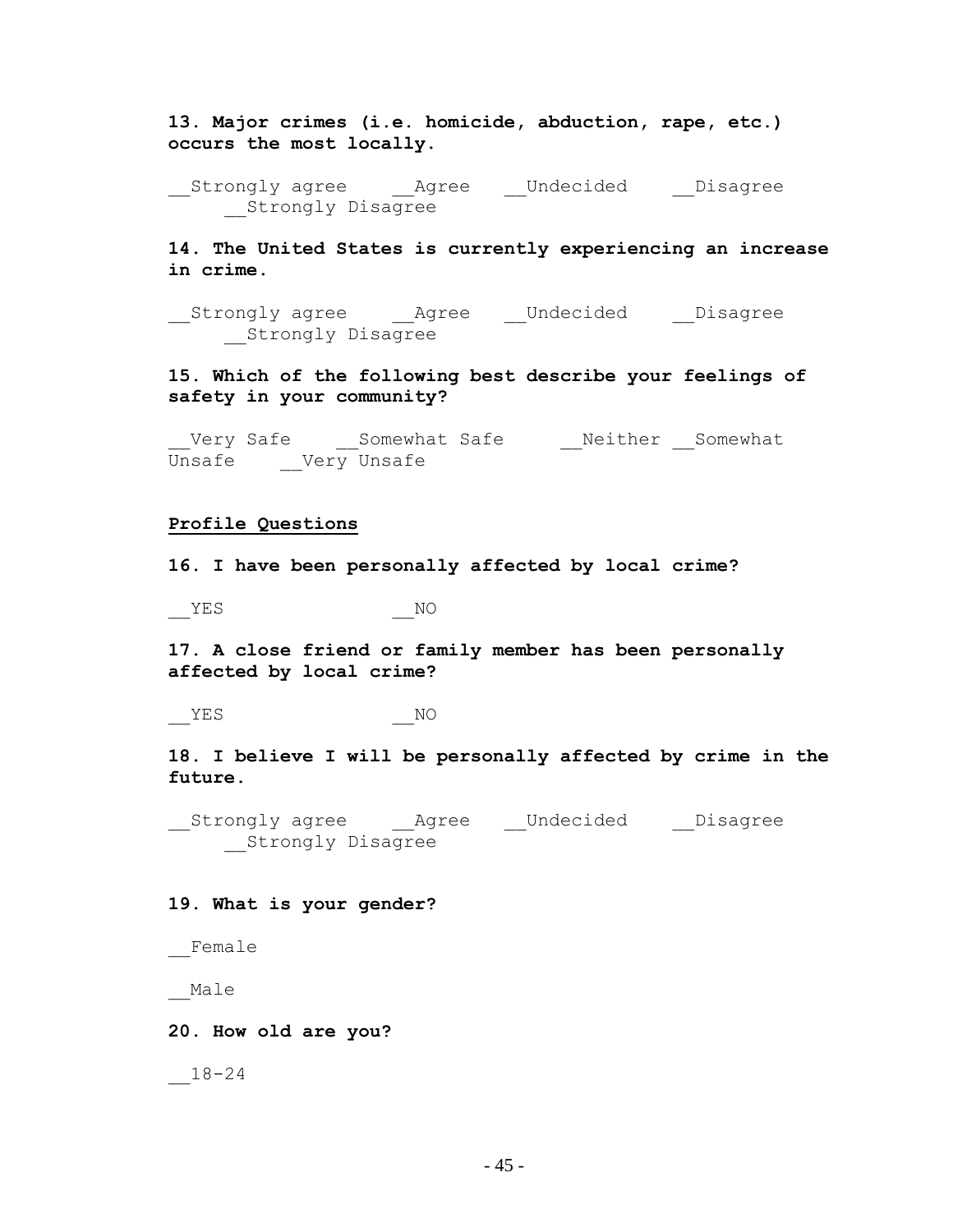**13. Major crimes (i.e. homicide, abduction, rape, etc.) occurs the most locally.**

__Strongly agree __Agree __Undecided __Disagree __Strongly Disagree

**14. The United States is currently experiencing an increase in crime.**

__Strongly agree __Agree __Undecided __Disagree __Strongly Disagree

**15. Which of the following best describe your feelings of safety in your community?**

__Very Safe __Somewhat Safe __Neither __Somewhat Unsafe __Very Unsafe

**Profile Questions**

**16. I have been personally affected by local crime?**

__YES __NO

**17. A close friend or family member has been personally affected by local crime?**

__YES __NO

**18. I believe I will be personally affected by crime in the future.**

__Strongly agree __Agree __Undecided __Disagree __Strongly Disagree

**19. What is your gender?**

__Female

__Male

**20. How old are you?**

__18-24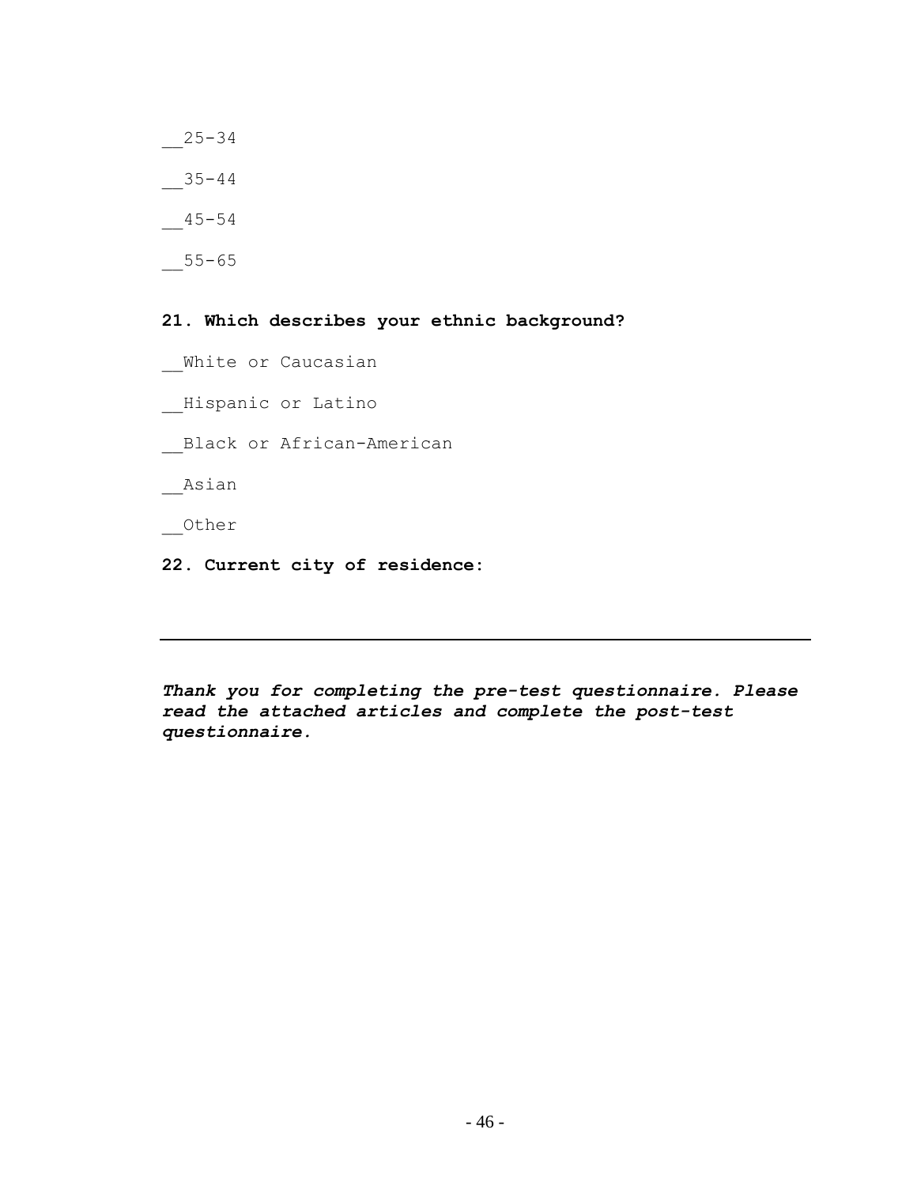__25-34

__35-44

__45-54

__55-65

**21. Which describes your ethnic background?**

__White or Caucasian

__Hispanic or Latino

__Black or African-American

__Asian

__Other

**22. Current city of residence:**

---

***Thank you for completing the pre-test questionnaire. Please read the attached articles and complete the post-test questionnaire.***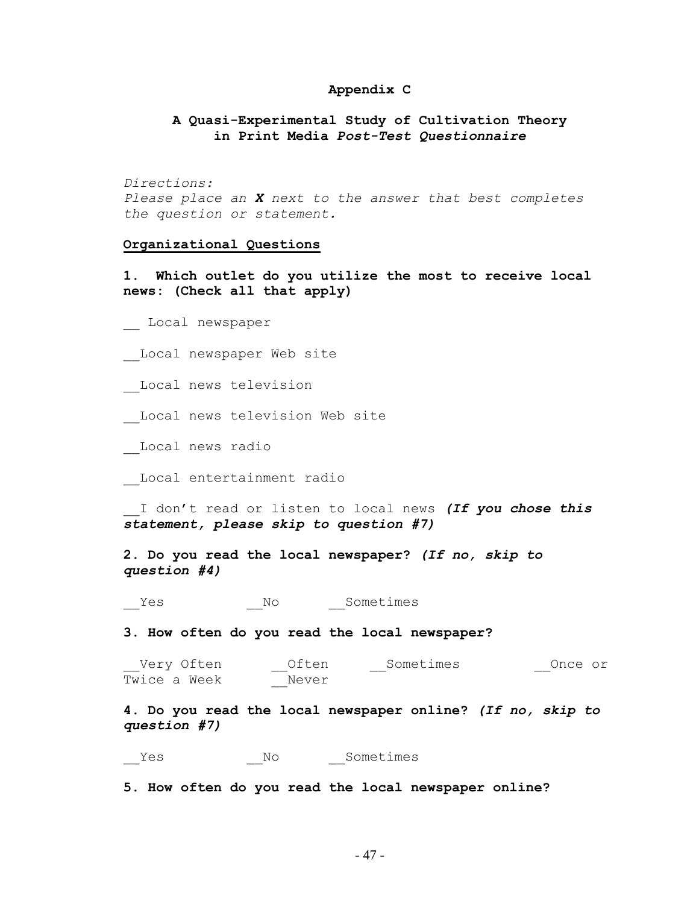**Appendix C**

**A Quasi-Experimental Study of Cultivation Theory in Print Media *Post-Test Questionnaire***

*Directions:*
*Please place an **X** next to the answer that best completes the question or statement.*

**<u>Organizational Questions</u>**

**1. Which outlet do you utilize the most to receive local news: (Check all that apply)**

__ Local newspaper

__Local newspaper Web site

__Local news television

__Local news television Web site

__Local news radio

__Local entertainment radio

__I don't read or listen to local news ***(If you chose this statement, please skip to question #7)***

**2. Do you read the local newspaper? *(If no, skip to question #4)***

__Yes __No __Sometimes

**3. How often do you read the local newspaper?**

__Very Often __Often __Sometimes __Once or Twice a Week __Never

**4. Do you read the local newspaper online? *(If no, skip to question #7)***

__Yes __No __Sometimes

**5. How often do you read the local newspaper online?**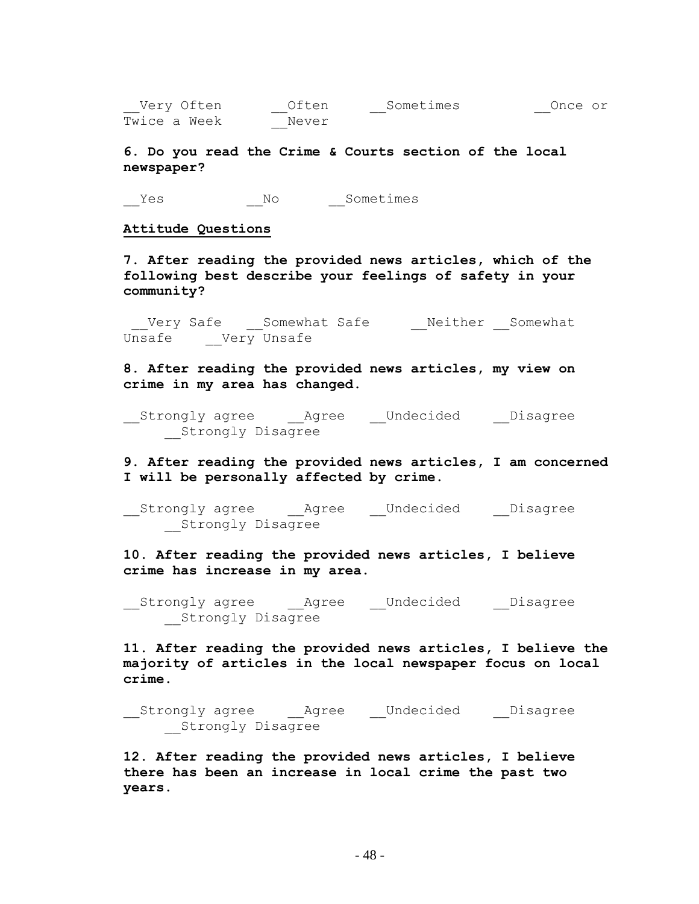__Very Often __Often __Sometimes __Once or Twice a Week __Never

**6. Do you read the Crime & Courts section of the local newspaper?**

__Yes __No __Sometimes

**Attitude Questions**

**7. After reading the provided news articles, which of the following best describe your feelings of safety in your community?**

__Very Safe __Somewhat Safe __Neither __Somewhat Unsafe __Very Unsafe

**8. After reading the provided news articles, my view on crime in my area has changed.**

__Strongly agree __Agree __Undecided __Disagree __Strongly Disagree

**9. After reading the provided news articles, I am concerned I will be personally affected by crime.**

__Strongly agree __Agree __Undecided __Disagree __Strongly Disagree

**10. After reading the provided news articles, I believe crime has increase in my area.**

__Strongly agree __Agree __Undecided __Disagree __Strongly Disagree

**11. After reading the provided news articles, I believe the majority of articles in the local newspaper focus on local crime.**

__Strongly agree __Agree __Undecided __Disagree __Strongly Disagree

**12. After reading the provided news articles, I believe there has been an increase in local crime the past two years.**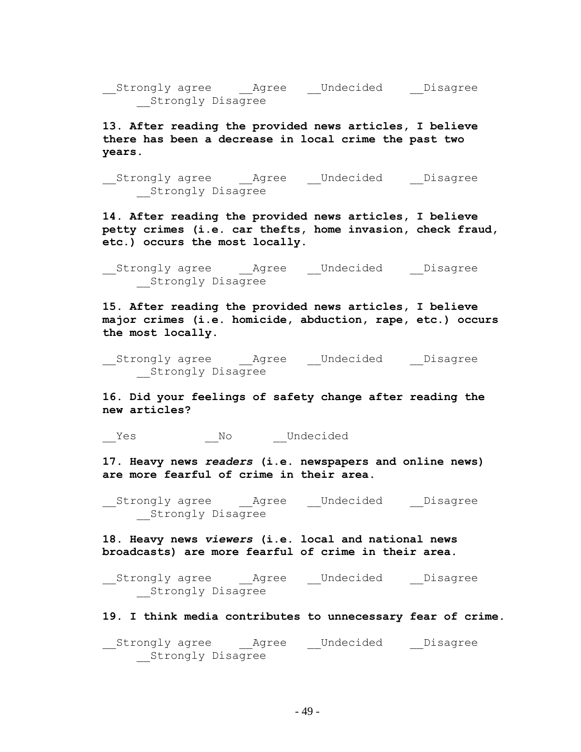__Strongly agree __Agree __Undecided __Disagree __Strongly Disagree

**13. After reading the provided news articles, I believe there has been a decrease in local crime the past two years.**

__Strongly agree __Agree __Undecided __Disagree __Strongly Disagree

**14. After reading the provided news articles, I believe petty crimes (i.e. car thefts, home invasion, check fraud, etc.) occurs the most locally.**

__Strongly agree __Agree __Undecided __Disagree __Strongly Disagree

**15. After reading the provided news articles, I believe major crimes (i.e. homicide, abduction, rape, etc.) occurs the most locally.**

__Strongly agree __Agree __Undecided __Disagree __Strongly Disagree

**16. Did your feelings of safety change after reading the new articles?**

__Yes __No __Undecided

**17. Heavy news *readers* (i.e. newspapers and online news) are more fearful of crime in their area.**

__Strongly agree __Agree __Undecided __Disagree __Strongly Disagree

**18. Heavy news *viewers* (i.e. local and national news broadcasts) are more fearful of crime in their area.**

__Strongly agree __Agree __Undecided __Disagree __Strongly Disagree

**19. I think media contributes to unnecessary fear of crime.**

__Strongly agree __Agree __Undecided __Disagree __Strongly Disagree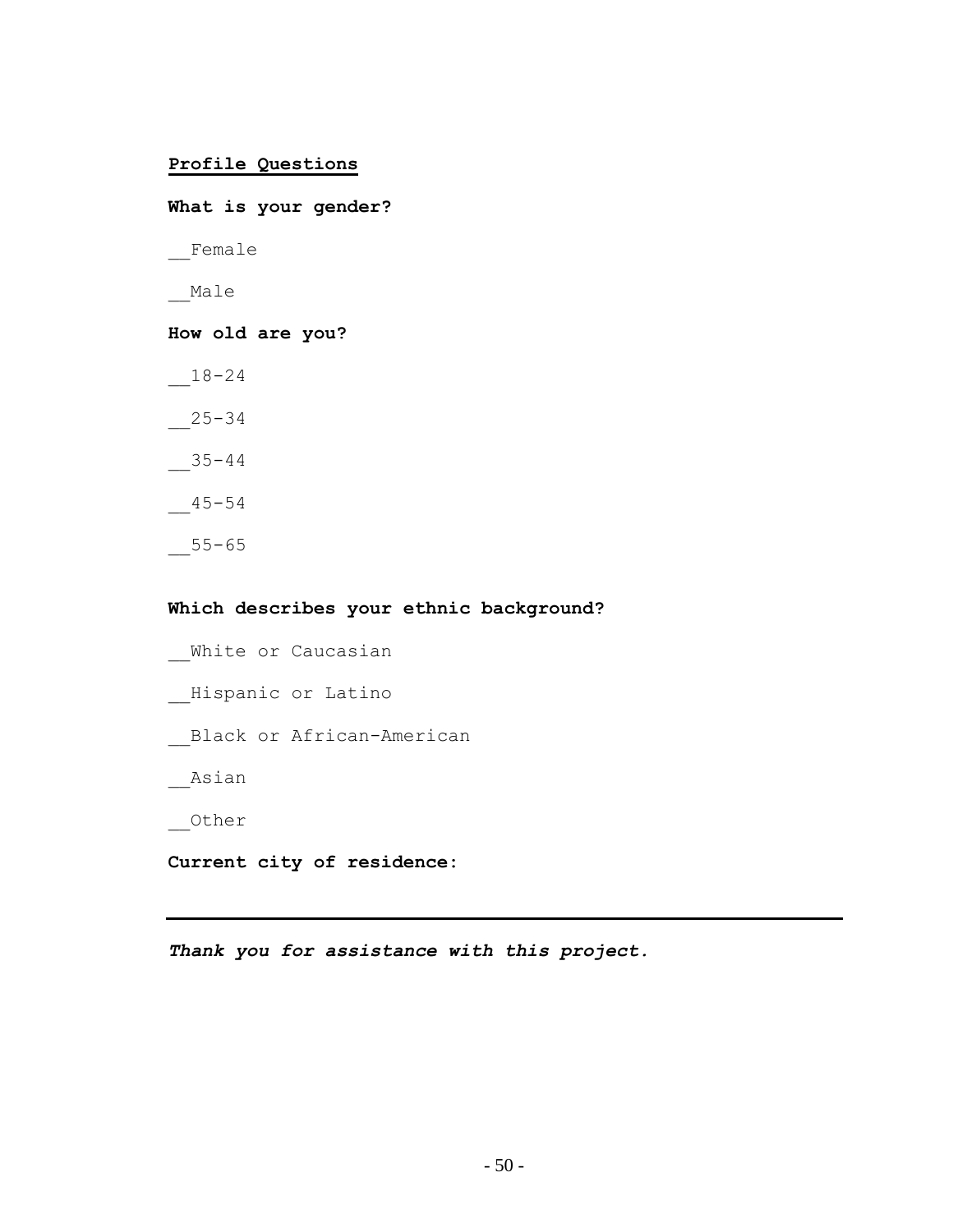**Profile Questions**

**What is your gender?**

__Female

__Male

**How old are you?**

__18-24

__25-34

__35-44

__45-54

__55-65

**Which describes your ethnic background?**

__White or Caucasian

__Hispanic or Latino

__Black or African-American

__Asian

__Other

**Current city of residence:**

---

***Thank you for assistance with this project.***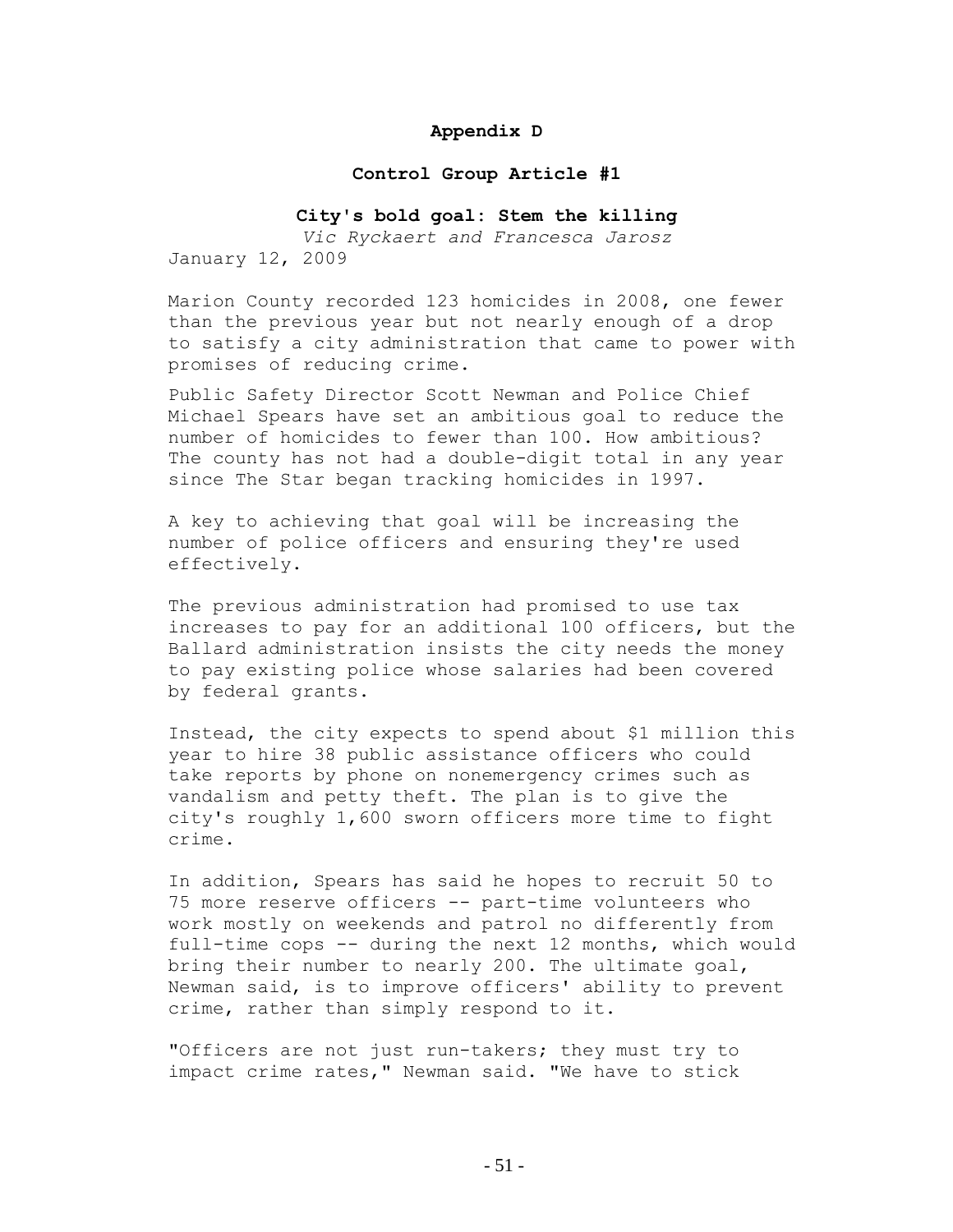## Appendix D

### Control Group Article #1

### City's bold goal: Stem the killing

*Vic Ryckaert and Francesca Jarosz*

January 12, 2009

Marion County recorded 123 homicides in 2008, one fewer than the previous year but not nearly enough of a drop to satisfy a city administration that came to power with promises of reducing crime.

Public Safety Director Scott Newman and Police Chief Michael Spears have set an ambitious goal to reduce the number of homicides to fewer than 100. How ambitious? The county has not had a double-digit total in any year since The Star began tracking homicides in 1997.

A key to achieving that goal will be increasing the number of police officers and ensuring they're used effectively.

The previous administration had promised to use tax increases to pay for an additional 100 officers, but the Ballard administration insists the city needs the money to pay existing police whose salaries had been covered by federal grants.

Instead, the city expects to spend about $1 million this year to hire 38 public assistance officers who could take reports by phone on nonemergency crimes such as vandalism and petty theft. The plan is to give the city's roughly 1,600 sworn officers more time to fight crime.

In addition, Spears has said he hopes to recruit 50 to 75 more reserve officers -- part-time volunteers who work mostly on weekends and patrol no differently from full-time cops -- during the next 12 months, which would bring their number to nearly 200. The ultimate goal, Newman said, is to improve officers' ability to prevent crime, rather than simply respond to it.

"Officers are not just run-takers; they must try to impact crime rates," Newman said. "We have to stick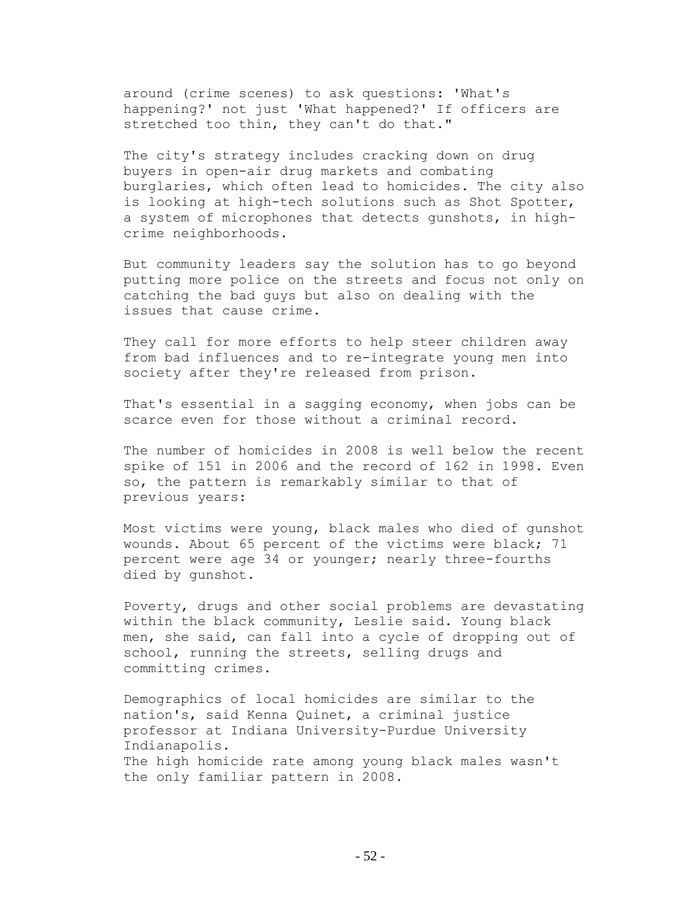around (crime scenes) to ask questions: 'What's happening?' not just 'What happened?' If officers are stretched too thin, they can't do that."

The city's strategy includes cracking down on drug buyers in open-air drug markets and combating burglaries, which often lead to homicides. The city also is looking at high-tech solutions such as Shot Spotter, a system of microphones that detects gunshots, in high-crime neighborhoods.

But community leaders say the solution has to go beyond putting more police on the streets and focus not only on catching the bad guys but also on dealing with the issues that cause crime.

They call for more efforts to help steer children away from bad influences and to re-integrate young men into society after they're released from prison.

That's essential in a sagging economy, when jobs can be scarce even for those without a criminal record.

The number of homicides in 2008 is well below the recent spike of 151 in 2006 and the record of 162 in 1998. Even so, the pattern is remarkably similar to that of previous years:

Most victims were young, black males who died of gunshot wounds. About 65 percent of the victims were black; 71 percent were age 34 or younger; nearly three-fourths died by gunshot.

Poverty, drugs and other social problems are devastating within the black community, Leslie said. Young black men, she said, can fall into a cycle of dropping out of school, running the streets, selling drugs and committing crimes.

Demographics of local homicides are similar to the nation's, said Kenna Quinet, a criminal justice professor at Indiana University-Purdue University Indianapolis.

The high homicide rate among young black males wasn't the only familiar pattern in 2008.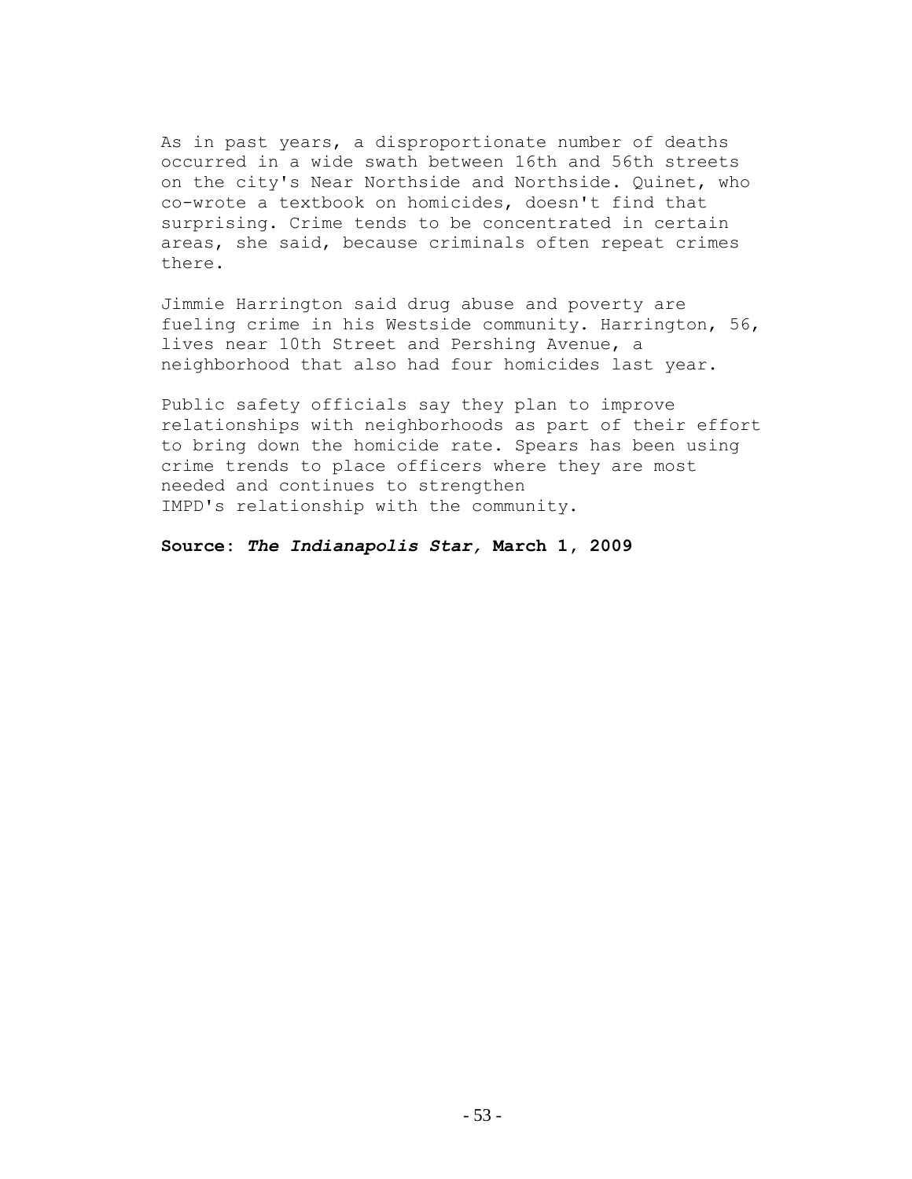As in past years, a disproportionate number of deaths occurred in a wide swath between 16th and 56th streets on the city's Near Northside and Northside. Quinet, who co-wrote a textbook on homicides, doesn't find that surprising. Crime tends to be concentrated in certain areas, she said, because criminals often repeat crimes there.

Jimmie Harrington said drug abuse and poverty are fueling crime in his Westside community. Harrington, 56, lives near 10th Street and Pershing Avenue, a neighborhood that also had four homicides last year.

Public safety officials say they plan to improve relationships with neighborhoods as part of their effort to bring down the homicide rate. Spears has been using crime trends to place officers where they are most needed and continues to strengthen IMPD's relationship with the community.

**Source: *The Indianapolis Star,* March 1, 2009**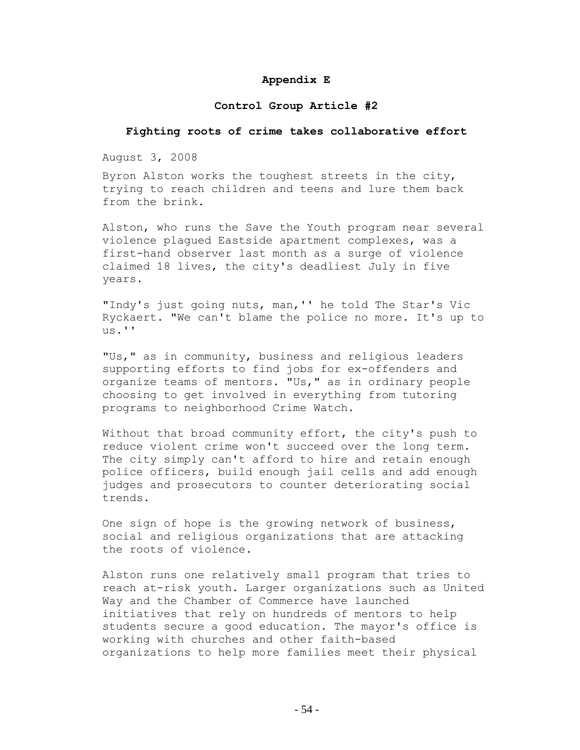## Appendix E

### Control Group Article #2

### Fighting roots of crime takes collaborative effort

August 3, 2008

Byron Alston works the toughest streets in the city, trying to reach children and teens and lure them back from the brink.

Alston, who runs the Save the Youth program near several violence plagued Eastside apartment complexes, was a first-hand observer last month as a surge of violence claimed 18 lives, the city's deadliest July in five years.

"Indy's just going nuts, man,'' he told The Star's Vic Ryckaert. "We can't blame the police no more. It's up to us.''

"Us," as in community, business and religious leaders supporting efforts to find jobs for ex-offenders and organize teams of mentors. "Us," as in ordinary people choosing to get involved in everything from tutoring programs to neighborhood Crime Watch.

Without that broad community effort, the city's push to reduce violent crime won't succeed over the long term. The city simply can't afford to hire and retain enough police officers, build enough jail cells and add enough judges and prosecutors to counter deteriorating social trends.

One sign of hope is the growing network of business, social and religious organizations that are attacking the roots of violence.

Alston runs one relatively small program that tries to reach at-risk youth. Larger organizations such as United Way and the Chamber of Commerce have launched initiatives that rely on hundreds of mentors to help students secure a good education. The mayor's office is working with churches and other faith-based organizations to help more families meet their physical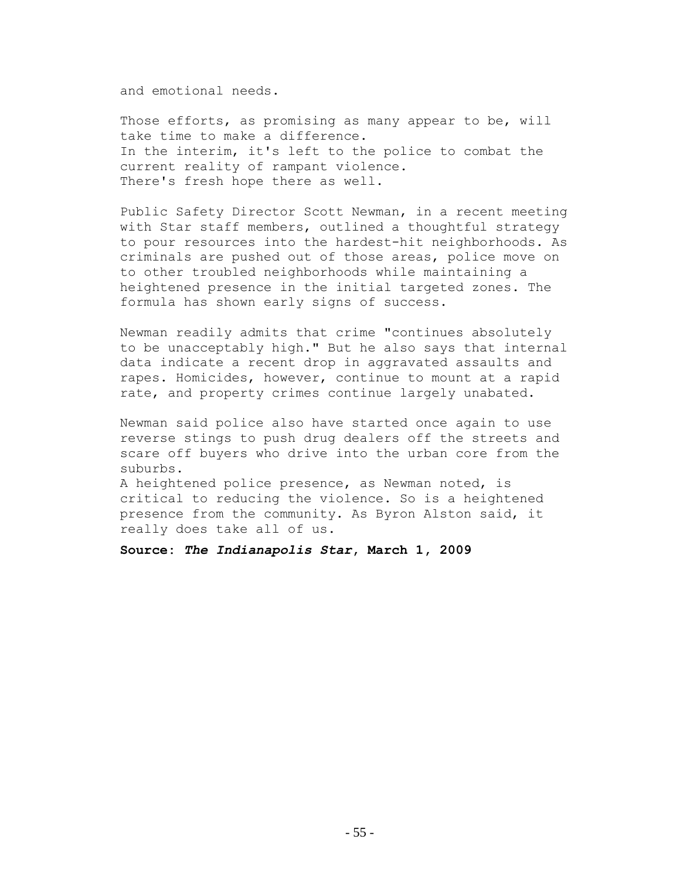and emotional needs.

Those efforts, as promising as many appear to be, will take time to make a difference.
In the interim, it's left to the police to combat the current reality of rampant violence.
There's fresh hope there as well.

Public Safety Director Scott Newman, in a recent meeting with Star staff members, outlined a thoughtful strategy to pour resources into the hardest-hit neighborhoods. As criminals are pushed out of those areas, police move on to other troubled neighborhoods while maintaining a heightened presence in the initial targeted zones. The formula has shown early signs of success.

Newman readily admits that crime "continues absolutely to be unacceptably high." But he also says that internal data indicate a recent drop in aggravated assaults and rapes. Homicides, however, continue to mount at a rapid rate, and property crimes continue largely unabated.

Newman said police also have started once again to use reverse stings to push drug dealers off the streets and scare off buyers who drive into the urban core from the suburbs.
A heightened police presence, as Newman noted, is critical to reducing the violence. So is a heightened presence from the community. As Byron Alston said, it really does take all of us.

**Source: *The Indianapolis Star*, March 1, 2009**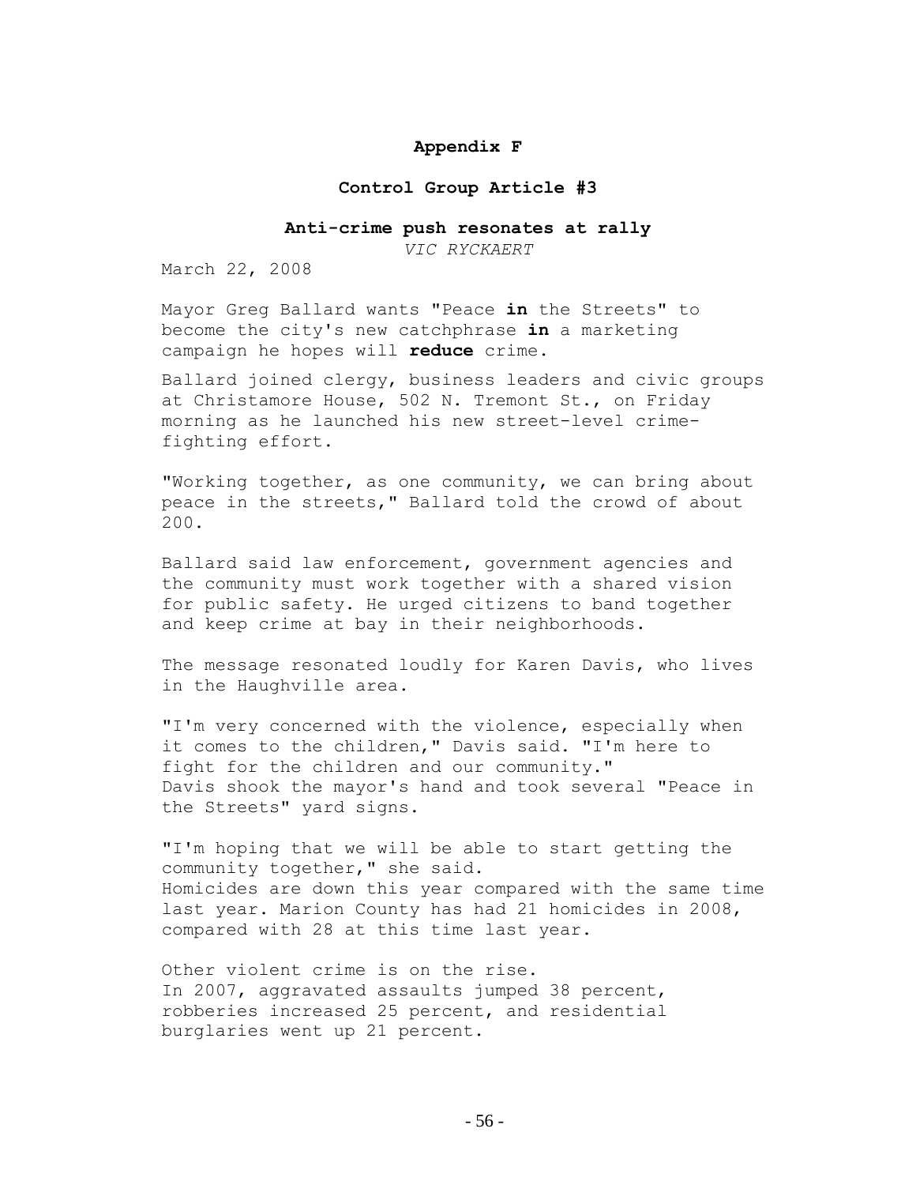## Appendix F

### Control Group Article #3

### Anti-crime push resonates at rally

*VIC RYCKAERT*

March 22, 2008

Mayor Greg Ballard wants "Peace **in** the Streets" to become the city's new catchphrase **in** a marketing campaign he hopes will **reduce** crime.

Ballard joined clergy, business leaders and civic groups at Christamore House, 502 N. Tremont St., on Friday morning as he launched his new street-level crime-fighting effort.

"Working together, as one community, we can bring about peace in the streets," Ballard told the crowd of about 200.

Ballard said law enforcement, government agencies and the community must work together with a shared vision for public safety. He urged citizens to band together and keep crime at bay in their neighborhoods.

The message resonated loudly for Karen Davis, who lives in the Haughville area.

"I'm very concerned with the violence, especially when it comes to the children," Davis said. "I'm here to fight for the children and our community."
Davis shook the mayor's hand and took several "Peace in the Streets" yard signs.

"I'm hoping that we will be able to start getting the community together," she said.
Homicides are down this year compared with the same time last year. Marion County has had 21 homicides in 2008, compared with 28 at this time last year.

Other violent crime is on the rise.
In 2007, aggravated assaults jumped 38 percent, robberies increased 25 percent, and residential burglaries went up 21 percent.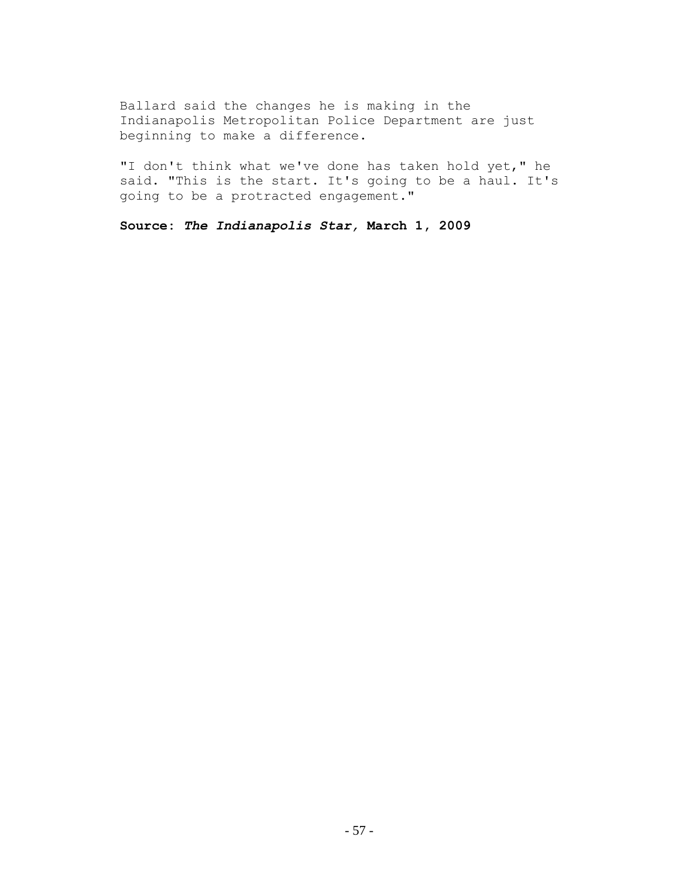Ballard said the changes he is making in the Indianapolis Metropolitan Police Department are just beginning to make a difference.

"I don't think what we've done has taken hold yet," he said. "This is the start. It's going to be a haul. It's going to be a protracted engagement."

**Source: *The Indianapolis Star,* March 1, 2009**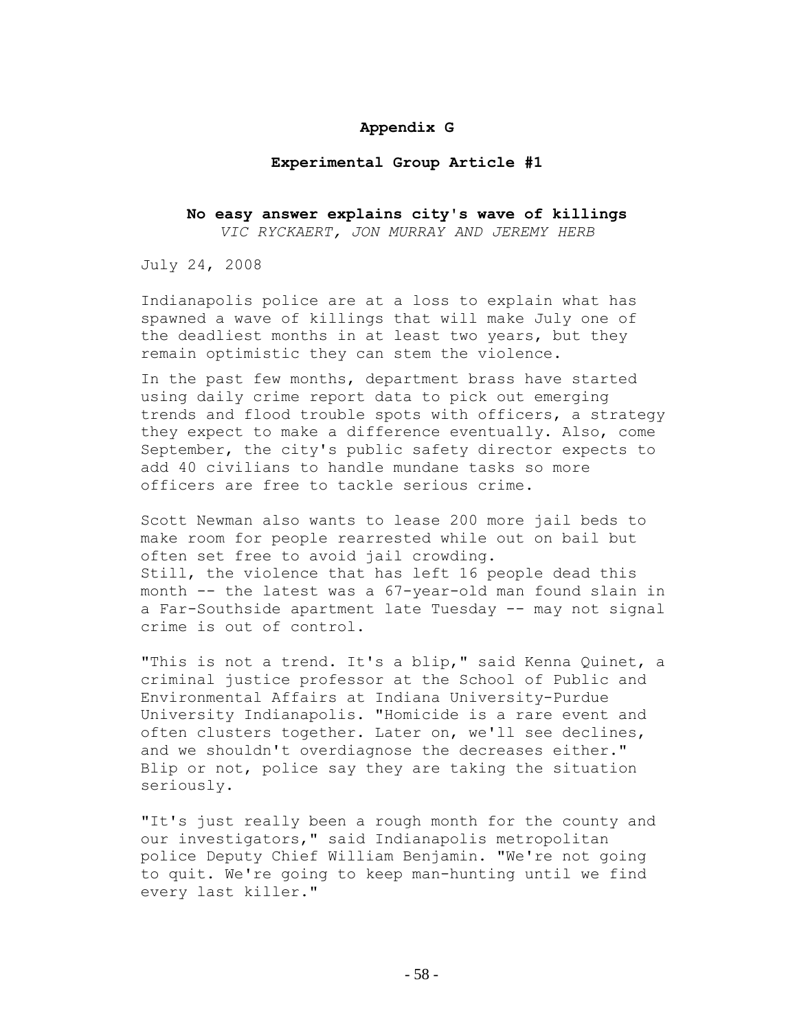# Appendix G

## Experimental Group Article #1

### No easy answer explains city's wave of killings

*VIC RYCKAERT, JON MURRAY AND JEREMY HERB*

July 24, 2008

Indianapolis police are at a loss to explain what has spawned a wave of killings that will make July one of the deadliest months in at least two years, but they remain optimistic they can stem the violence.

In the past few months, department brass have started using daily crime report data to pick out emerging trends and flood trouble spots with officers, a strategy they expect to make a difference eventually. Also, come September, the city's public safety director expects to add 40 civilians to handle mundane tasks so more officers are free to tackle serious crime.

Scott Newman also wants to lease 200 more jail beds to make room for people rearrested while out on bail but often set free to avoid jail crowding.
Still, the violence that has left 16 people dead this month -- the latest was a 67-year-old man found slain in a Far-Southside apartment late Tuesday -- may not signal crime is out of control.

"This is not a trend. It's a blip," said Kenna Quinet, a criminal justice professor at the School of Public and Environmental Affairs at Indiana University-Purdue University Indianapolis. "Homicide is a rare event and often clusters together. Later on, we'll see declines, and we shouldn't overdiagnose the decreases either."
Blip or not, police say they are taking the situation seriously.

"It's just really been a rough month for the county and our investigators," said Indianapolis metropolitan police Deputy Chief William Benjamin. "We're not going to quit. We're going to keep man-hunting until we find every last killer."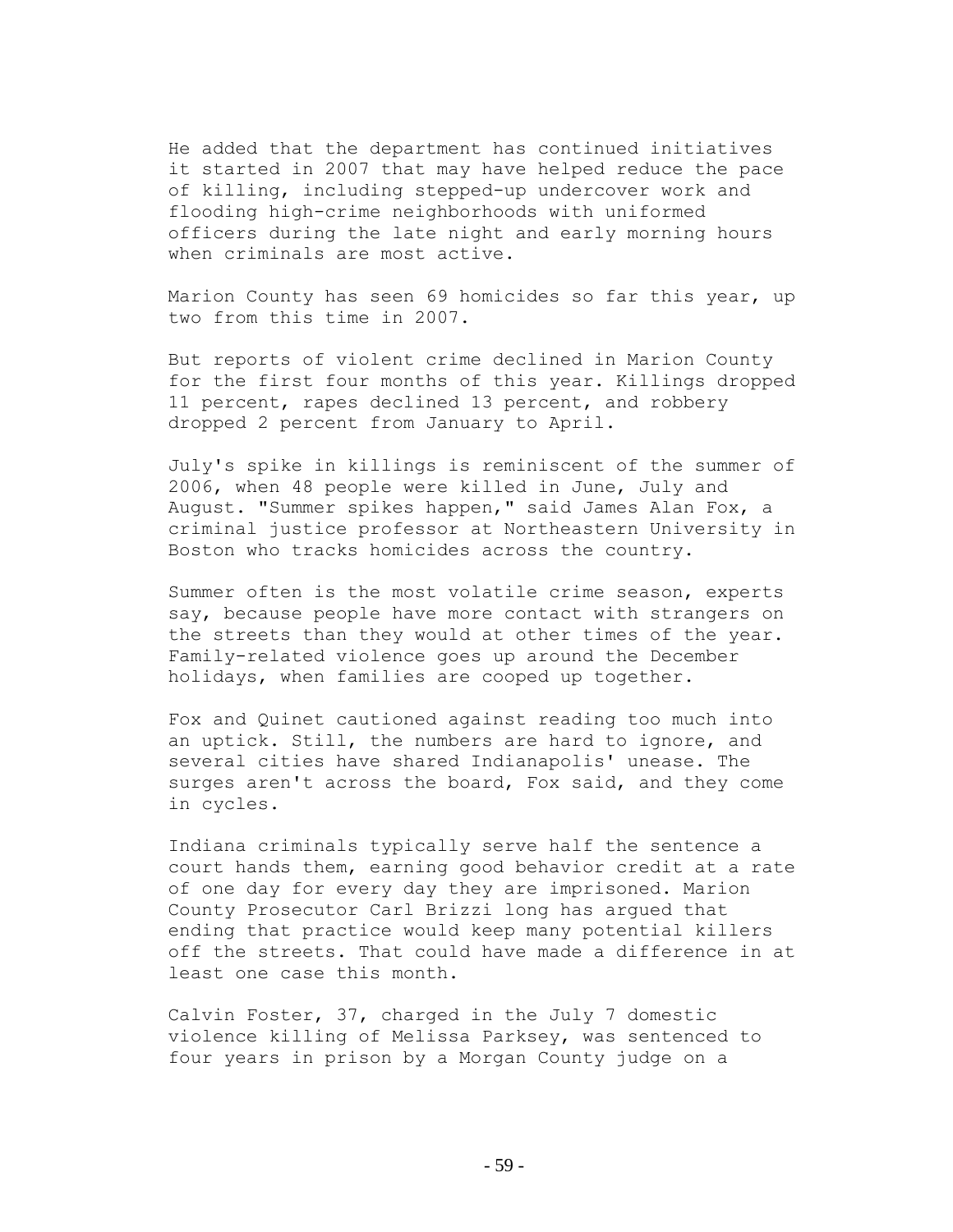He added that the department has continued initiatives it started in 2007 that may have helped reduce the pace of killing, including stepped-up undercover work and flooding high-crime neighborhoods with uniformed officers during the late night and early morning hours when criminals are most active.

Marion County has seen 69 homicides so far this year, up two from this time in 2007.

But reports of violent crime declined in Marion County for the first four months of this year. Killings dropped 11 percent, rapes declined 13 percent, and robbery dropped 2 percent from January to April.

July's spike in killings is reminiscent of the summer of 2006, when 48 people were killed in June, July and August. "Summer spikes happen," said James Alan Fox, a criminal justice professor at Northeastern University in Boston who tracks homicides across the country.

Summer often is the most volatile crime season, experts say, because people have more contact with strangers on the streets than they would at other times of the year. Family-related violence goes up around the December holidays, when families are cooped up together.

Fox and Quinet cautioned against reading too much into an uptick. Still, the numbers are hard to ignore, and several cities have shared Indianapolis' unease. The surges aren't across the board, Fox said, and they come in cycles.

Indiana criminals typically serve half the sentence a court hands them, earning good behavior credit at a rate of one day for every day they are imprisoned. Marion County Prosecutor Carl Brizzi long has argued that ending that practice would keep many potential killers off the streets. That could have made a difference in at least one case this month.

Calvin Foster, 37, charged in the July 7 domestic violence killing of Melissa Parksey, was sentenced to four years in prison by a Morgan County judge on a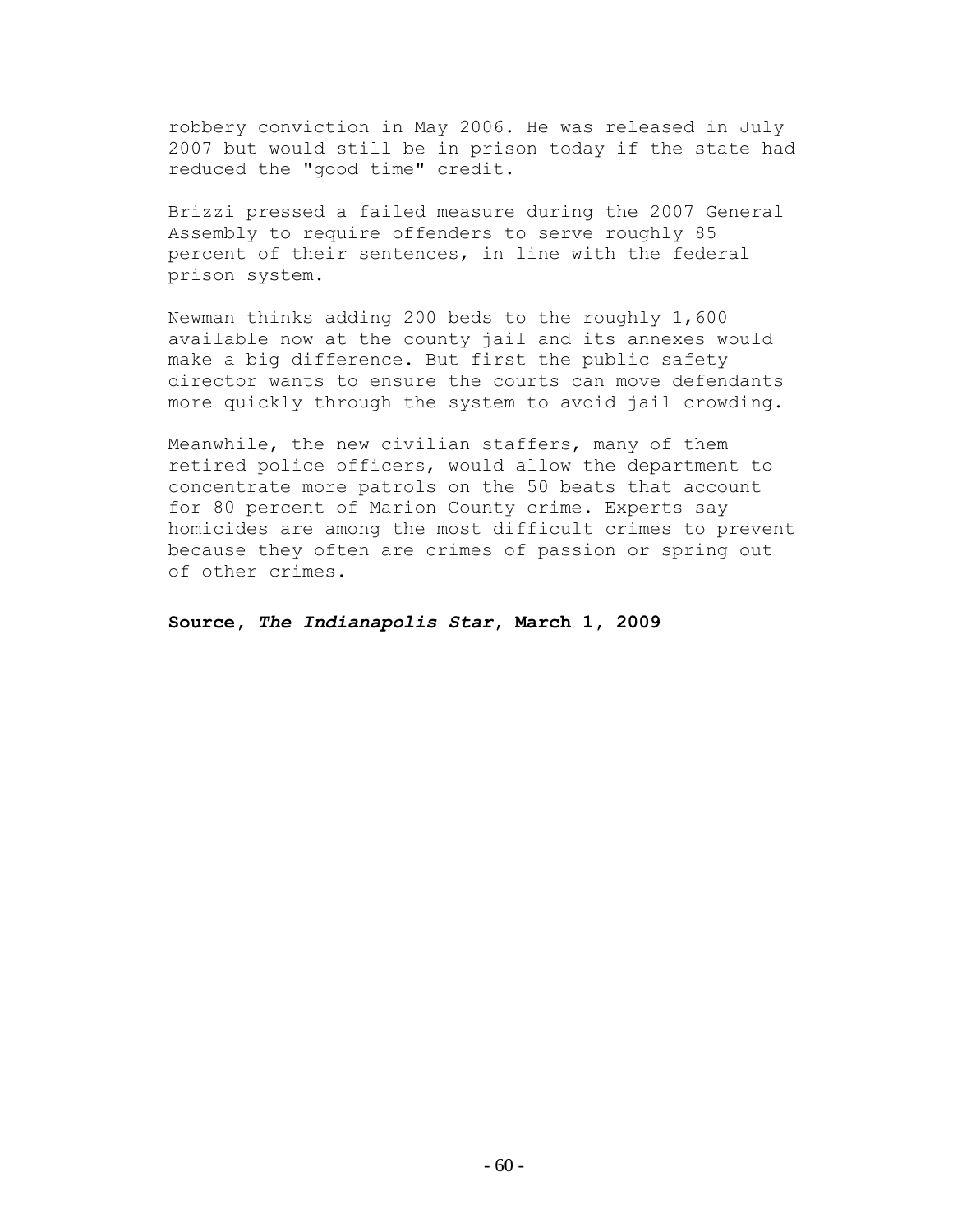robbery conviction in May 2006. He was released in July 2007 but would still be in prison today if the state had reduced the "good time" credit.

Brizzi pressed a failed measure during the 2007 General Assembly to require offenders to serve roughly 85 percent of their sentences, in line with the federal prison system.

Newman thinks adding 200 beds to the roughly 1,600 available now at the county jail and its annexes would make a big difference. But first the public safety director wants to ensure the courts can move defendants more quickly through the system to avoid jail crowding.

Meanwhile, the new civilian staffers, many of them retired police officers, would allow the department to concentrate more patrols on the 50 beats that account for 80 percent of Marion County crime. Experts say homicides are among the most difficult crimes to prevent because they often are crimes of passion or spring out of other crimes.

**Source, *The Indianapolis Star*, March 1, 2009**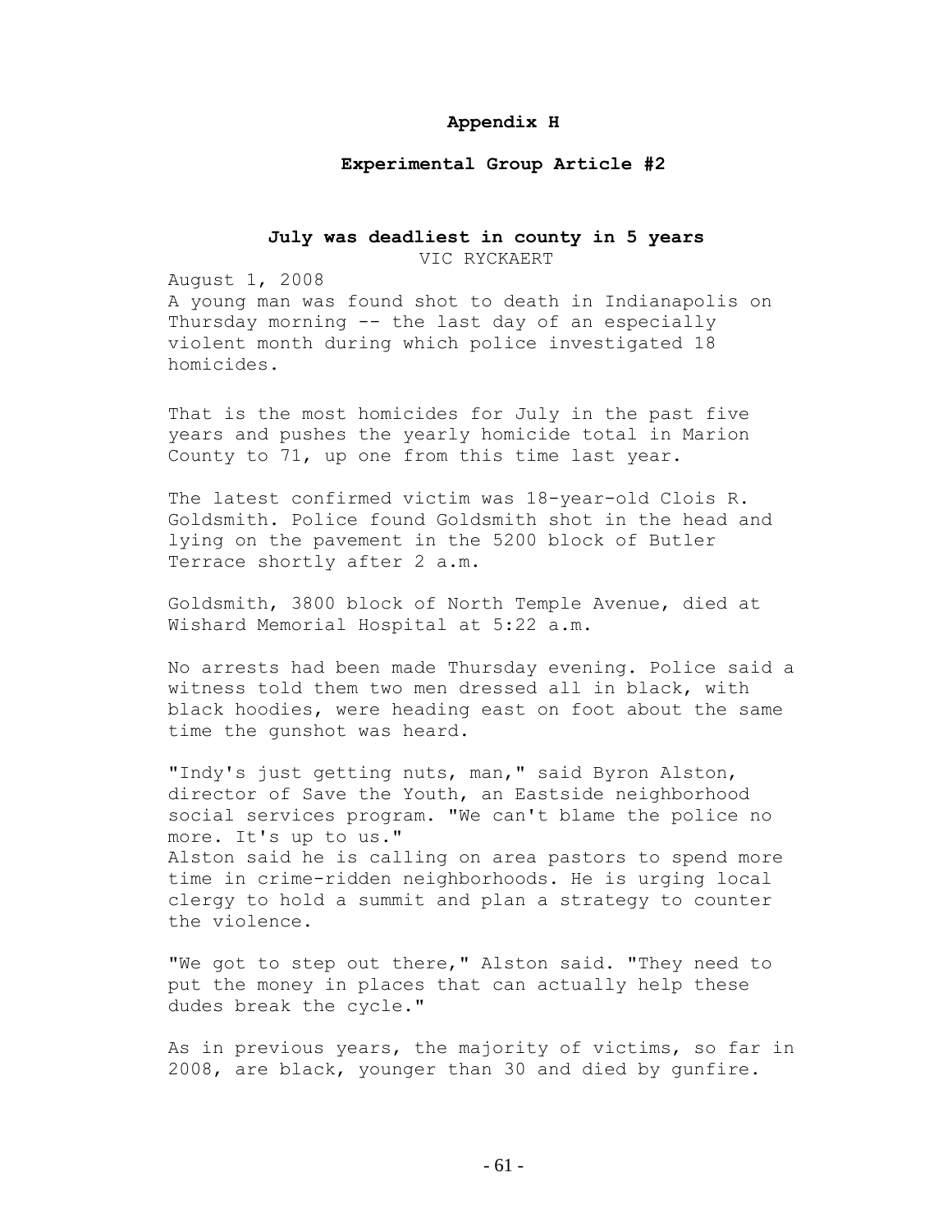## Appendix H

## Experimental Group Article #2

### July was deadliest in county in 5 years

VIC RYCKAERT

August 1, 2008

A young man was found shot to death in Indianapolis on Thursday morning -- the last day of an especially violent month during which police investigated 18 homicides.

That is the most homicides for July in the past five years and pushes the yearly homicide total in Marion County to 71, up one from this time last year.

The latest confirmed victim was 18-year-old Clois R. Goldsmith. Police found Goldsmith shot in the head and lying on the pavement in the 5200 block of Butler Terrace shortly after 2 a.m.

Goldsmith, 3800 block of North Temple Avenue, died at Wishard Memorial Hospital at 5:22 a.m.

No arrests had been made Thursday evening. Police said a witness told them two men dressed all in black, with black hoodies, were heading east on foot about the same time the gunshot was heard.

"Indy's just getting nuts, man," said Byron Alston, director of Save the Youth, an Eastside neighborhood social services program. "We can't blame the police no more. It's up to us."

Alston said he is calling on area pastors to spend more time in crime-ridden neighborhoods. He is urging local clergy to hold a summit and plan a strategy to counter the violence.

"We got to step out there," Alston said. "They need to put the money in places that can actually help these dudes break the cycle."

As in previous years, the majority of victims, so far in 2008, are black, younger than 30 and died by gunfire.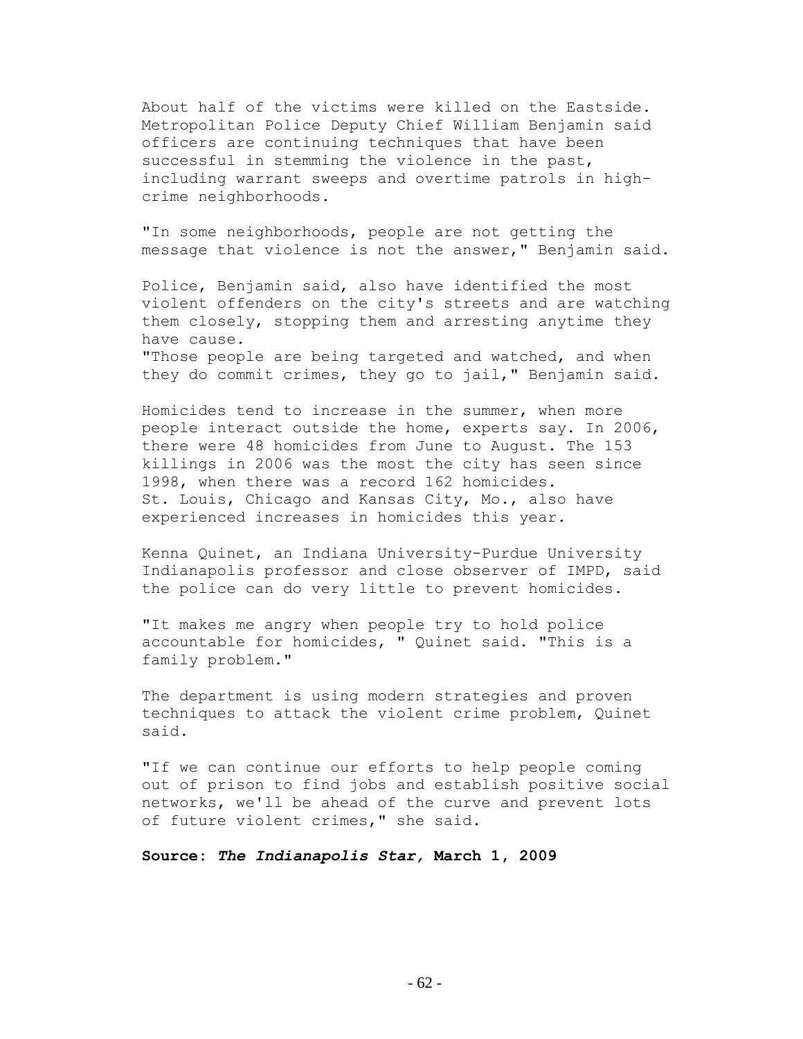About half of the victims were killed on the Eastside. Metropolitan Police Deputy Chief William Benjamin said officers are continuing techniques that have been successful in stemming the violence in the past, including warrant sweeps and overtime patrols in high-crime neighborhoods.

"In some neighborhoods, people are not getting the message that violence is not the answer," Benjamin said.

Police, Benjamin said, also have identified the most violent offenders on the city's streets and are watching them closely, stopping them and arresting anytime they have cause.
"Those people are being targeted and watched, and when they do commit crimes, they go to jail," Benjamin said.

Homicides tend to increase in the summer, when more people interact outside the home, experts say. In 2006, there were 48 homicides from June to August. The 153 killings in 2006 was the most the city has seen since 1998, when there was a record 162 homicides.
St. Louis, Chicago and Kansas City, Mo., also have experienced increases in homicides this year.

Kenna Quinet, an Indiana University-Purdue University Indianapolis professor and close observer of IMPD, said the police can do very little to prevent homicides.

"It makes me angry when people try to hold police accountable for homicides, " Quinet said. "This is a family problem."

The department is using modern strategies and proven techniques to attack the violent crime problem, Quinet said.

"If we can continue our efforts to help people coming out of prison to find jobs and establish positive social networks, we'll be ahead of the curve and prevent lots of future violent crimes," she said.

**Source: *The Indianapolis Star,* March 1, 2009**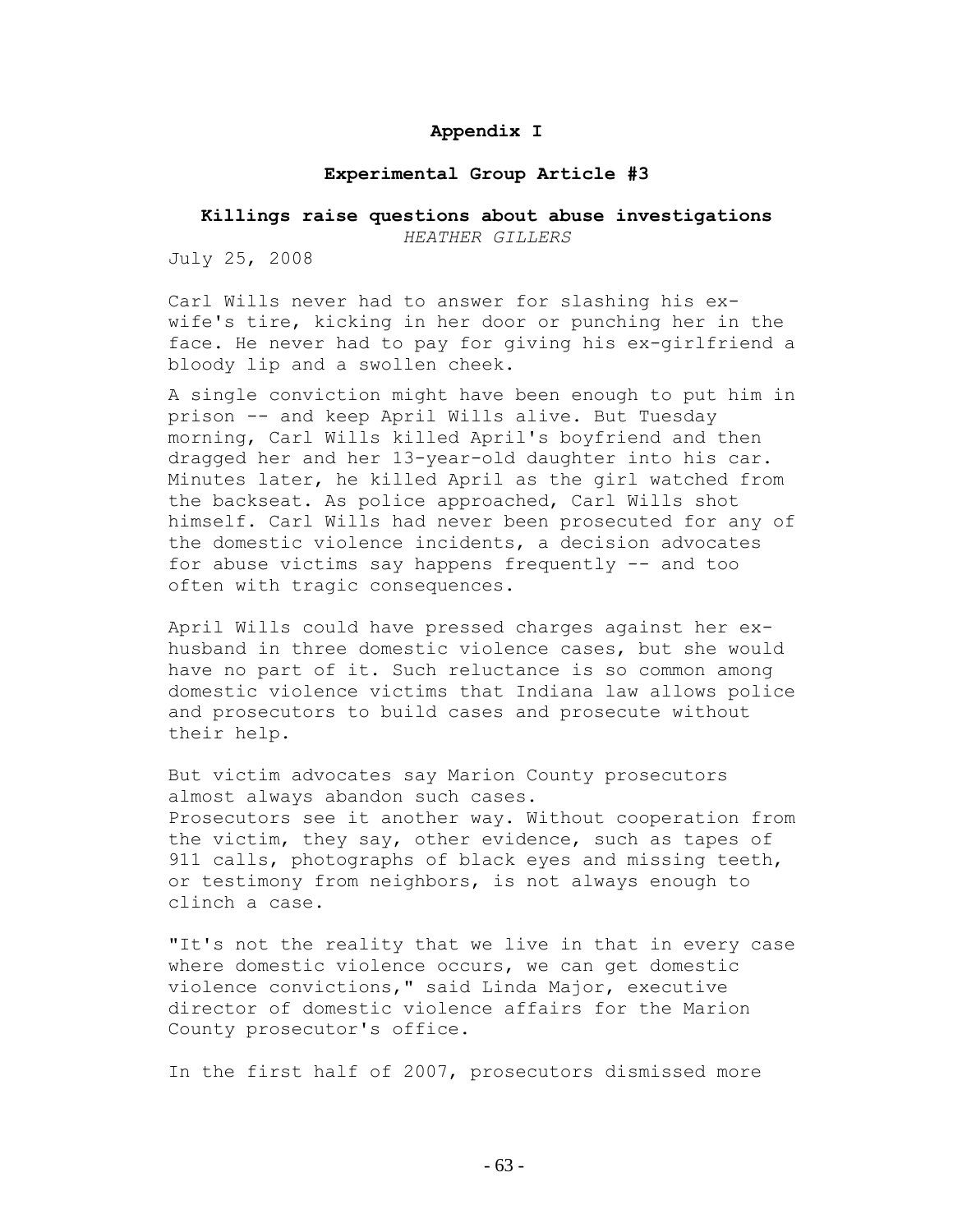# Appendix I

## Experimental Group Article #3

### Killings raise questions about abuse investigations

*HEATHER GILLERS*

July 25, 2008

Carl Wills never had to answer for slashing his ex-wife's tire, kicking in her door or punching her in the face. He never had to pay for giving his ex-girlfriend a bloody lip and a swollen cheek.

A single conviction might have been enough to put him in prison -- and keep April Wills alive. But Tuesday morning, Carl Wills killed April's boyfriend and then dragged her and her 13-year-old daughter into his car. Minutes later, he killed April as the girl watched from the backseat. As police approached, Carl Wills shot himself. Carl Wills had never been prosecuted for any of the domestic violence incidents, a decision advocates for abuse victims say happens frequently -- and too often with tragic consequences.

April Wills could have pressed charges against her ex-husband in three domestic violence cases, but she would have no part of it. Such reluctance is so common among domestic violence victims that Indiana law allows police and prosecutors to build cases and prosecute without their help.

But victim advocates say Marion County prosecutors almost always abandon such cases.
Prosecutors see it another way. Without cooperation from the victim, they say, other evidence, such as tapes of 911 calls, photographs of black eyes and missing teeth, or testimony from neighbors, is not always enough to clinch a case.

"It's not the reality that we live in that in every case where domestic violence occurs, we can get domestic violence convictions," said Linda Major, executive director of domestic violence affairs for the Marion County prosecutor's office.

In the first half of 2007, prosecutors dismissed more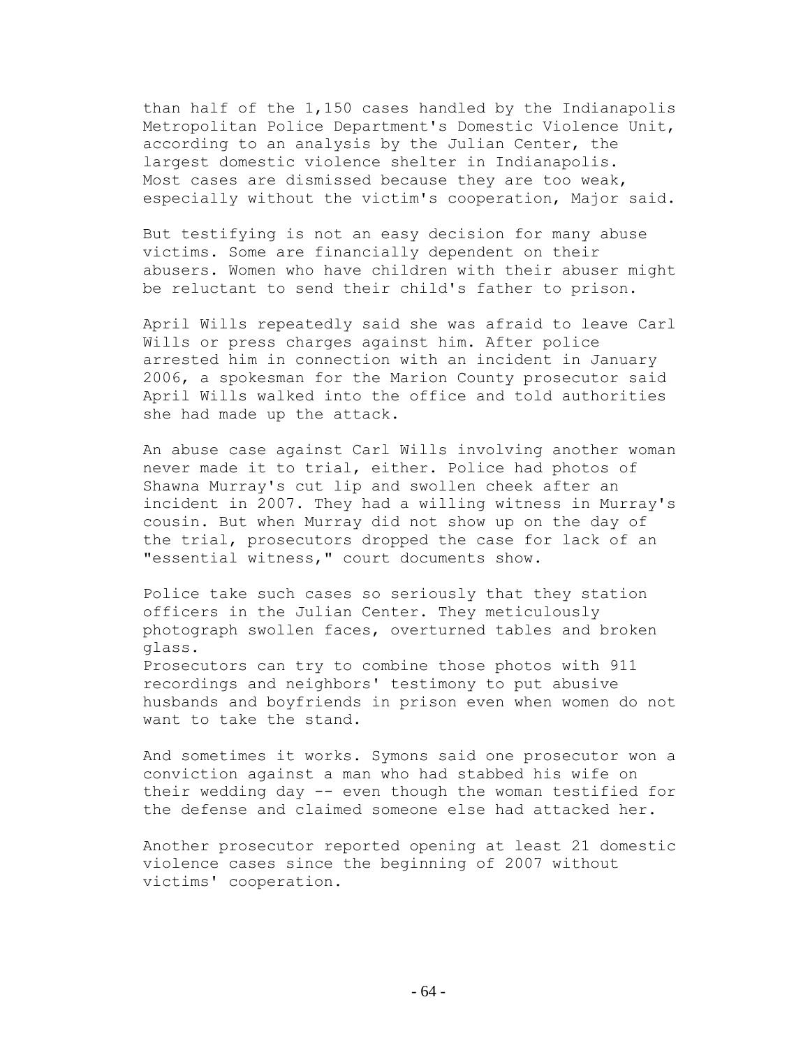than half of the 1,150 cases handled by the Indianapolis Metropolitan Police Department's Domestic Violence Unit, according to an analysis by the Julian Center, the largest domestic violence shelter in Indianapolis. Most cases are dismissed because they are too weak, especially without the victim's cooperation, Major said.

But testifying is not an easy decision for many abuse victims. Some are financially dependent on their abusers. Women who have children with their abuser might be reluctant to send their child's father to prison.

April Wills repeatedly said she was afraid to leave Carl Wills or press charges against him. After police arrested him in connection with an incident in January 2006, a spokesman for the Marion County prosecutor said April Wills walked into the office and told authorities she had made up the attack.

An abuse case against Carl Wills involving another woman never made it to trial, either. Police had photos of Shawna Murray's cut lip and swollen cheek after an incident in 2007. They had a willing witness in Murray's cousin. But when Murray did not show up on the day of the trial, prosecutors dropped the case for lack of an "essential witness," court documents show.

Police take such cases so seriously that they station officers in the Julian Center. They meticulously photograph swollen faces, overturned tables and broken glass.
Prosecutors can try to combine those photos with 911 recordings and neighbors' testimony to put abusive husbands and boyfriends in prison even when women do not want to take the stand.

And sometimes it works. Symons said one prosecutor won a conviction against a man who had stabbed his wife on their wedding day -- even though the woman testified for the defense and claimed someone else had attacked her.

Another prosecutor reported opening at least 21 domestic violence cases since the beginning of 2007 without victims' cooperation.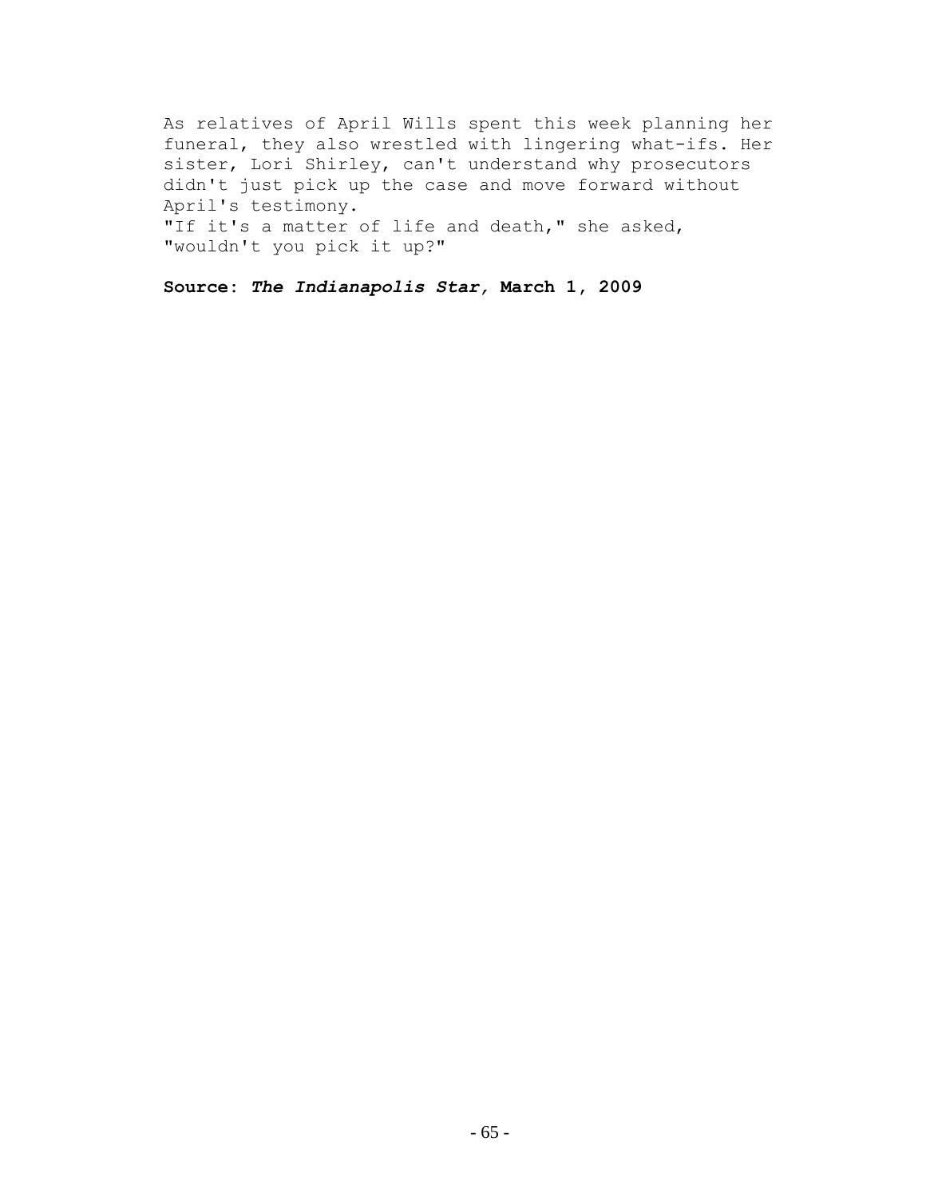As relatives of April Wills spent this week planning her funeral, they also wrestled with lingering what-ifs. Her sister, Lori Shirley, can't understand why prosecutors didn't just pick up the case and move forward without April's testimony.

"If it's a matter of life and death," she asked, "wouldn't you pick it up?"

**Source: *The Indianapolis Star,* March 1, 2009**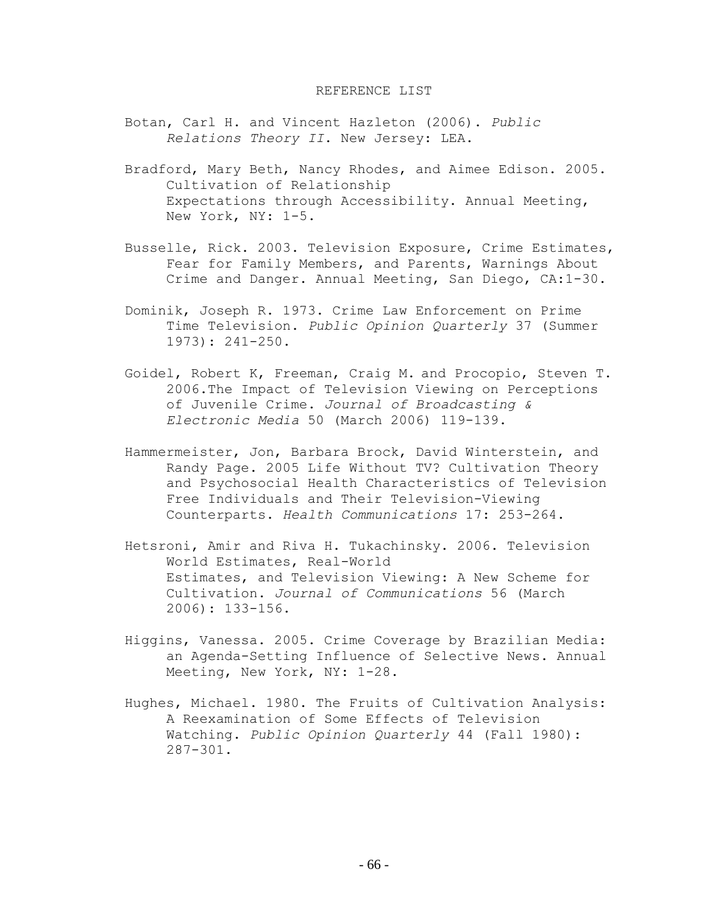# REFERENCE LIST

Botan, Carl H. and Vincent Hazleton (2006). *Public Relations Theory II*. New Jersey: LEA.

Bradford, Mary Beth, Nancy Rhodes, and Aimee Edison. 2005. Cultivation of Relationship Expectations through Accessibility. Annual Meeting, New York, NY: 1-5.

Busselle, Rick. 2003. Television Exposure, Crime Estimates, Fear for Family Members, and Parents, Warnings About Crime and Danger. Annual Meeting, San Diego, CA:1-30.

Dominik, Joseph R. 1973. Crime Law Enforcement on Prime Time Television. *Public Opinion Quarterly* 37 (Summer 1973): 241-250.

Goidel, Robert K, Freeman, Craig M. and Procopio, Steven T. 2006.The Impact of Television Viewing on Perceptions of Juvenile Crime. *Journal of Broadcasting & Electronic Media* 50 (March 2006) 119-139.

Hammermeister, Jon, Barbara Brock, David Winterstein, and Randy Page. 2005 Life Without TV? Cultivation Theory and Psychosocial Health Characteristics of Television Free Individuals and Their Television-Viewing Counterparts. *Health Communications* 17: 253-264.

Hetsroni, Amir and Riva H. Tukachinsky. 2006. Television World Estimates, Real-World Estimates, and Television Viewing: A New Scheme for Cultivation. *Journal of Communications* 56 (March 2006): 133-156.

Higgins, Vanessa. 2005. Crime Coverage by Brazilian Media: an Agenda-Setting Influence of Selective News. Annual Meeting, New York, NY: 1-28.

Hughes, Michael. 1980. The Fruits of Cultivation Analysis: A Reexamination of Some Effects of Television Watching. *Public Opinion Quarterly* 44 (Fall 1980): 287-301.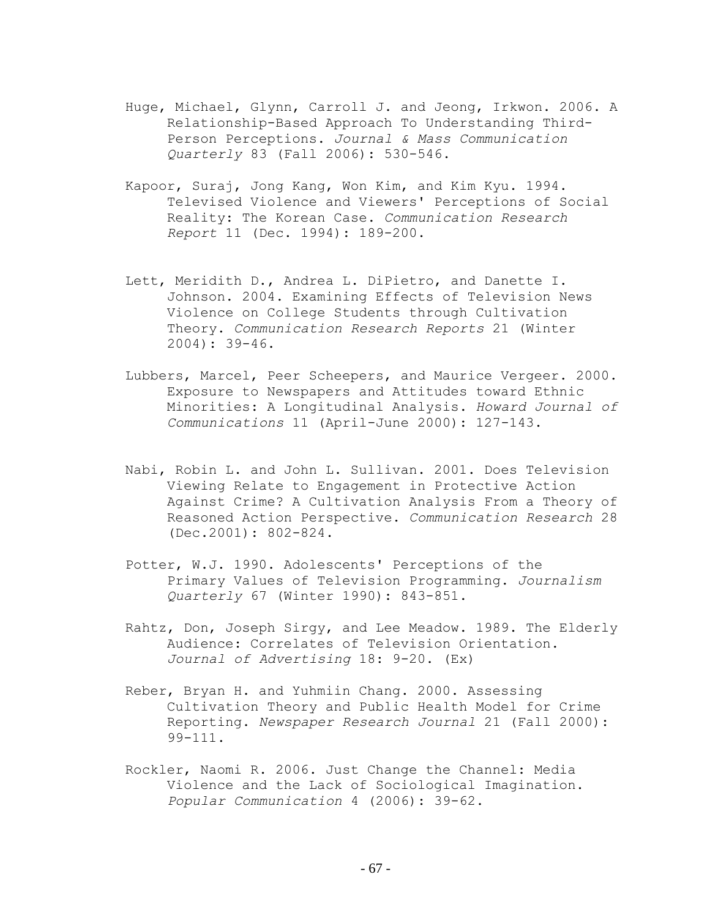Huge, Michael, Glynn, Carroll J. and Jeong, Irkwon. 2006. A Relationship-Based Approach To Understanding Third-Person Perceptions. *Journal & Mass Communication Quarterly* 83 (Fall 2006): 530-546.

Kapoor, Suraj, Jong Kang, Won Kim, and Kim Kyu. 1994. Televised Violence and Viewers' Perceptions of Social Reality: The Korean Case. *Communication Research Report* 11 (Dec. 1994): 189-200.

Lett, Meridith D., Andrea L. DiPietro, and Danette I. Johnson. 2004. Examining Effects of Television News Violence on College Students through Cultivation Theory. *Communication Research Reports* 21 (Winter 2004): 39-46.

Lubbers, Marcel, Peer Scheepers, and Maurice Vergeer. 2000. Exposure to Newspapers and Attitudes toward Ethnic Minorities: A Longitudinal Analysis. *Howard Journal of Communications* 11 (April-June 2000): 127-143.

Nabi, Robin L. and John L. Sullivan. 2001. Does Television Viewing Relate to Engagement in Protective Action Against Crime? A Cultivation Analysis From a Theory of Reasoned Action Perspective. *Communication Research* 28 (Dec.2001): 802-824.

Potter, W.J. 1990. Adolescents' Perceptions of the Primary Values of Television Programming. *Journalism Quarterly* 67 (Winter 1990): 843-851.

Rahtz, Don, Joseph Sirgy, and Lee Meadow. 1989. The Elderly Audience: Correlates of Television Orientation. *Journal of Advertising* 18: 9-20. (Ex)

Reber, Bryan H. and Yuhmiin Chang. 2000. Assessing Cultivation Theory and Public Health Model for Crime Reporting. *Newspaper Research Journal* 21 (Fall 2000): 99-111.

Rockler, Naomi R. 2006. Just Change the Channel: Media Violence and the Lack of Sociological Imagination. *Popular Communication* 4 (2006): 39-62.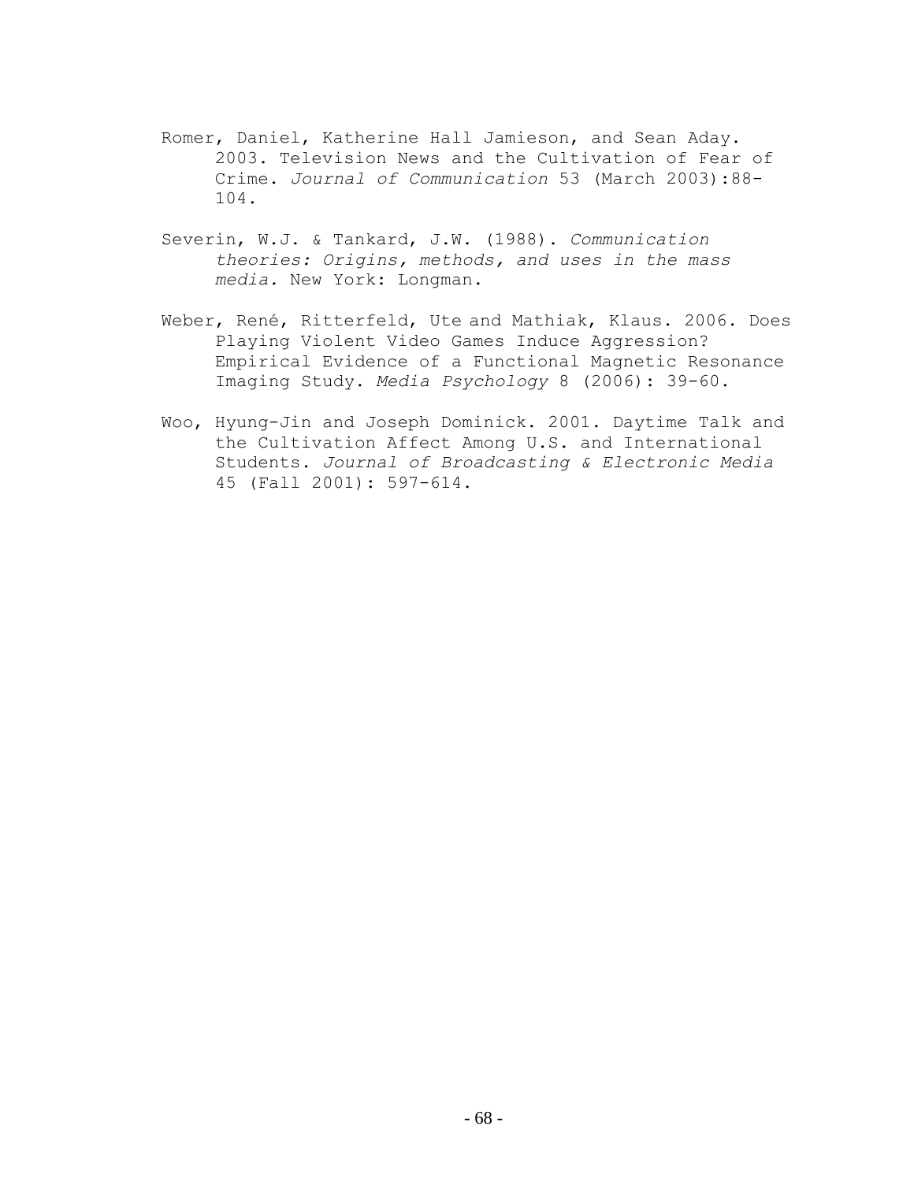Romer, Daniel, Katherine Hall Jamieson, and Sean Aday. 2003. Television News and the Cultivation of Fear of Crime. *Journal of Communication* 53 (March 2003):88-104.

Severin, W.J. & Tankard, J.W. (1988). *Communication theories: Origins, methods, and uses in the mass media.* New York: Longman.

Weber, René, Ritterfeld, Ute and Mathiak, Klaus. 2006. Does Playing Violent Video Games Induce Aggression? Empirical Evidence of a Functional Magnetic Resonance Imaging Study. *Media Psychology* 8 (2006): 39-60.

Woo, Hyung-Jin and Joseph Dominick. 2001. Daytime Talk and the Cultivation Affect Among U.S. and International Students. *Journal of Broadcasting & Electronic Media* 45 (Fall 2001): 597-614.